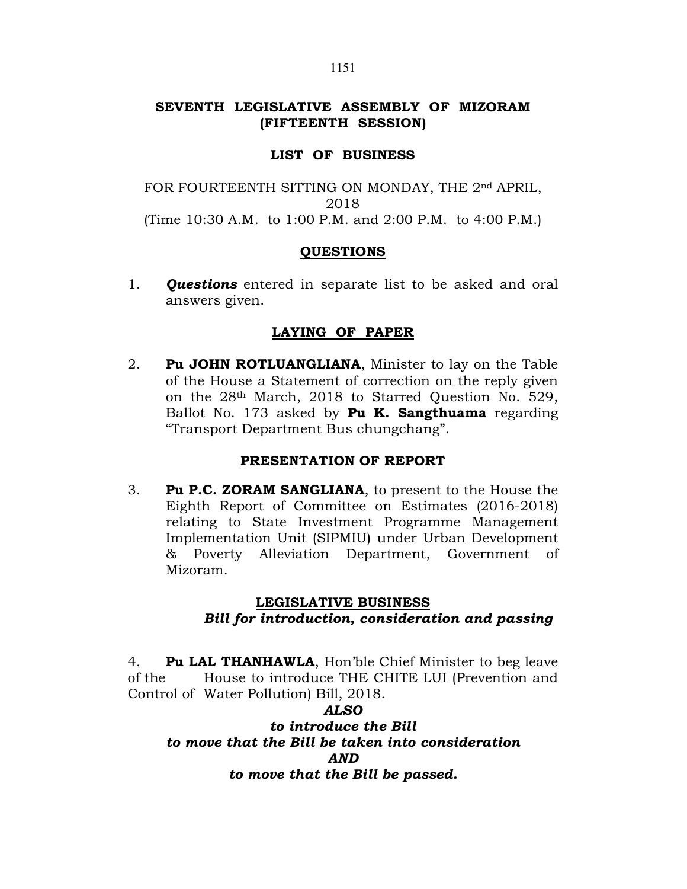# SEVENTH LEGISLATIVE ASSEMBLY OF MIZORAM (FIFTEENTH SESSION)

## LIST OF BUSINESS

FOR FOURTEENTH SITTING ON MONDAY, THE 2nd APRIL, 2018
(Time 10:30 A.M. to 1:00 P.M. and 2:00 P.M. to 4:00 P.M.)

## QUESTIONS

1. ***Questions*** entered in separate list to be asked and oral answers given.

## LAYING OF PAPER

2. **Pu JOHN ROTLUANGLIANA**, Minister to lay on the Table of the House a Statement of correction on the reply given on the 28th March, 2018 to Starred Question No. 529, Ballot No. 173 asked by **Pu K. Sangthuama** regarding "Transport Department Bus chungchang".

## PRESENTATION OF REPORT

3. **Pu P.C. ZORAM SANGLIANA**, to present to the House the Eighth Report of Committee on Estimates (2016-2018) relating to State Investment Programme Management Implementation Unit (SIPMIU) under Urban Development & Poverty Alleviation Department, Government of Mizoram.

## LEGISLATIVE BUSINESS

***Bill for introduction, consideration and passing***

4. **Pu LAL THANHAWLA**, Hon'ble Chief Minister to beg leave of the House to introduce THE CHITE LUI (Prevention and Control of Water Pollution) Bill, 2018.

***ALSO***

***to introduce the Bill***

***to move that the Bill be taken into consideration***

***AND***

***to move that the Bill be passed.***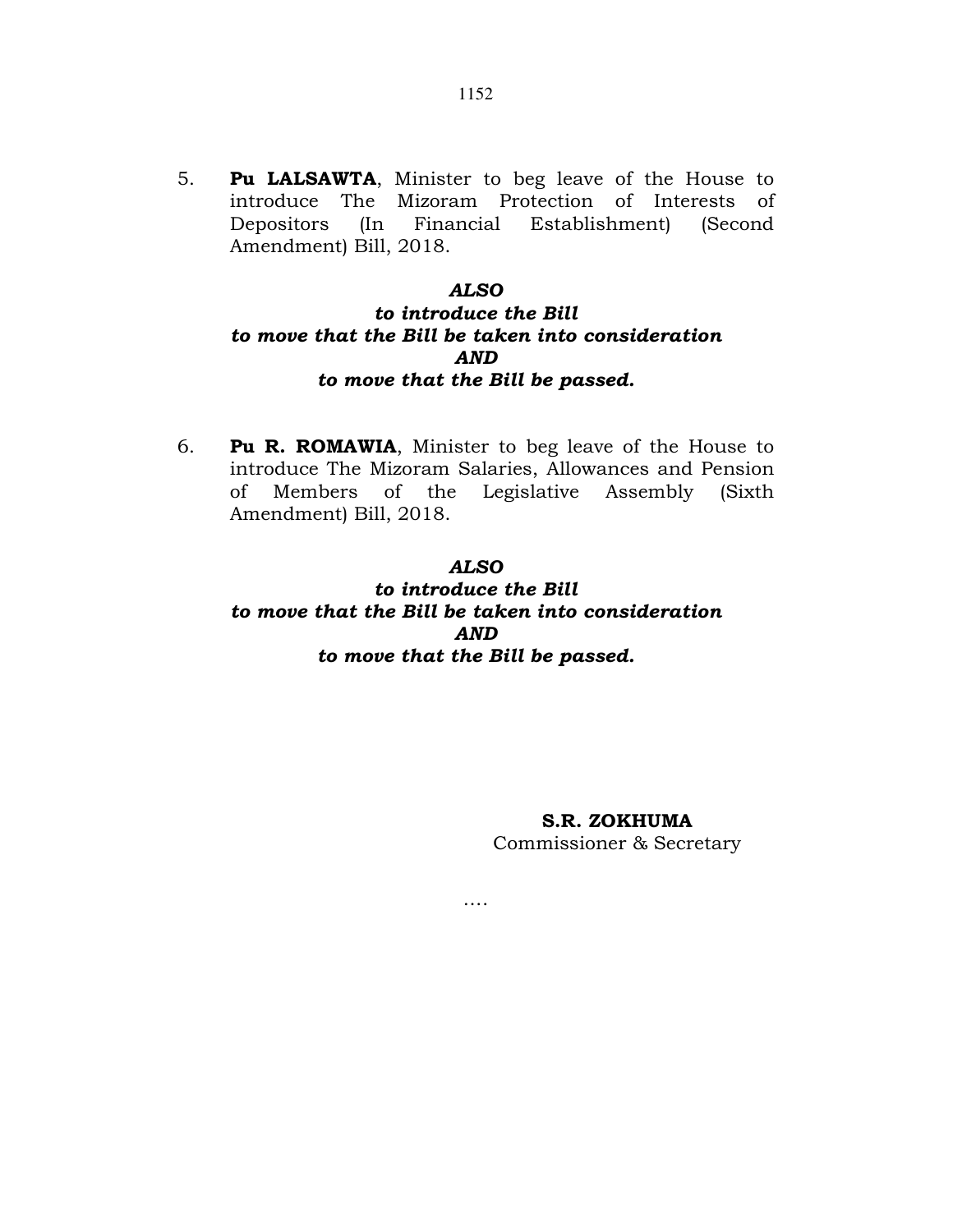5. **Pu LALSAWTA**, Minister to beg leave of the House to introduce The Mizoram Protection of Interests of Depositors (In Financial Establishment) (Second Amendment) Bill, 2018.

***ALSO***
***to introduce the Bill***
***to move that the Bill be taken into consideration***
***AND***
***to move that the Bill be passed.***

6. **Pu R. ROMAWIA**, Minister to beg leave of the House to introduce The Mizoram Salaries, Allowances and Pension of Members of the Legislative Assembly (Sixth Amendment) Bill, 2018.

***ALSO***
***to introduce the Bill***
***to move that the Bill be taken into consideration***
***AND***
***to move that the Bill be passed.***

**S.R. ZOKHUMA**
Commissioner & Secretary

....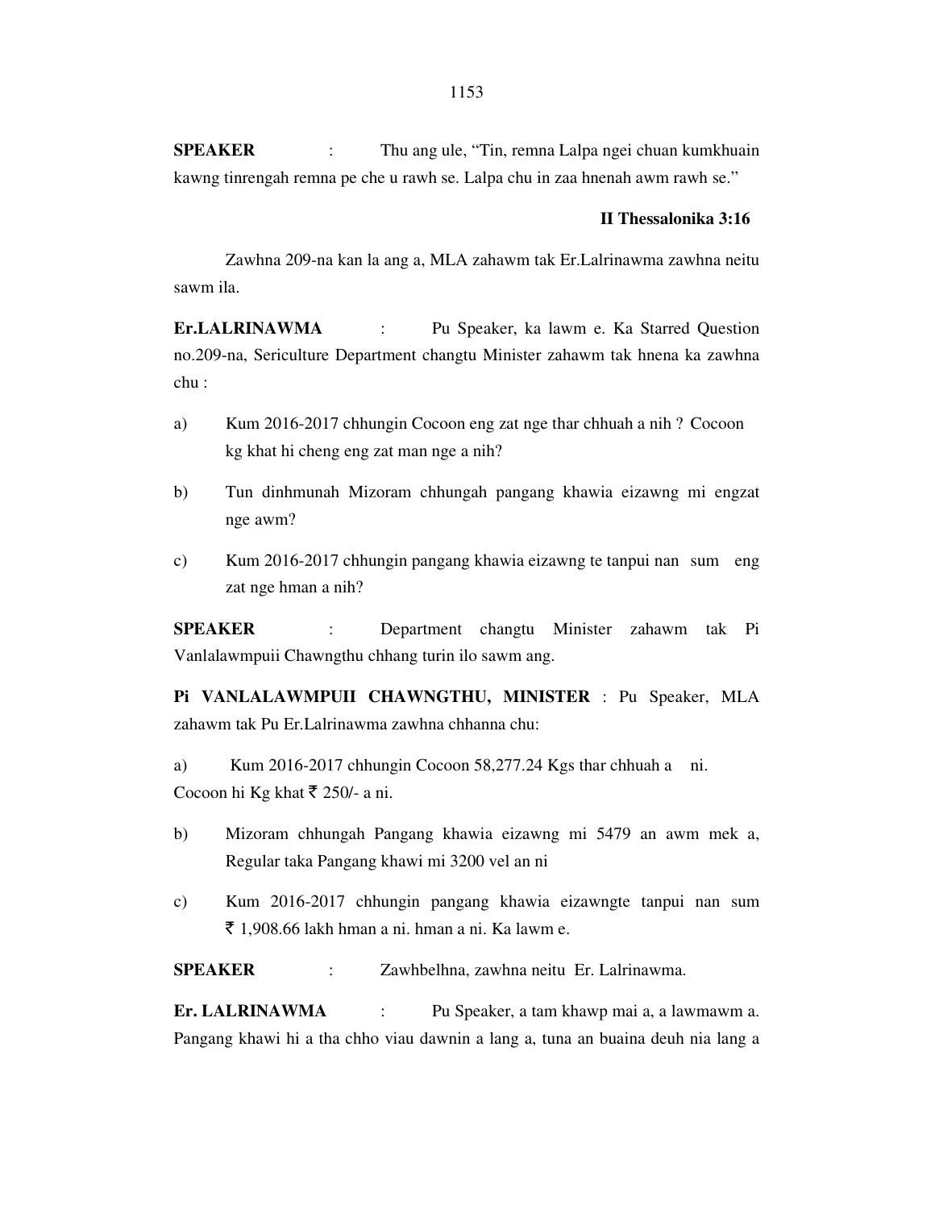**SPEAKER** : Thu ang ule, "Tin, remna Lalpa ngei chuan kumkhuain kawng tinrengah remna pe che u rawh se. Lalpa chu in zaa hnenah awm rawh se."

**II Thessalonika 3:16**

Zawhna 209-na kan la ang a, MLA zahawm tak Er.Lalrinawma zawhna neitu sawm ila.

**Er.LALRINAWMA** : Pu Speaker, ka lawm e. Ka Starred Question no.209-na, Sericulture Department changtu Minister zahawm tak hnena ka zawhna chu :

a) Kum 2016-2017 chhungin Cocoon eng zat nge thar chhuah a nih ? Cocoon kg khat hi cheng eng zat man nge a nih?

b) Tun dinhmunah Mizoram chhungah pangang khawia eizawng mi engzat nge awm?

c) Kum 2016-2017 chhungin pangang khawia eizawng te tanpui nan sum eng zat nge hman a nih?

**SPEAKER** : Department changtu Minister zahawm tak Pi Vanlalawmpuii Chawngthu chhang turin ilo sawm ang.

**Pi VANLALAWMPUII CHAWNGTHU, MINISTER** : Pu Speaker, MLA zahawm tak Pu Er.Lalrinawma zawhna chhanna chu:

a) Kum 2016-2017 chhungin Cocoon 58,277.24 Kgs thar chhuah a ni. Cocoon hi Kg khat ₹ 250/- a ni.

b) Mizoram chhungah Pangang khawia eizawng mi 5479 an awm mek a, Regular taka Pangang khawi mi 3200 vel an ni

c) Kum 2016-2017 chhungin pangang khawia eizawngte tanpui nan sum ₹ 1,908.66 lakh hman a ni. hman a ni. Ka lawm e.

**SPEAKER** : Zawhbelhna, zawhna neitu Er. Lalrinawma.

**Er. LALRINAWMA** : Pu Speaker, a tam khawp mai a, a lawmawm a. Pangang khawi hi a tha chho viau dawnin a lang a, tuna an buaina deuh nia lang a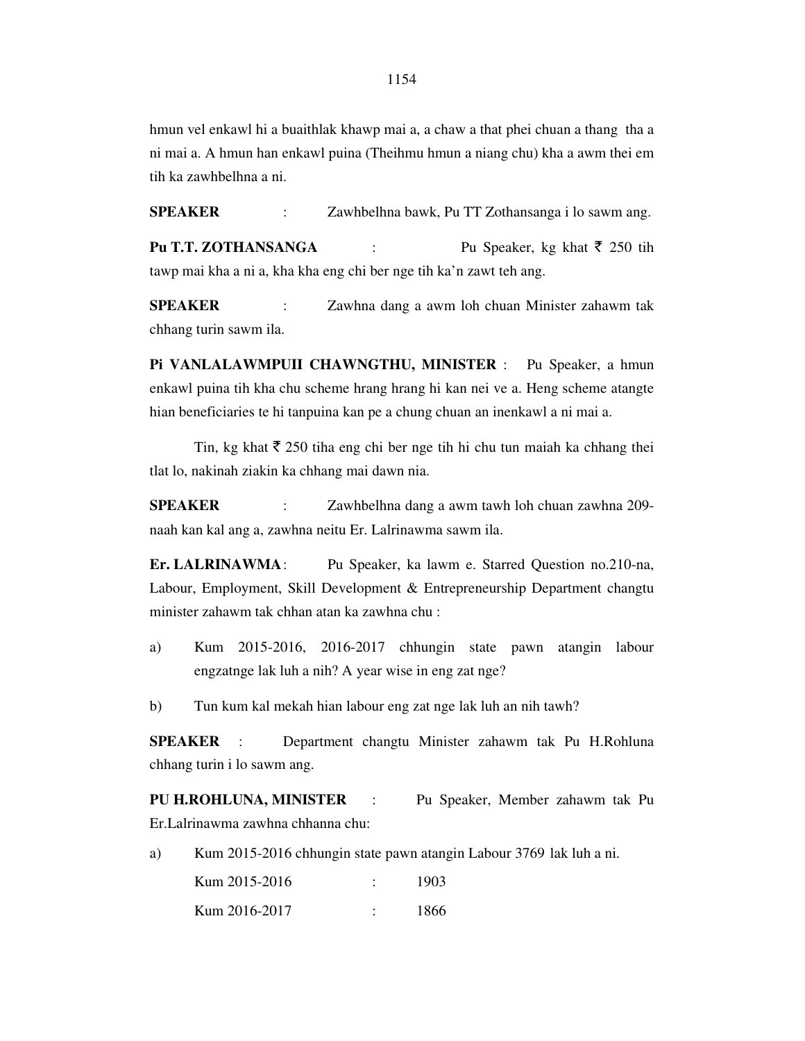hmun vel enkawl hi a buaithlak khawp mai a, a chaw a that phei chuan a thang tha a ni mai a. A hmun han enkawl puina (Theihmu hmun a niang chu) kha a awm thei em tih ka zawhbelhna a ni.

**SPEAKER** : Zawhbelhna bawk, Pu TT Zothansanga i lo sawm ang.

**Pu T.T. ZOTHANSANGA** : Pu Speaker, kg khat ₹ 250 tih tawp mai kha a ni a, kha kha eng chi ber nge tih ka'n zawt teh ang.

**SPEAKER** : Zawhna dang a awm loh chuan Minister zahawm tak chhang turin sawm ila.

**Pi VANLALAWMPUII CHAWNGTHU, MINISTER** : Pu Speaker, a hmun enkawl puina tih kha chu scheme hrang hrang hi kan nei ve a. Heng scheme atangte hian beneficiaries te hi tanpuina kan pe a chung chuan an inenkawl a ni mai a.

Tin, kg khat ₹ 250 tiha eng chi ber nge tih hi chu tun maiah ka chhang thei tlat lo, nakinah ziakin ka chhang mai dawn nia.

**SPEAKER** : Zawhbelhna dang a awm tawh loh chuan zawhna 209-naah kan kal ang a, zawhna neitu Er. Lalrinawma sawm ila.

**Er. LALRINAWMA** : Pu Speaker, ka lawm e. Starred Question no.210-na, Labour, Employment, Skill Development & Entrepreneurship Department changtu minister zahawm tak chhan atan ka zawhna chu :

a) Kum 2015-2016, 2016-2017 chhungin state pawn atangin labour engzatnge lak luh a nih? A year wise in eng zat nge?

b) Tun kum kal mekah hian labour eng zat nge lak luh an nih tawh?

**SPEAKER** : Department changtu Minister zahawm tak Pu H.Rohluna chhang turin i lo sawm ang.

**PU H.ROHLUNA, MINISTER** : Pu Speaker, Member zahawm tak Pu Er.Lalrinawma zawhna chhanna chu:

a) Kum 2015-2016 chhungin state pawn atangin Labour 3769 lak luh a ni.

| | | |
|---|---|---|
| Kum 2015-2016 | : | 1903 |
| Kum 2016-2017 | : | 1866 |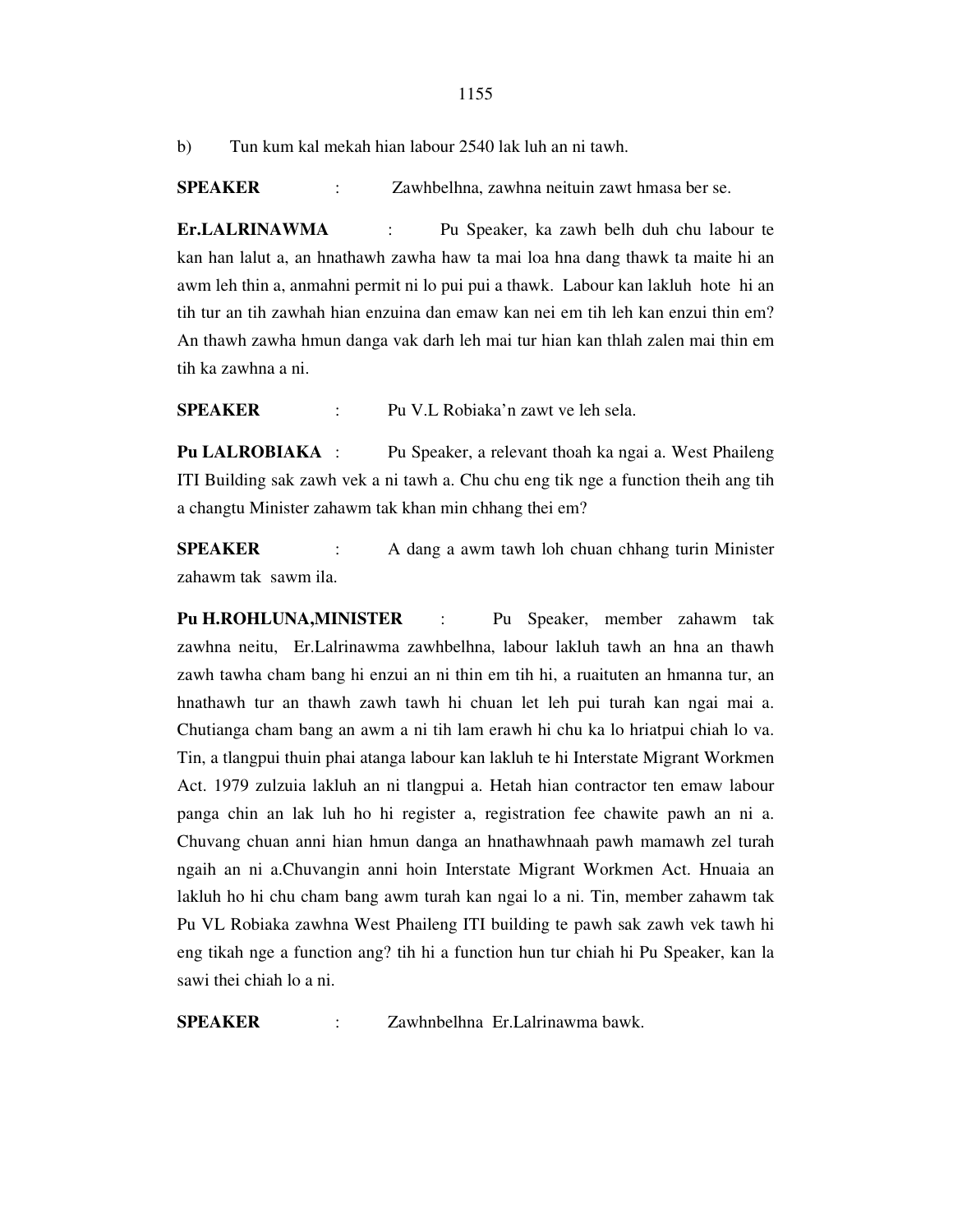b) Tun kum kal mekah hian labour 2540 lak luh an ni tawh.

**SPEAKER** : Zawhbelhna, zawhna neituin zawt hmasa ber se.

**Er.LALRINAWMA** : Pu Speaker, ka zawh belh duh chu labour te kan han lalut a, an hnathawh zawha haw ta mai loa hna dang thawk ta maite hi an awm leh thin a, anmahni permit ni lo pui pui a thawk. Labour kan lakluh hote hi an tih tur an tih zawhah hian enzuina dan emaw kan nei em tih leh kan enzui thin em? An thawh zawha hmun danga vak darh leh mai tur hian kan thlah zalen mai thin em tih ka zawhna a ni.

**SPEAKER** : Pu V.L Robiaka'n zawt ve leh sela.

**Pu LALROBIAKA** : Pu Speaker, a relevant thoah ka ngai a. West Phaileng ITI Building sak zawh vek a ni tawh a. Chu chu eng tik nge a function theih ang tih a changtu Minister zahawm tak khan min chhang thei em?

**SPEAKER** : A dang a awm tawh loh chuan chhang turin Minister zahawm tak sawm ila.

**Pu H.ROHLUNA,MINISTER** : Pu Speaker, member zahawm tak zawhna neitu, Er.Lalrinawma zawhbelhna, labour lakluh tawh an hna an thawh zawh tawha cham bang hi enzui an ni thin em tih hi, a ruaituten an hmanna tur, an hnathawh tur an thawh zawh tawh hi chuan let leh pui turah kan ngai mai a. Chutianga cham bang an awm a ni tih lam erawh hi chu ka lo hriatpui chiah lo va. Tin, a tlangpui thuin phai atanga labour kan lakluh te hi Interstate Migrant Workmen Act. 1979 zulzuia lakluh an ni tlangpui a. Hetah hian contractor ten emaw labour panga chin an lak luh ho hi register a, registration fee chawite pawh an ni a. Chuvang chuan anni hian hmun danga an hnathawhnaah pawh mamawh zel turah ngaih an ni a.Chuvangin anni hoin Interstate Migrant Workmen Act. Hnuaia an lakluh ho hi chu cham bang awm turah kan ngai lo a ni. Tin, member zahawm tak Pu VL Robiaka zawhna West Phaileng ITI building te pawh sak zawh vek tawh hi eng tikah nge a function ang? tih hi a function hun tur chiah hi Pu Speaker, kan la sawi thei chiah lo a ni.

**SPEAKER** : Zawhnbelhna Er.Lalrinawma bawk.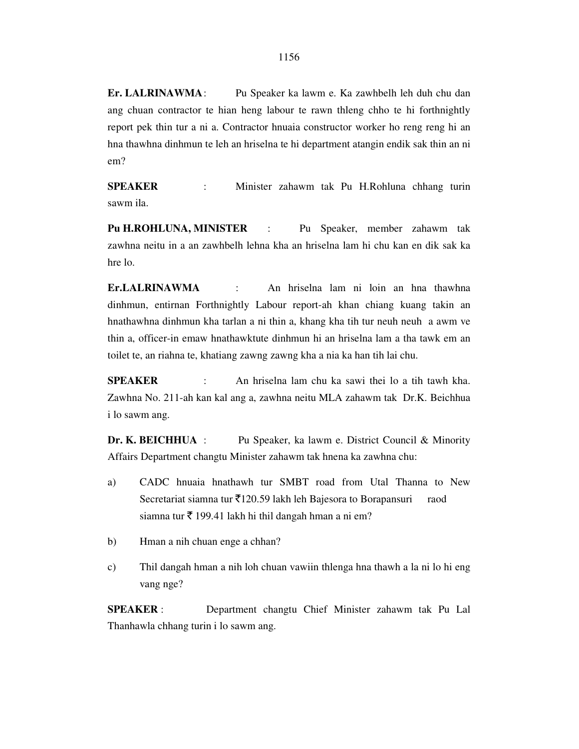**Er. LALRINAWMA** : Pu Speaker ka lawm e. Ka zawhbelh leh duh chu dan ang chuan contractor te hian heng labour te rawn thleng chho te hi forthnightly report pek thin tur a ni a. Contractor hnuaia constructor worker ho reng reng hi an hna thawhna dinhmun te leh an hriselna te hi department atangin endik sak thin an ni em?

**SPEAKER** : Minister zahawm tak Pu H.Rohluna chhang turin sawm ila.

**Pu H.ROHLUNA, MINISTER** : Pu Speaker, member zahawm tak zawhna neitu in a an zawhbelh lehna kha an hriselna lam hi chu kan en dik sak ka hre lo.

**Er.LALRINAWMA** : An hriselna lam ni loin an hna thawhna dinhmun, entirnan Forthnightly Labour report-ah khan chiang kuang takin an hnathawhna dinhmun kha tarlan a ni thin a, khang kha tih tur neuh neuh a awm ve thin a, officer-in emaw hnathawktute dinhmun hi an hriselna lam a tha tawk em an toilet te, an riahna te, khatiang zawng zawng kha a nia ka han tih lai chu.

**SPEAKER** : An hriselna lam chu ka sawi thei lo a tih tawh kha. Zawhna No. 211-ah kan kal ang a, zawhna neitu MLA zahawm tak Dr.K. Beichhua i lo sawm ang.

**Dr. K. BEICHHUA** : Pu Speaker, ka lawm e. District Council & Minority Affairs Department changtu Minister zahawm tak hnena ka zawhna chu:

a) CADC hnuaia hnathawh tur SMBT road from Utal Thanna to New Secretariat siamna tur ₹120.59 lakh leh Bajesora to Borapansuri raod siamna tur ₹ 199.41 lakh hi thil dangah hman a ni em?

b) Hman a nih chuan enge a chhan?

c) Thil dangah hman a nih loh chuan vawiin thlenga hna thawh a la ni lo hi eng vang nge?

**SPEAKER** : Department changtu Chief Minister zahawm tak Pu Lal Thanhawla chhang turin i lo sawm ang.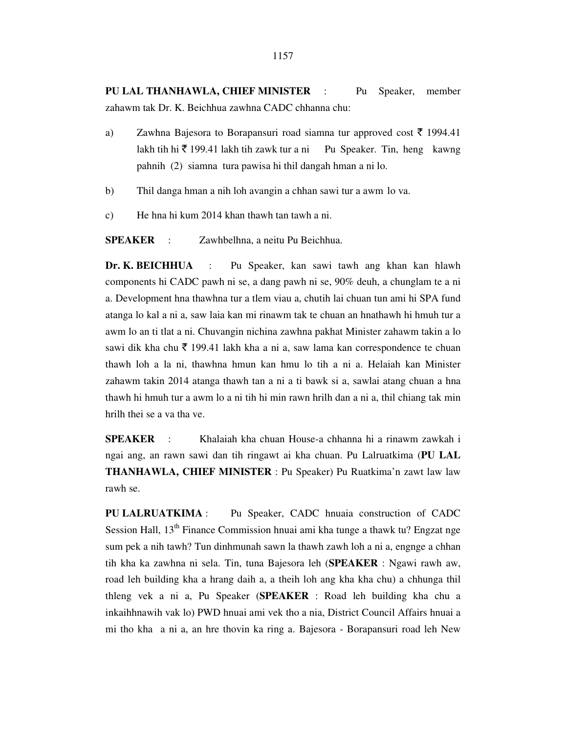**PU LAL THANHAWLA, CHIEF MINISTER** : Pu Speaker, member zahawm tak Dr. K. Beichhua zawhna CADC chhanna chu:

a) Zawhna Bajesora to Borapansuri road siamna tur approved cost ₹ 1994.41 lakh tih hi ₹ 199.41 lakh tih zawk tur a ni Pu Speaker. Tin, heng kawng pahnih (2) siamna tura pawisa hi thil dangah hman a ni lo.

b) Thil danga hman a nih loh avangin a chhan sawi tur a awm lo va.

c) He hna hi kum 2014 khan thawh tan tawh a ni.

**SPEAKER** : Zawhbelhna, a neitu Pu Beichhua.

**Dr. K. BEICHHUA** : Pu Speaker, kan sawi tawh ang khan kan hlawh components hi CADC pawh ni se, a dang pawh ni se, 90% deuh, a chunglam te a ni a. Development hna thawhna tur a tlem viau a, chutih lai chuan tun ami hi SPA fund atanga lo kal a ni a, saw laia kan mi rinawm tak te chuan an hnathawh hi hmuh tur a awm lo an ti tlat a ni. Chuvangin nichina zawhna pakhat Minister zahawm takin a lo sawi dik kha chu ₹ 199.41 lakh kha a ni a, saw lama kan correspondence te chuan thawh loh a la ni, thawhna hmun kan hmu lo tih a ni a. Helaiah kan Minister zahawm takin 2014 atanga thawh tan a ni a ti bawk si a, sawlai atang chuan a hna thawh hi hmuh tur a awm lo a ni tih hi min rawn hrilh dan a ni a, thil chiang tak min hrilh thei se a va tha ve.

**SPEAKER** : Khalaiah kha chuan House-a chhanna hi a rinawm zawkah i ngai ang, an rawn sawi dan tih ringawt ai kha chuan. Pu Lalruatkima (**PU LAL THANHAWLA, CHIEF MINISTER** : Pu Speaker) Pu Ruatkima'n zawt law law rawh se.

**PU LALRUATKIMA** : Pu Speaker, CADC hnuaia construction of CADC Session Hall, 13th Finance Commission hnuai ami kha tunge a thawk tu? Engzat nge sum pek a nih tawh? Tun dinhmunah sawn la thawh zawh loh a ni a, engnge a chhan tih kha ka zawhna ni sela. Tin, tuna Bajesora leh (**SPEAKER** : Ngawi rawh aw, road leh building kha a hrang daih a, a theih loh ang kha kha chu) a chhunga thil thleng vek a ni a, Pu Speaker (**SPEAKER** : Road leh building kha chu a inkaihhnawih vak lo) PWD hnuai ami vek tho a nia, District Council Affairs hnuai a mi tho kha a ni a, an hre thovin ka ring a. Bajesora - Borapansuri road leh New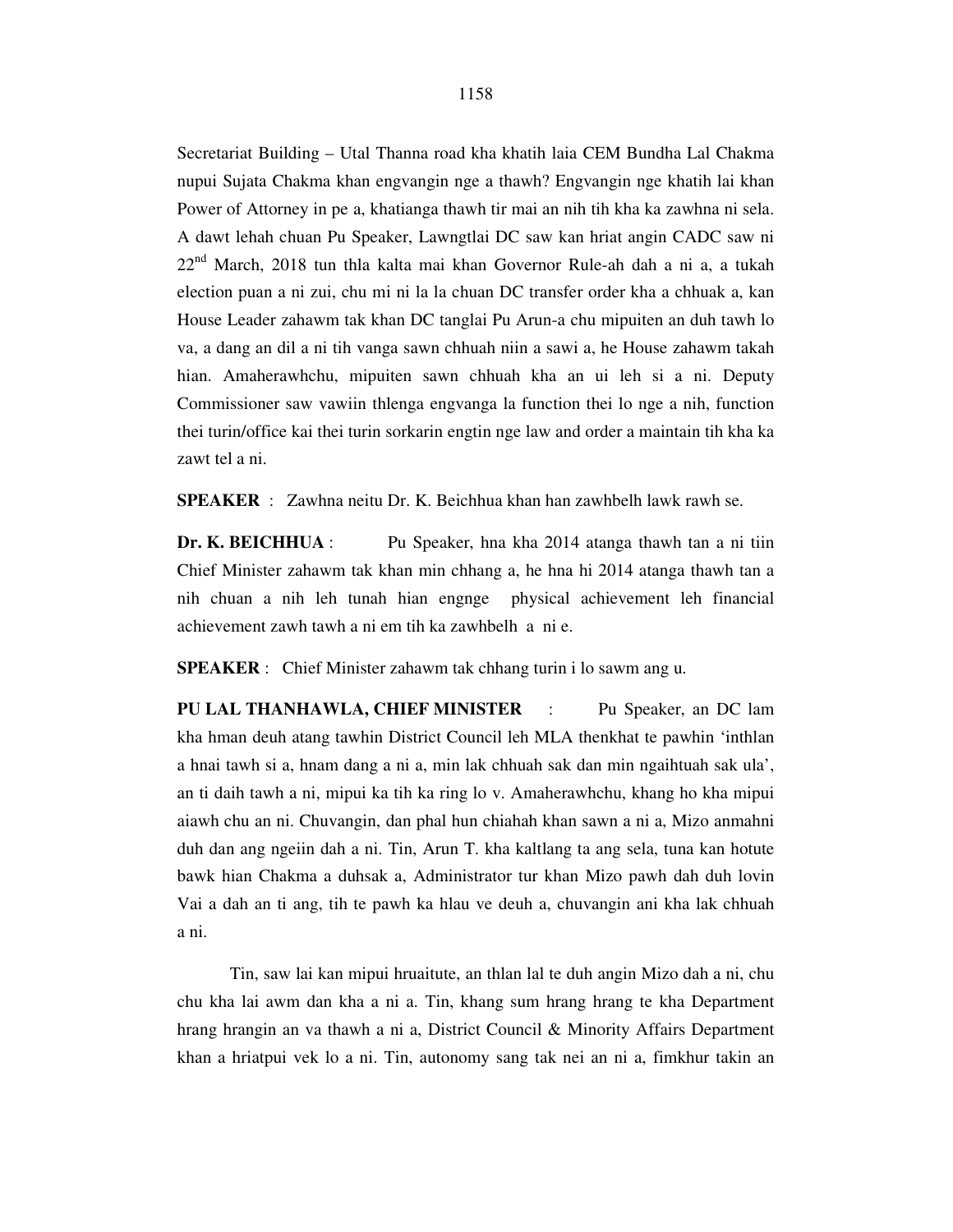Secretariat Building – Utal Thanna road kha khatih laia CEM Bundha Lal Chakma nupui Sujata Chakma khan engvangin nge a thawh? Engvangin nge khatih lai khan Power of Attorney in pe a, khatianga thawh tir mai an nih tih kha ka zawhna ni sela. A dawt lehah chuan Pu Speaker, Lawngtlai DC saw kan hriat angin CADC saw ni 22nd March, 2018 tun thla kalta mai khan Governor Rule-ah dah a ni a, a tukah election puan a ni zui, chu mi ni la la chuan DC transfer order kha a chhuak a, kan House Leader zahawm tak khan DC tanglai Pu Arun-a chu mipuiten an duh tawh lo va, a dang an dil a ni tih vanga sawn chhuah niin a sawi a, he House zahawm takah hian. Amaherawhchu, mipuiten sawn chhuah kha an ui leh si a ni. Deputy Commissioner saw vawiin thlenga engvanga la function thei lo nge a nih, function thei turin/office kai thei turin sorkarin engtin nge law and order a maintain tih kha ka zawt tel a ni.

**SPEAKER** : Zawhna neitu Dr. K. Beichhua khan han zawhbelh lawk rawh se.

**Dr. K. BEICHHUA** : Pu Speaker, hna kha 2014 atanga thawh tan a ni tiin Chief Minister zahawm tak khan min chhang a, he hna hi 2014 atanga thawh tan a nih chuan a nih leh tunah hian engnge physical achievement leh financial achievement zawh tawh a ni em tih ka zawhbelh a ni e.

**SPEAKER** : Chief Minister zahawm tak chhang turin i lo sawm ang u.

**PU LAL THANHAWLA, CHIEF MINISTER** : Pu Speaker, an DC lam kha hman deuh atang tawhin District Council leh MLA thenkhat te pawhin 'inthlan a hnai tawh si a, hnam dang a ni a, min lak chhuah sak dan min ngaihtuah sak ula', an ti daih tawh a ni, mipui ka tih ka ring lo v. Amaherawhchu, khang ho kha mipui aiawh chu an ni. Chuvangin, dan phal hun chiahah khan sawn a ni a, Mizo anmahni duh dan ang ngeiin dah a ni. Tin, Arun T. kha kaltlang ta ang sela, tuna kan hotute bawk hian Chakma a duhsak a, Administrator tur khan Mizo pawh dah duh lovin Vai a dah an ti ang, tih te pawh ka hlau ve deuh a, chuvangin ani kha lak chhuah a ni.

Tin, saw lai kan mipui hruaitute, an thlan lal te duh angin Mizo dah a ni, chu chu kha lai awm dan kha a ni a. Tin, khang sum hrang hrang te kha Department hrang hrangin an va thawh a ni a, District Council & Minority Affairs Department khan a hriatpui vek lo a ni. Tin, autonomy sang tak nei an ni a, fimkhur takin an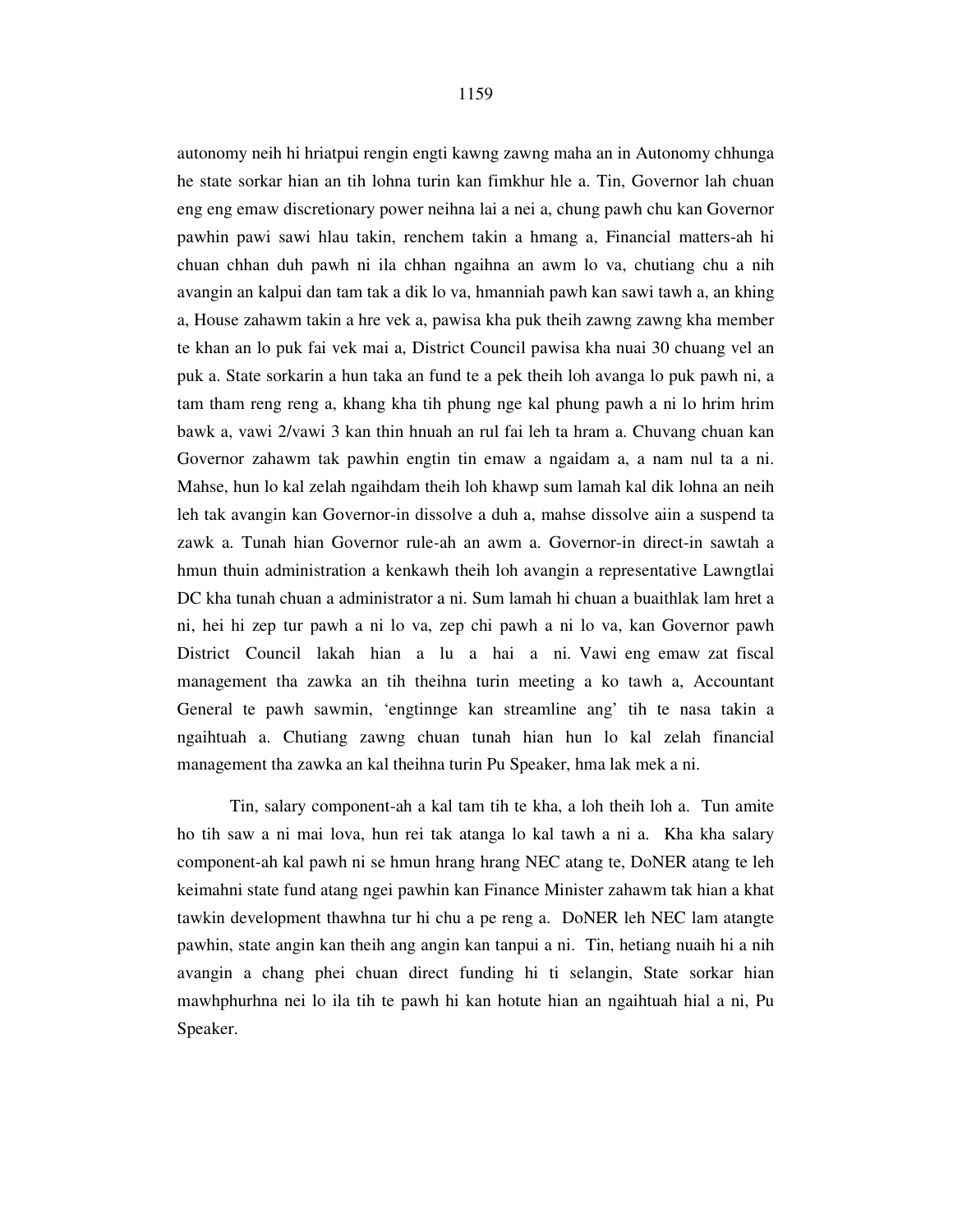autonomy neih hi hriatpui rengin engti kawng zawng maha an in Autonomy chhunga he state sorkar hian an tih lohna turin kan fimkhur hle a. Tin, Governor lah chuan eng eng emaw discretionary power neihna lai a nei a, chung pawh chu kan Governor pawhin pawi sawi hlau takin, renchem takin a hmang a, Financial matters-ah hi chuan chhan duh pawh ni ila chhan ngaihna an awm lo va, chutiang chu a nih avangin an kalpui dan tam tak a dik lo va, hmanniah pawh kan sawi tawh a, an khing a, House zahawm takin a hre vek a, pawisa kha puk theih zawng zawng kha member te khan an lo puk fai vek mai a, District Council pawisa kha nuai 30 chuang vel an puk a. State sorkarin a hun taka an fund te a pek theih loh avanga lo puk pawh ni, a tam tham reng reng a, khang kha tih phung nge kal phung pawh a ni lo hrim hrim bawk a, vawi 2/vawi 3 kan thin hnuah an rul fai leh ta hram a. Chuvang chuan kan Governor zahawm tak pawhin engtin tin emaw a ngaidam a, a nam nul ta a ni. Mahse, hun lo kal zelah ngaihdam theih loh khawp sum lamah kal dik lohna an neih leh tak avangin kan Governor-in dissolve a duh a, mahse dissolve aiin a suspend ta zawk a. Tunah hian Governor rule-ah an awm a. Governor-in direct-in sawtah a hmun thuin administration a kenkawh theih loh avangin a representative Lawngtlai DC kha tunah chuan a administrator a ni. Sum lamah hi chuan a buaithlak lam hret a ni, hei hi zep tur pawh a ni lo va, zep chi pawh a ni lo va, kan Governor pawh District Council lakah hian a lu a hai a ni. Vawi eng emaw zat fiscal management tha zawka an tih theihna turin meeting a ko tawh a, Accountant General te pawh sawmin, 'engtinnge kan streamline ang' tih te nasa takin a ngaihtuah a. Chutiang zawng chuan tunah hian hun lo kal zelah financial management tha zawka an kal theihna turin Pu Speaker, hma lak mek a ni.

Tin, salary component-ah a kal tam tih te kha, a loh theih loh a. Tun amite ho tih saw a ni mai lova, hun rei tak atanga lo kal tawh a ni a. Kha kha salary component-ah kal pawh ni se hmun hrang hrang NEC atang te, DoNER atang te leh keimahni state fund atang ngei pawhin kan Finance Minister zahawm tak hian a khat tawkin development thawhna tur hi chu a pe reng a. DoNER leh NEC lam atangte pawhin, state angin kan theih ang angin kan tanpui a ni. Tin, hetiang nuaih hi a nih avangin a chang phei chuan direct funding hi ti selangin, State sorkar hian mawhphurhna nei lo ila tih te pawh hi kan hotute hian an ngaihtuah hial a ni, Pu Speaker.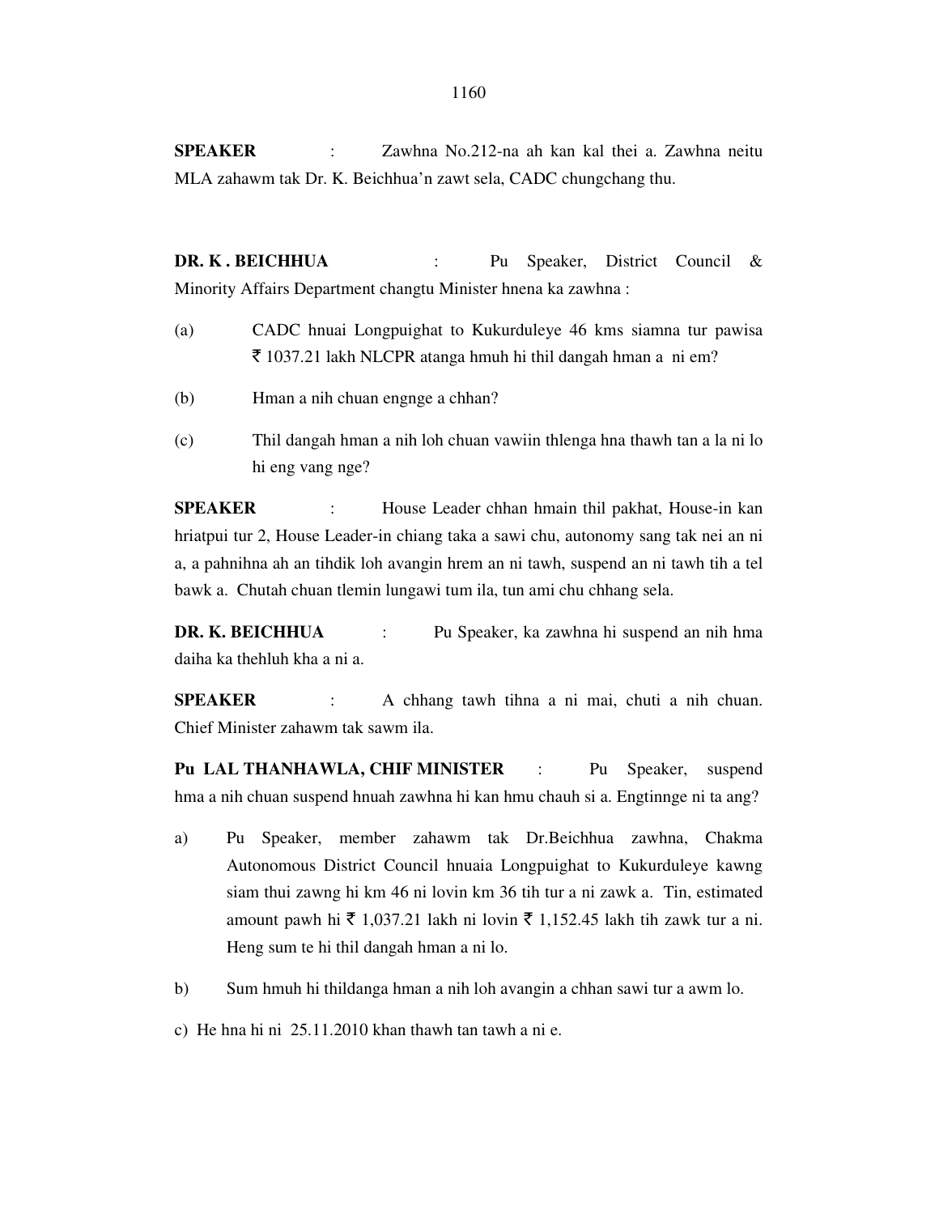**SPEAKER** : Zawhna No.212-na ah kan kal thei a. Zawhna neitu MLA zahawm tak Dr. K. Beichhua'n zawt sela, CADC chungchang thu.

**DR. K . BEICHHUA** : Pu Speaker, District Council & Minority Affairs Department changtu Minister hnena ka zawhna :

(a) CADC hnuai Longpuighat to Kukurduleye 46 kms siamna tur pawisa ₹ 1037.21 lakh NLCPR atanga hmuh hi thil dangah hman a ni em?

(b) Hman a nih chuan engnge a chhan?

(c) Thil dangah hman a nih loh chuan vawiin thlenga hna thawh tan a la ni lo hi eng vang nge?

**SPEAKER** : House Leader chhan hmain thil pakhat, House-in kan hriatpui tur 2, House Leader-in chiang taka a sawi chu, autonomy sang tak nei an ni a, a pahnihna ah an tihdik loh avangin hrem an ni tawh, suspend an ni tawh tih a tel bawk a. Chutah chuan tlemin lungawi tum ila, tun ami chu chhang sela.

**DR. K. BEICHHUA** : Pu Speaker, ka zawhna hi suspend an nih hma daiha ka thehluh kha a ni a.

**SPEAKER** : A chhang tawh tihna a ni mai, chuti a nih chuan. Chief Minister zahawm tak sawm ila.

**Pu LAL THANHAWLA, CHIF MINISTER** : Pu Speaker, suspend hma a nih chuan suspend hnuah zawhna hi kan hmu chauh si a. Engtinnge ni ta ang?

a) Pu Speaker, member zahawm tak Dr.Beichhua zawhna, Chakma Autonomous District Council hnuaia Longpuighat to Kukurduleye kawng siam thui zawng hi km 46 ni lovin km 36 tih tur a ni zawk a. Tin, estimated amount pawh hi ₹ 1,037.21 lakh ni lovin ₹ 1,152.45 lakh tih zawk tur a ni. Heng sum te hi thil dangah hman a ni lo.

b) Sum hmuh hi thildanga hman a nih loh avangin a chhan sawi tur a awm lo.

c) He hna hi ni 25.11.2010 khan thawh tan tawh a ni e.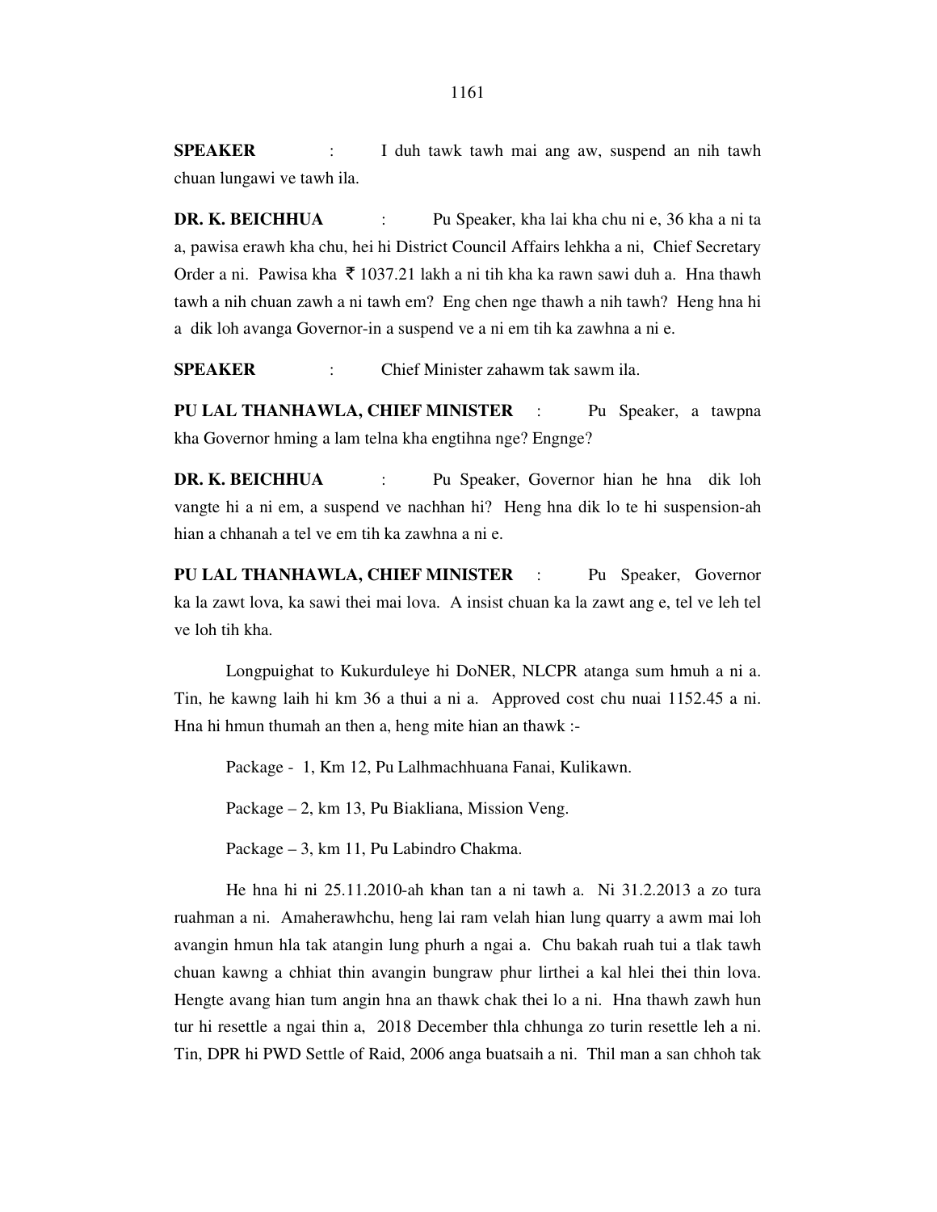**SPEAKER** : I duh tawk tawh mai ang aw, suspend an nih tawh chuan lungawi ve tawh ila.

**DR. K. BEICHHUA** : Pu Speaker, kha lai kha chu ni e, 36 kha a ni ta a, pawisa erawh kha chu, hei hi District Council Affairs lehkha a ni, Chief Secretary Order a ni. Pawisa kha ₹ 1037.21 lakh a ni tih kha ka rawn sawi duh a. Hna thawh tawh a nih chuan zawh a ni tawh em? Eng chen nge thawh a nih tawh? Heng hna hi a dik loh avanga Governor-in a suspend ve a ni em tih ka zawhna a ni e.

**SPEAKER** : Chief Minister zahawm tak sawm ila.

**PU LAL THANHAWLA, CHIEF MINISTER** : Pu Speaker, a tawpna kha Governor hming a lam telna kha engtihna nge? Engnge?

**DR. K. BEICHHUA** : Pu Speaker, Governor hian he hna dik loh vangte hi a ni em, a suspend ve nachhan hi? Heng hna dik lo te hi suspension-ah hian a chhanah a tel ve em tih ka zawhna a ni e.

**PU LAL THANHAWLA, CHIEF MINISTER** : Pu Speaker, Governor ka la zawt lova, ka sawi thei mai lova. A insist chuan ka la zawt ang e, tel ve leh tel ve loh tih kha.

Longpuighat to Kukurduleye hi DoNER, NLCPR atanga sum hmuh a ni a. Tin, he kawng laih hi km 36 a thui a ni a. Approved cost chu nuai 1152.45 a ni. Hna hi hmun thumah an then a, heng mite hian an thawk :-

Package - 1, Km 12, Pu Lalhmachhuana Fanai, Kulikawn.

Package – 2, km 13, Pu Biakliana, Mission Veng.

Package – 3, km 11, Pu Labindro Chakma.

He hna hi ni 25.11.2010-ah khan tan a ni tawh a. Ni 31.2.2013 a zo tura ruahman a ni. Amaherawhchu, heng lai ram velah hian lung quarry a awm mai loh avangin hmun hla tak atangin lung phurh a ngai a. Chu bakah ruah tui a tlak tawh chuan kawng a chhiat thin avangin bungraw phur lirthei a kal hlei thei thin lova. Hengte avang hian tum angin hna an thawk chak thei lo a ni. Hna thawh zawh hun tur hi resettle a ngai thin a, 2018 December thla chhunga zo turin resettle leh a ni. Tin, DPR hi PWD Settle of Raid, 2006 anga buatsaih a ni. Thil man a san chhoh tak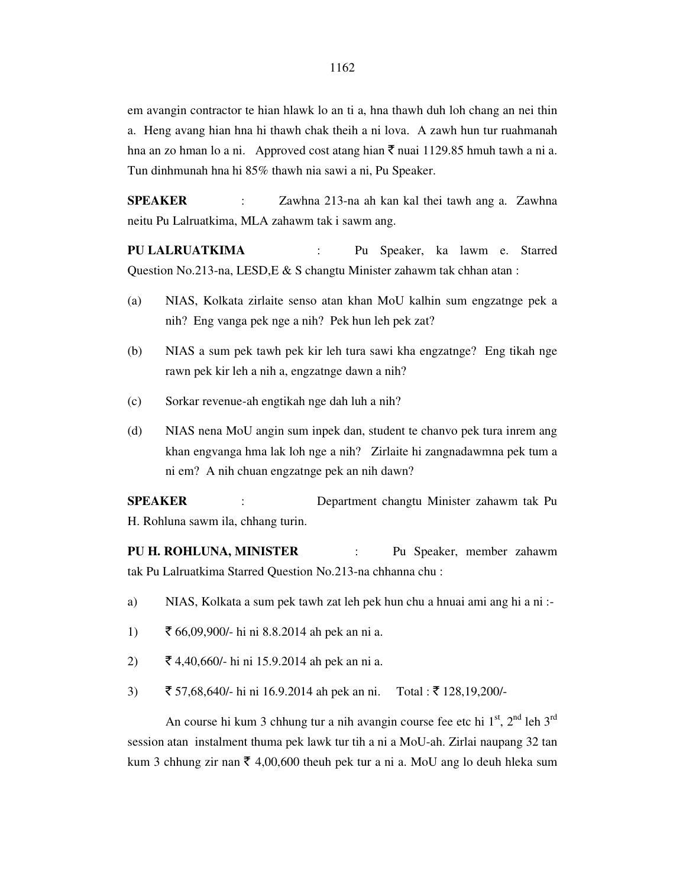em avangin contractor te hian hlawk lo an ti a, hna thawh duh loh chang an nei thin a. Heng avang hian hna hi thawh chak theih a ni lova. A zawh hun tur ruahmanah hna an zo hman lo a ni. Approved cost atang hian ₹ nuai 1129.85 hmuh tawh a ni a. Tun dinhmunah hna hi 85% thawh nia sawi a ni, Pu Speaker.

**SPEAKER** : Zawhna 213-na ah kan kal thei tawh ang a. Zawhna neitu Pu Lalruatkima, MLA zahawm tak i sawm ang.

**PU LALRUATKIMA** : Pu Speaker, ka lawm e. Starred Question No.213-na, LESD,E & S changtu Minister zahawm tak chhan atan :

(a) NIAS, Kolkata zirlaite senso atan khan MoU kalhin sum engzatnge pek a nih? Eng vanga pek nge a nih? Pek hun leh pek zat?

(b) NIAS a sum pek tawh pek kir leh tura sawi kha engzatnge? Eng tikah nge rawn pek kir leh a nih a, engzatnge dawn a nih?

(c) Sorkar revenue-ah engtikah nge dah luh a nih?

(d) NIAS nena MoU angin sum inpek dan, student te chanvo pek tura inrem ang khan engvanga hma lak loh nge a nih? Zirlaite hi zangnadawmna pek tum a ni em? A nih chuan engzatnge pek an nih dawn?

**SPEAKER** : Department changtu Minister zahawm tak Pu H. Rohluna sawm ila, chhang turin.

**PU H. ROHLUNA, MINISTER** : Pu Speaker, member zahawm tak Pu Lalruatkima Starred Question No.213-na chhanna chu :

a) NIAS, Kolkata a sum pek tawh zat leh pek hun chu a hnuai ami ang hi a ni :-

1) ₹ 66,09,900/- hi ni 8.8.2014 ah pek an ni a.

2) ₹ 4,40,660/- hi ni 15.9.2014 ah pek an ni a.

3) ₹ 57,68,640/- hi ni 16.9.2014 ah pek an ni. Total : ₹ 128,19,200/-

An course hi kum 3 chhung tur a nih avangin course fee etc hi 1st, 2nd leh 3rd session atan instalment thuma pek lawk tur tih a ni a MoU-ah. Zirlai naupang 32 tan kum 3 chhung zir nan ₹ 4,00,600 theuh pek tur a ni a. MoU ang lo deuh hleka sum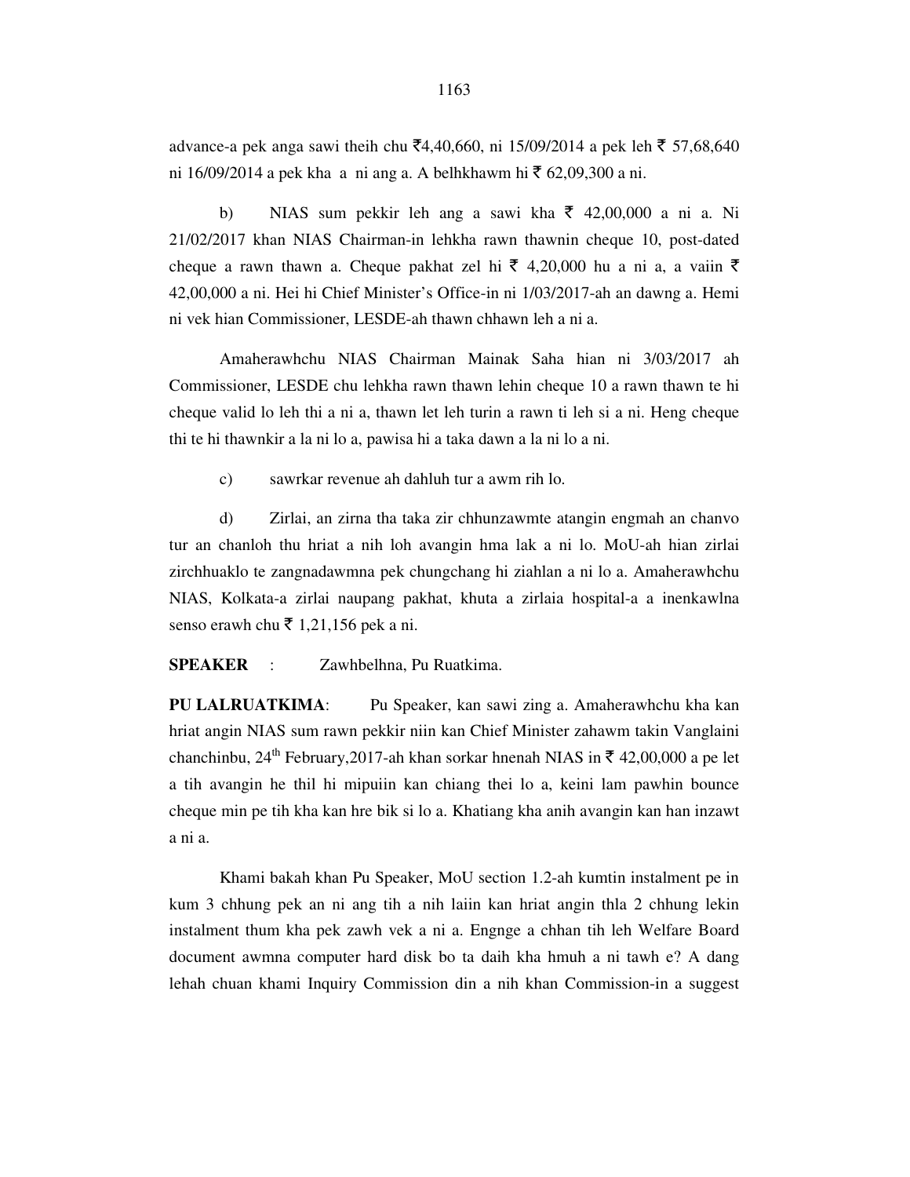advance-a pek anga sawi theih chu ₹4,40,660, ni 15/09/2014 a pek leh ₹ 57,68,640 ni 16/09/2014 a pek kha a ni ang a. A belhkhawm hi ₹ 62,09,300 a ni.

b) NIAS sum pekkir leh ang a sawi kha ₹ 42,00,000 a ni a. Ni 21/02/2017 khan NIAS Chairman-in lehkha rawn thawnin cheque 10, post-dated cheque a rawn thawn a. Cheque pakhat zel hi ₹ 4,20,000 hu a ni a, a vaiin ₹ 42,00,000 a ni. Hei hi Chief Minister's Office-in ni 1/03/2017-ah an dawng a. Hemi ni vek hian Commissioner, LESDE-ah thawn chhawn leh a ni a.

Amaherawhchu NIAS Chairman Mainak Saha hian ni 3/03/2017 ah Commissioner, LESDE chu lehkha rawn thawn lehin cheque 10 a rawn thawn te hi cheque valid lo leh thi a ni a, thawn let leh turin a rawn ti leh si a ni. Heng cheque thi te hi thawnkir a la ni lo a, pawisa hi a taka dawn a la ni lo a ni.

c) sawrkar revenue ah dahluh tur a awm rih lo.

d) Zirlai, an zirna tha taka zir chhunzawmte atangin engmah an chanvo tur an chanloh thu hriat a nih loh avangin hma lak a ni lo. MoU-ah hian zirlai zirchhuaklo te zangnadawmna pek chungchang hi ziahlan a ni lo a. Amaherawhchu NIAS, Kolkata-a zirlai naupang pakhat, khuta a zirlaia hospital-a a inenkawlna senso erawh chu ₹ 1,21,156 pek a ni.

**SPEAKER** : Zawhbelhna, Pu Ruatkima.

**PU LALRUATKIMA**: Pu Speaker, kan sawi zing a. Amaherawhchu kha kan hriat angin NIAS sum rawn pekkir niin kan Chief Minister zahawm takin Vanglaini chanchinbu, 24th February,2017-ah khan sorkar hnenah NIAS in ₹ 42,00,000 a pe let a tih avangin he thil hi mipuiin kan chiang thei lo a, keini lam pawhin bounce cheque min pe tih kha kan hre bik si lo a. Khatiang kha anih avangin kan han inzawt a ni a.

Khami bakah khan Pu Speaker, MoU section 1.2-ah kumtin instalment pe in kum 3 chhung pek an ni ang tih a nih laiin kan hriat angin thla 2 chhung lekin instalment thum kha pek zawh vek a ni a. Engnge a chhan tih leh Welfare Board document awmna computer hard disk bo ta daih kha hmuh a ni tawh e? A dang lehah chuan khami Inquiry Commission din a nih khan Commission-in a suggest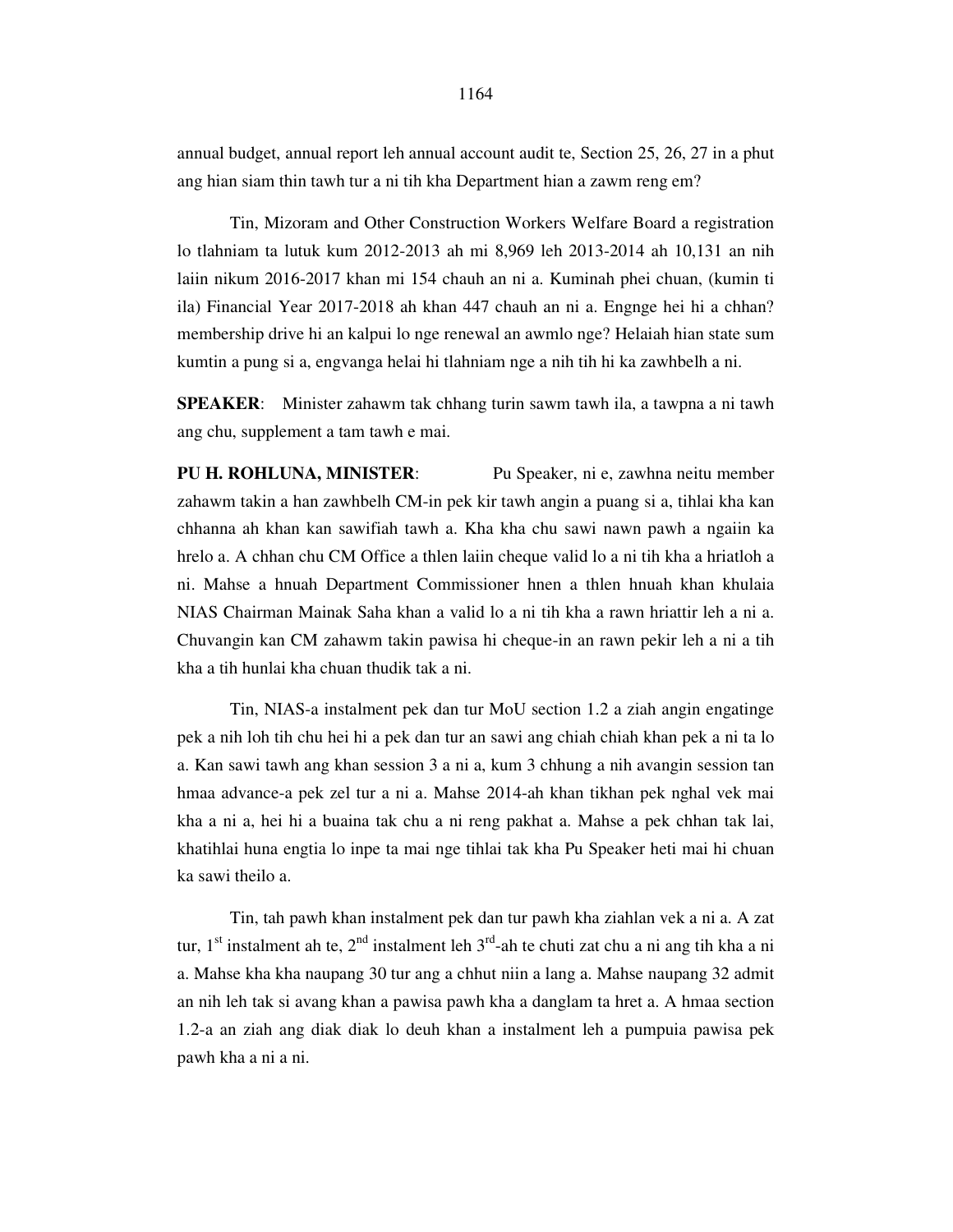annual budget, annual report leh annual account audit te, Section 25, 26, 27 in a phut ang hian siam thin tawh tur a ni tih kha Department hian a zawm reng em?

Tin, Mizoram and Other Construction Workers Welfare Board a registration lo tlahniam ta lutuk kum 2012-2013 ah mi 8,969 leh 2013-2014 ah 10,131 an nih laiin nikum 2016-2017 khan mi 154 chauh an ni a. Kuminah phei chuan, (kumin ti ila) Financial Year 2017-2018 ah khan 447 chauh an ni a. Engnge hei hi a chhan? membership drive hi an kalpui lo nge renewal an awmlo nge? Helaiah hian state sum kumtin a pung si a, engvanga helai hi tlahniam nge a nih tih hi ka zawhbelh a ni.

**SPEAKER**: Minister zahawm tak chhang turin sawm tawh ila, a tawpna a ni tawh ang chu, supplement a tam tawh e mai.

**PU H. ROHLUNA, MINISTER**: Pu Speaker, ni e, zawhna neitu member zahawm takin a han zawhbelh CM-in pek kir tawh angin a puang si a, tihlai kha kan chhanna ah khan kan sawifiah tawh a. Kha kha chu sawi nawn pawh a ngaiin ka hrelo a. A chhan chu CM Office a thlen laiin cheque valid lo a ni tih kha a hriatloh a ni. Mahse a hnuah Department Commissioner hnen a thlen hnuah khan khulaia NIAS Chairman Mainak Saha khan a valid lo a ni tih kha a rawn hriattir leh a ni a. Chuvangin kan CM zahawm takin pawisa hi cheque-in an rawn pekir leh a ni a tih kha a tih hunlai kha chuan thudik tak a ni.

Tin, NIAS-a instalment pek dan tur MoU section 1.2 a ziah angin engatinge pek a nih loh tih chu hei hi a pek dan tur an sawi ang chiah chiah khan pek a ni ta lo a. Kan sawi tawh ang khan session 3 a ni a, kum 3 chhung a nih avangin session tan hmaa advance-a pek zel tur a ni a. Mahse 2014-ah khan tikhan pek nghal vek mai kha a ni a, hei hi a buaina tak chu a ni reng pakhat a. Mahse a pek chhan tak lai, khatihlai huna engtia lo inpe ta mai nge tihlai tak kha Pu Speaker heti mai hi chuan ka sawi theilo a.

Tin, tah pawh khan instalment pek dan tur pawh kha ziahlan vek a ni a. A zat tur, 1st instalment ah te, 2nd instalment leh 3rd-ah te chuti zat chu a ni ang tih kha a ni a. Mahse kha kha naupang 30 tur ang a chhut niin a lang a. Mahse naupang 32 admit an nih leh tak si avang khan a pawisa pawh kha a danglam ta hret a. A hmaa section 1.2-a an ziah ang diak diak lo deuh khan a instalment leh a pumpuia pawisa pek pawh kha a ni a ni.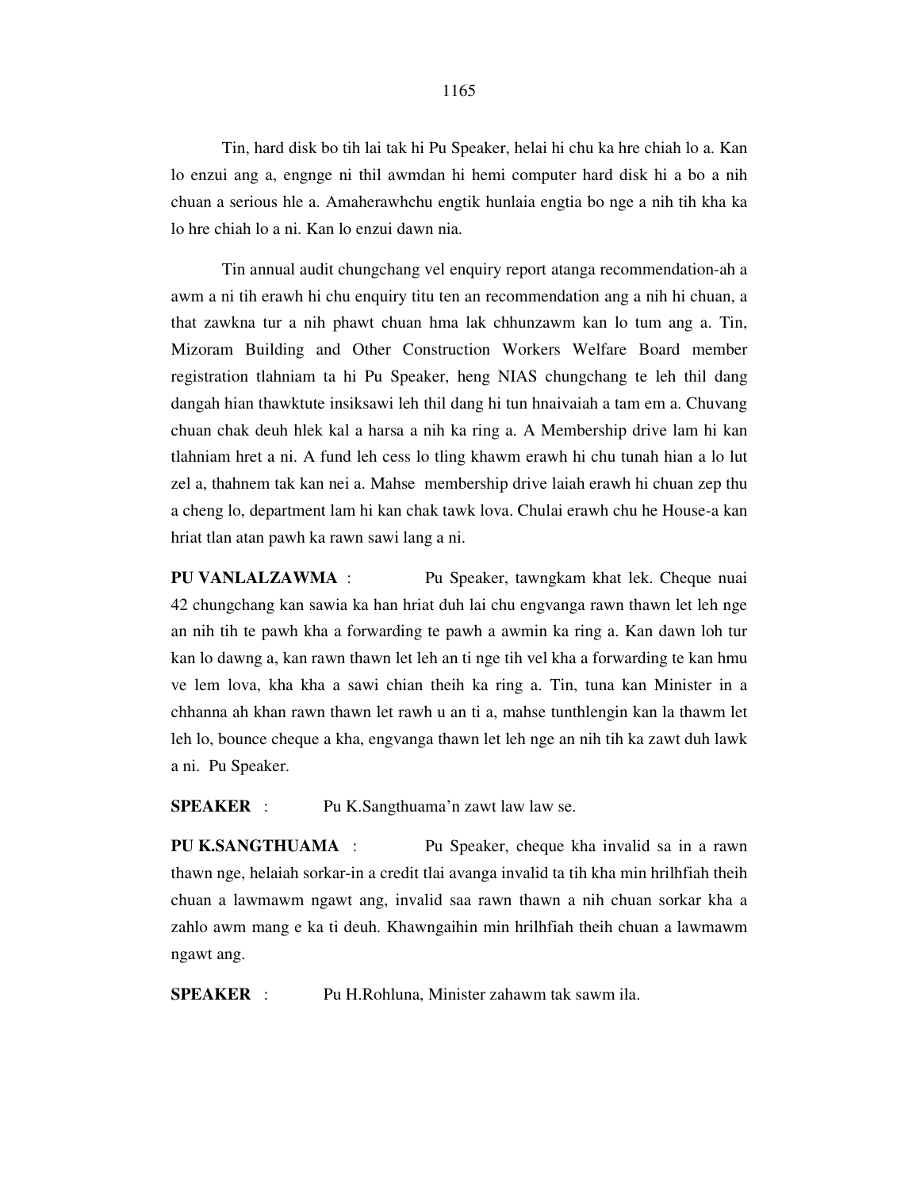Tin, hard disk bo tih lai tak hi Pu Speaker, helai hi chu ka hre chiah lo a. Kan lo enzui ang a, engnge ni thil awmdan hi hemi computer hard disk hi a bo a nih chuan a serious hle a. Amaherawhchu engtik hunlaia engtia bo nge a nih tih kha ka lo hre chiah lo a ni. Kan lo enzui dawn nia.

Tin annual audit chungchang vel enquiry report atanga recommendation-ah a awm a ni tih erawh hi chu enquiry titu ten an recommendation ang a nih hi chuan, a that zawkna tur a nih phawt chuan hma lak chhunzawm kan lo tum ang a. Tin, Mizoram Building and Other Construction Workers Welfare Board member registration tlahniam ta hi Pu Speaker, heng NIAS chungchang te leh thil dang dangah hian thawktute insiksawi leh thil dang hi tun hnaivaiah a tam em a. Chuvang chuan chak deuh hlek kal a harsa a nih ka ring a. A Membership drive lam hi kan tlahniam hret a ni. A fund leh cess lo tling khawm erawh hi chu tunah hian a lo lut zel a, thahnem tak kan nei a. Mahse membership drive laiah erawh hi chuan zep thu a cheng lo, department lam hi kan chak tawk lova. Chulai erawh chu he House-a kan hriat tlan atan pawh ka rawn sawi lang a ni.

**PU VANLALZAWMA** : Pu Speaker, tawngkam khat lek. Cheque nuai 42 chungchang kan sawia ka han hriat duh lai chu engvanga rawn thawn let leh nge an nih tih te pawh kha a forwarding te pawh a awmin ka ring a. Kan dawn loh tur kan lo dawng a, kan rawn thawn let leh an ti nge tih vel kha a forwarding te kan hmu ve lem lova, kha kha a sawi chian theih ka ring a. Tin, tuna kan Minister in a chhanna ah khan rawn thawn let rawh u an ti a, mahse tunthlengin kan la thawm let leh lo, bounce cheque a kha, engvanga thawn let leh nge an nih tih ka zawt duh lawk a ni. Pu Speaker.

**SPEAKER** : Pu K.Sangthuama'n zawt law law se.

**PU K.SANGTHUAMA** : Pu Speaker, cheque kha invalid sa in a rawn thawn nge, helaiah sorkar-in a credit tlai avanga invalid ta tih kha min hrilhfiah theih chuan a lawmawm ngawt ang, invalid saa rawn thawn a nih chuan sorkar kha a zahlo awm mang e ka ti deuh. Khawngaihin min hrilhfiah theih chuan a lawmawm ngawt ang.

**SPEAKER** : Pu H.Rohluna, Minister zahawm tak sawm ila.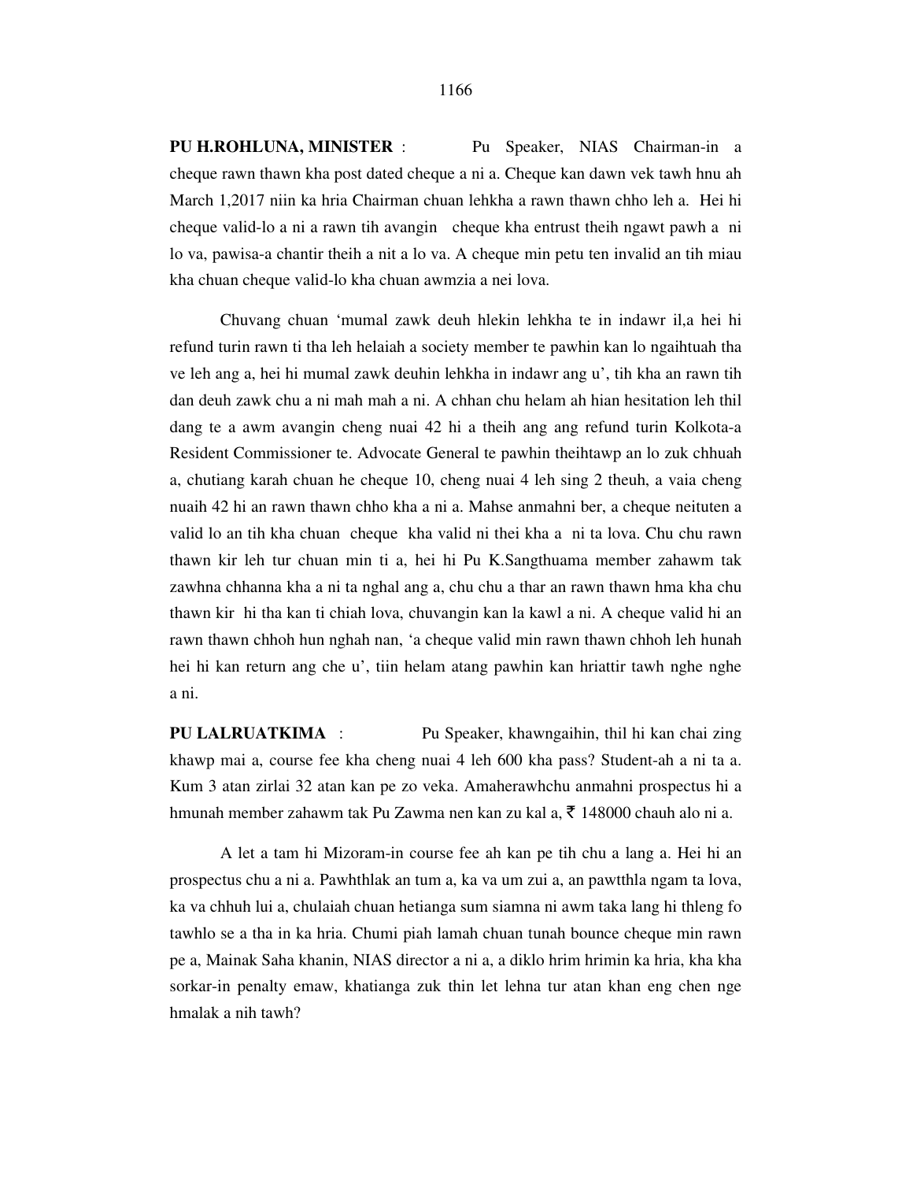**PU H.ROHLUNA, MINISTER** : Pu Speaker, NIAS Chairman-in a cheque rawn thawn kha post dated cheque a ni a. Cheque kan dawn vek tawh hnu ah March 1,2017 niin ka hria Chairman chuan lehkha a rawn thawn chho leh a. Hei hi cheque valid-lo a ni a rawn tih avangin cheque kha entrust theih ngawt pawh a ni lo va, pawisa-a chantir theih a nit a lo va. A cheque min petu ten invalid an tih miau kha chuan cheque valid-lo kha chuan awmzia a nei lova.

Chuvang chuan 'mumal zawk deuh hlekin lehkha te in indawr il,a hei hi refund turin rawn ti tha leh helaiah a society member te pawhin kan lo ngaihtuah tha ve leh ang a, hei hi mumal zawk deuhin lehkha in indawr ang u', tih kha an rawn tih dan deuh zawk chu a ni mah mah a ni. A chhan chu helam ah hian hesitation leh thil dang te a awm avangin cheng nuai 42 hi a theih ang ang refund turin Kolkota-a Resident Commissioner te. Advocate General te pawhin theihtawp an lo zuk chhuah a, chutiang karah chuan he cheque 10, cheng nuai 4 leh sing 2 theuh, a vaia cheng nuaih 42 hi an rawn thawn chho kha a ni a. Mahse anmahni ber, a cheque neituten a valid lo an tih kha chuan cheque kha valid ni thei kha a ni ta lova. Chu chu rawn thawn kir leh tur chuan min ti a, hei hi Pu K.Sangthuama member zahawm tak zawhna chhanna kha a ni ta nghal ang a, chu chu a thar an rawn thawn hma kha chu thawn kir hi tha kan ti chiah lova, chuvangin kan la kawl a ni. A cheque valid hi an rawn thawn chhoh hun nghah nan, 'a cheque valid min rawn thawn chhoh leh hunah hei hi kan return ang che u', tiin helam atang pawhin kan hriattir tawh nghe nghe a ni.

**PU LALRUATKIMA** : Pu Speaker, khawngaihin, thil hi kan chai zing khawp mai a, course fee kha cheng nuai 4 leh 600 kha pass? Student-ah a ni ta a. Kum 3 atan zirlai 32 atan kan pe zo veka. Amaherawhchu anmahni prospectus hi a hmunah member zahawm tak Pu Zawma nen kan zu kal a, ₹ 148000 chauh alo ni a.

A let a tam hi Mizoram-in course fee ah kan pe tih chu a lang a. Hei hi an prospectus chu a ni a. Pawhthlak an tum a, ka va um zui a, an pawtthla ngam ta lova, ka va chhuh lui a, chulaiah chuan hetianga sum siamna ni awm taka lang hi thleng fo tawhlo se a tha in ka hria. Chumi piah lamah chuan tunah bounce cheque min rawn pe a, Mainak Saha khanin, NIAS director a ni a, a diklo hrim hrimin ka hria, kha kha sorkar-in penalty emaw, khatianga zuk thin let lehna tur atan khan eng chen nge hmalak a nih tawh?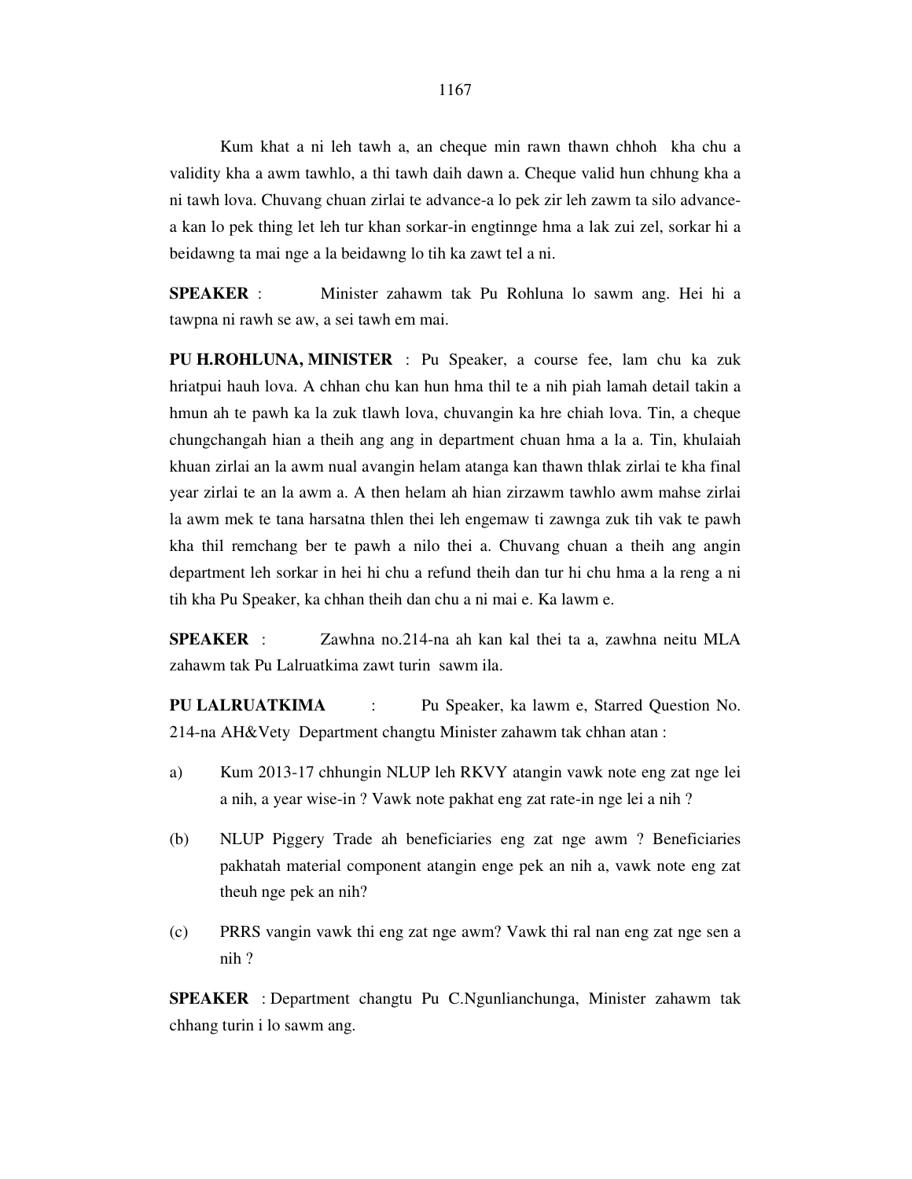Kum khat a ni leh tawh a, an cheque min rawn thawn chhoh kha chu a validity kha a awm tawhlo, a thi tawh daih dawn a. Cheque valid hun chhung kha a ni tawh lova. Chuvang chuan zirlai te advance-a lo pek zir leh zawm ta silo advance-a kan lo pek thing let leh tur khan sorkar-in engtinnge hma a lak zui zel, sorkar hi a beidawng ta mai nge a la beidawng lo tih ka zawt tel a ni.

**SPEAKER** : Minister zahawm tak Pu Rohluna lo sawm ang. Hei hi a tawpna ni rawh se aw, a sei tawh em mai.

**PU H.ROHLUNA, MINISTER** : Pu Speaker, a course fee, lam chu ka zuk hriatpui hauh lova. A chhan chu kan hun hma thil te a nih piah lamah detail takin a hmun ah te pawh ka la zuk tlawh lova, chuvangin ka hre chiah lova. Tin, a cheque chungchangah hian a theih ang ang in department chuan hma a la a. Tin, khulaiah khuan zirlai an la awm nual avangin helam atanga kan thawn thlak zirlai te kha final year zirlai te an la awm a. A then helam ah hian zirzawm tawhlo awm mahse zirlai la awm mek te tana harsatna thlen thei leh engemaw ti zawnga zuk tih vak te pawh kha thil remchang ber te pawh a nilo thei a. Chuvang chuan a theih ang angin department leh sorkar in hei hi chu a refund theih dan tur hi chu hma a la reng a ni tih kha Pu Speaker, ka chhan theih dan chu a ni mai e. Ka lawm e.

**SPEAKER** : Zawhna no.214-na ah kan kal thei ta a, zawhna neitu MLA zahawm tak Pu Lalruatkima zawt turin sawm ila.

**PU LALRUATKIMA** : Pu Speaker, ka lawm e, Starred Question No. 214-na AH&Vety Department changtu Minister zahawm tak chhan atan :

a) Kum 2013-17 chhungin NLUP leh RKVY atangin vawk note eng zat nge lei a nih, a year wise-in ? Vawk note pakhat eng zat rate-in nge lei a nih ?

(b) NLUP Piggery Trade ah beneficiaries eng zat nge awm ? Beneficiaries pakhatah material component atangin enge pek an nih a, vawk note eng zat theuh nge pek an nih?

(c) PRRS vangin vawk thi eng zat nge awm? Vawk thi ral nan eng zat nge sen a nih ?

**SPEAKER** : Department changtu Pu C.Ngunlianchunga, Minister zahawm tak chhang turin i lo sawm ang.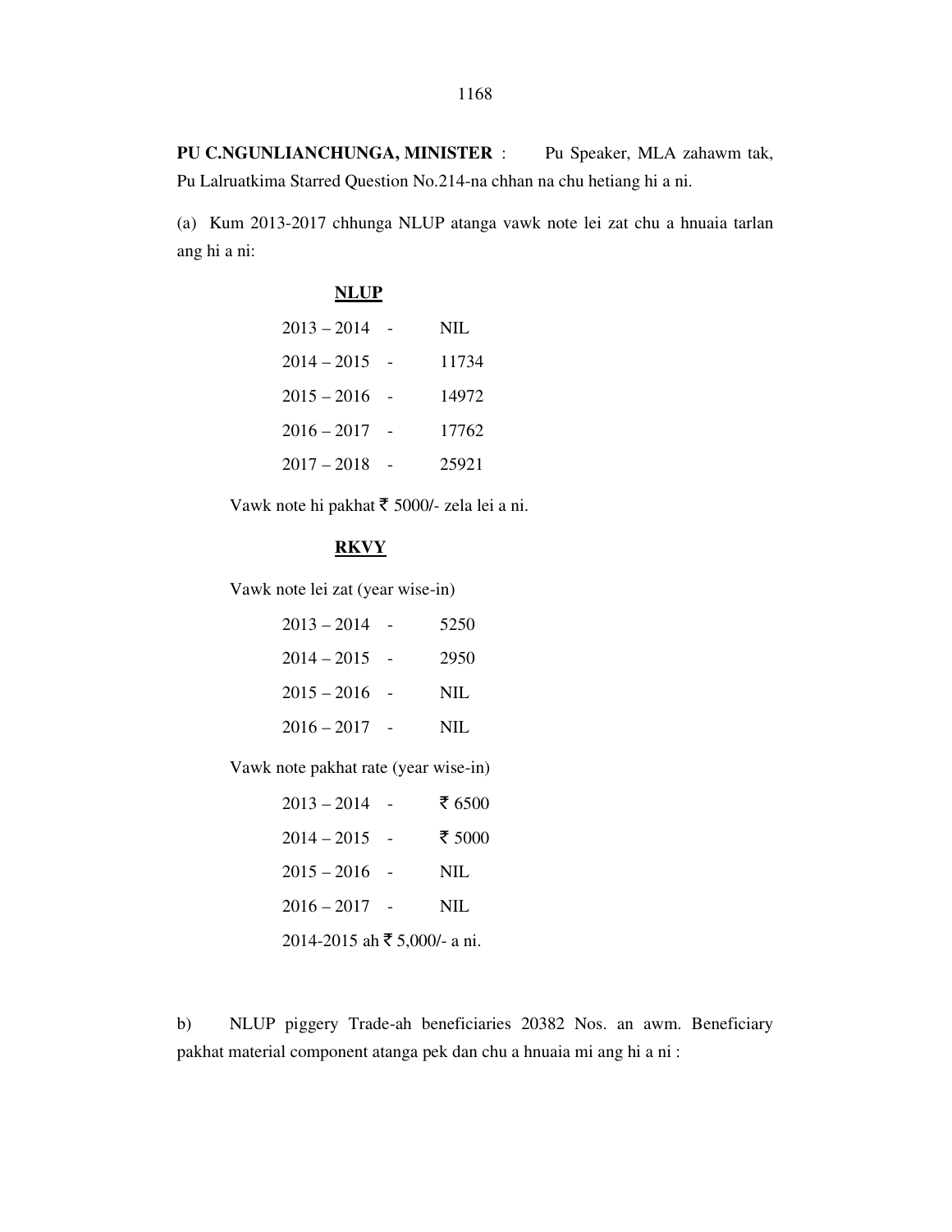**PU C.NGUNLIANCHUNGA, MINISTER** : Pu Speaker, MLA zahawm tak, Pu Lalruatkima Starred Question No.214-na chhan na chu hetiang hi a ni.

(a) Kum 2013-2017 chhunga NLUP atanga vawk note lei zat chu a hnuaia tarlan ang hi a ni:

**<u>NLUP</u>**

2013 – 2014 - NIL

2014 – 2015 - 11734

2015 – 2016 - 14972

2016 – 2017 - 17762

2017 – 2018 - 25921

Vawk note hi pakhat ₹ 5000/- zela lei a ni.

**<u>RKVY</u>**

Vawk note lei zat (year wise-in)

2013 – 2014 - 5250

2014 – 2015 - 2950

2015 – 2016 - NIL

2016 – 2017 - NIL

Vawk note pakhat rate (year wise-in)

2013 – 2014 - ₹ 6500

2014 – 2015 - ₹ 5000

2015 – 2016 - NIL

2016 – 2017 - NIL

2014-2015 ah ₹ 5,000/- a ni.

b) NLUP piggery Trade-ah beneficiaries 20382 Nos. an awm. Beneficiary pakhat material component atanga pek dan chu a hnuaia mi ang hi a ni :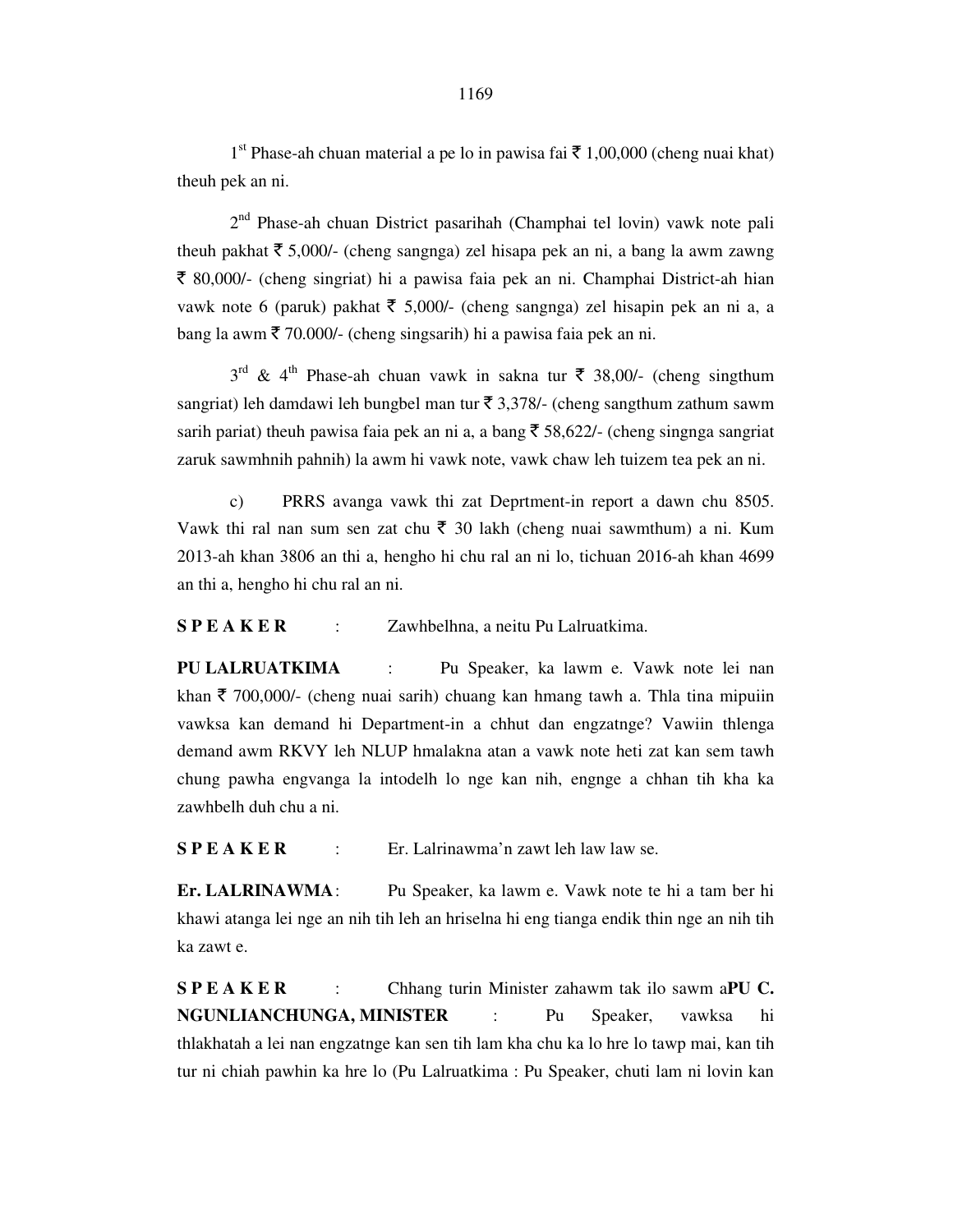1[st] Phase-ah chuan material a pe lo in pawisa fai ₹ 1,00,000 (cheng nuai khat) theuh pek an ni.

2[nd] Phase-ah chuan District pasarihah (Champhai tel lovin) vawk note pali theuh pakhat ₹ 5,000/- (cheng sangnga) zel hisapa pek an ni, a bang la awm zawng ₹ 80,000/- (cheng singriat) hi a pawisa faia pek an ni. Champhai District-ah hian vawk note 6 (paruk) pakhat ₹ 5,000/- (cheng sangnga) zel hisapin pek an ni a, a bang la awm ₹ 70.000/- (cheng singsarih) hi a pawisa faia pek an ni.

3[rd] & 4[th] Phase-ah chuan vawk in sakna tur ₹ 38,00/- (cheng singthum sangriat) leh damdawi leh bungbel man tur ₹ 3,378/- (cheng sangthum zathum sawm sarih pariat) theuh pawisa faia pek an ni a, a bang ₹ 58,622/- (cheng singnga sangriat zaruk sawmhnih pahnih) la awm hi vawk note, vawk chaw leh tuizem tea pek an ni.

c) PRRS avanga vawk thi zat Deprtment-in report a dawn chu 8505. Vawk thi ral nan sum sen zat chu ₹ 30 lakh (cheng nuai sawmthum) a ni. Kum 2013-ah khan 3806 an thi a, hengho hi chu ral an ni lo, tichuan 2016-ah khan 4699 an thi a, hengho hi chu ral an ni.

**S P E A K E R** : Zawhbelhna, a neitu Pu Lalruatkima.

**PU LALRUATKIMA** : Pu Speaker, ka lawm e. Vawk note lei nan khan ₹ 700,000/- (cheng nuai sarih) chuang kan hmang tawh a. Thla tina mipuiin vawksa kan demand hi Department-in a chhut dan engzatnge? Vawiin thlenga demand awm RKVY leh NLUP hmalakna atan a vawk note heti zat kan sem tawh chung pawha engvanga la intodelh lo nge kan nih, engnge a chhan tih kha ka zawhbelh duh chu a ni.

**S P E A K E R** : Er. Lalrinawma'n zawt leh law law se.

**Er. LALRINAWMA**: Pu Speaker, ka lawm e. Vawk note te hi a tam ber hi khawi atanga lei nge an nih tih leh an hriselna hi eng tianga endik thin nge an nih tih ka zawt e.

**S P E A K E R** : Chhang turin Minister zahawm tak ilo sawm a**PU C. NGUNLIANCHUNGA, MINISTER** : Pu Speaker, vawksa hi thlakhatah a lei nan engzatnge kan sen tih lam kha chu ka lo hre lo tawp mai, kan tih tur ni chiah pawhin ka hre lo (Pu Lalruatkima : Pu Speaker, chuti lam ni lovin kan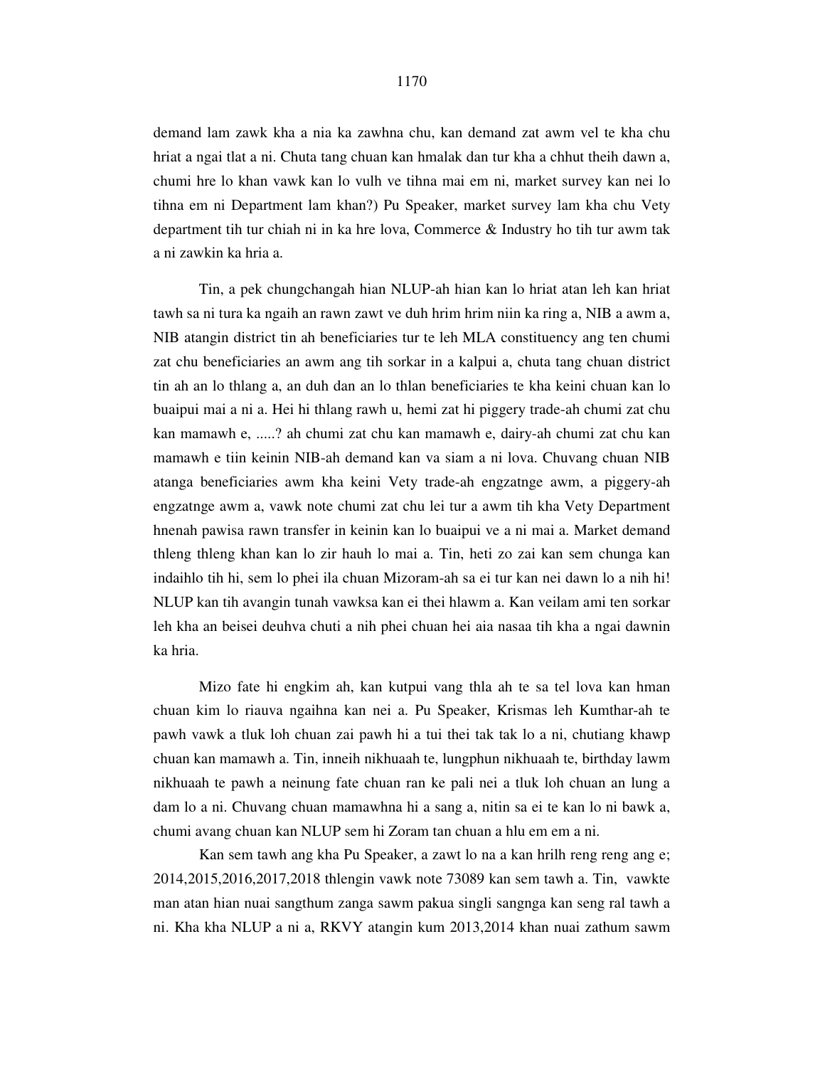demand lam zawk kha a nia ka zawhna chu, kan demand zat awm vel te kha chu hriat a ngai tlat a ni. Chuta tang chuan kan hmalak dan tur kha a chhut theih dawn a, chumi hre lo khan vawk kan lo vulh ve tihna mai em ni, market survey kan nei lo tihna em ni Department lam khan?) Pu Speaker, market survey lam kha chu Vety department tih tur chiah ni in ka hre lova, Commerce & Industry ho tih tur awm tak a ni zawkin ka hria a.

Tin, a pek chungchangah hian NLUP-ah hian kan lo hriat atan leh kan hriat tawh sa ni tura ka ngaih an rawn zawt ve duh hrim hrim niin ka ring a, NIB a awm a, NIB atangin district tin ah beneficiaries tur te leh MLA constituency ang ten chumi zat chu beneficiaries an awm ang tih sorkar in a kalpui a, chuta tang chuan district tin ah an lo thlang a, an duh dan an lo thlan beneficiaries te kha keini chuan kan lo buaipui mai a ni a. Hei hi thlang rawh u, hemi zat hi piggery trade-ah chumi zat chu kan mamawh e, .....? ah chumi zat chu kan mamawh e, dairy-ah chumi zat chu kan mamawh e tiin keinin NIB-ah demand kan va siam a ni lova. Chuvang chuan NIB atanga beneficiaries awm kha keini Vety trade-ah engzatnge awm, a piggery-ah engzatnge awm a, vawk note chumi zat chu lei tur a awm tih kha Vety Department hnenah pawisa rawn transfer in keinin kan lo buaipui ve a ni mai a. Market demand thleng thleng khan kan lo zir hauh lo mai a. Tin, heti zo zai kan sem chunga kan indaihlo tih hi, sem lo phei ila chuan Mizoram-ah sa ei tur kan nei dawn lo a nih hi! NLUP kan tih avangin tunah vawksa kan ei thei hlawm a. Kan veilam ami ten sorkar leh kha an beisei deuhva chuti a nih phei chuan hei aia nasaa tih kha a ngai dawnin ka hria.

Mizo fate hi engkim ah, kan kutpui vang thla ah te sa tel lova kan hman chuan kim lo riauva ngaihna kan nei a. Pu Speaker, Krismas leh Kumthar-ah te pawh vawk a tluk loh chuan zai pawh hi a tui thei tak tak lo a ni, chutiang khawp chuan kan mamawh a. Tin, inneih nikhuaah te, lungphun nikhuaah te, birthday lawm nikhuaah te pawh a neinung fate chuan ran ke pali nei a tluk loh chuan an lung a dam lo a ni. Chuvang chuan mamawhna hi a sang a, nitin sa ei te kan lo ni bawk a, chumi avang chuan kan NLUP sem hi Zoram tan chuan a hlu em em a ni.

Kan sem tawh ang kha Pu Speaker, a zawt lo na a kan hrilh reng reng ang e; 2014,2015,2016,2017,2018 thlengin vawk note 73089 kan sem tawh a. Tin, vawkte man atan hian nuai sangthum zanga sawm pakua singli sangnga kan seng ral tawh a ni. Kha kha NLUP a ni a, RKVY atangin kum 2013,2014 khan nuai zathum sawm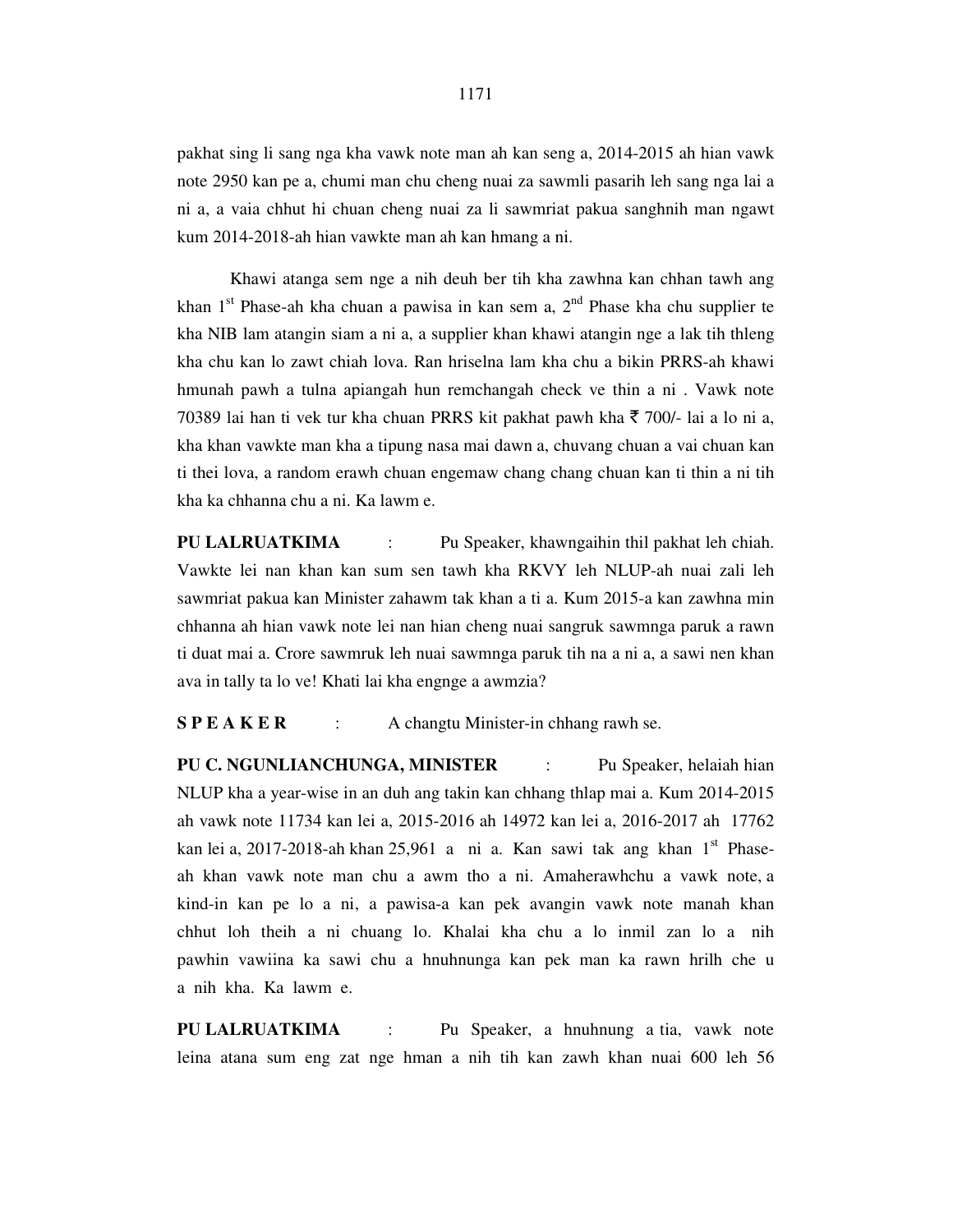pakhat sing li sang nga kha vawk note man ah kan seng a, 2014-2015 ah hian vawk note 2950 kan pe a, chumi man chu cheng nuai za sawmli pasarih leh sang nga lai a ni a, a vaia chhut hi chuan cheng nuai za li sawmriat pakua sanghnih man ngawt kum 2014-2018-ah hian vawkte man ah kan hmang a ni.

Khawi atanga sem nge a nih deuh ber tih kha zawhna kan chhan tawh ang khan 1st Phase-ah kha chuan a pawisa in kan sem a, 2nd Phase kha chu supplier te kha NIB lam atangin siam a ni a, a supplier khan khawi atangin nge a lak tih thleng kha chu kan lo zawt chiah lova. Ran hriselna lam kha chu a bikin PRRS-ah khawi hmunah pawh a tulna apiangah hun remchangah check ve thin a ni . Vawk note 70389 lai han ti vek tur kha chuan PRRS kit pakhat pawh kha ₹ 700/- lai a lo ni a, kha khan vawkte man kha a tipung nasa mai dawn a, chuvang chuan a vai chuan kan ti thei lova, a random erawh chuan engemaw chang chang chuan kan ti thin a ni tih kha ka chhanna chu a ni. Ka lawm e.

**PU LALRUATKIMA** : Pu Speaker, khawngaihin thil pakhat leh chiah. Vawkte lei nan khan kan sum sen tawh kha RKVY leh NLUP-ah nuai zali leh sawmriat pakua kan Minister zahawm tak khan a ti a. Kum 2015-a kan zawhna min chhanna ah hian vawk note lei nan hian cheng nuai sangruk sawmnga paruk a rawn ti duat mai a. Crore sawmruk leh nuai sawmnga paruk tih na a ni a, a sawi nen khan ava in tally ta lo ve! Khati lai kha engnge a awmzia?

**S P E A K E R** : A changtu Minister-in chhang rawh se.

**PU C. NGUNLIANCHUNGA, MINISTER** : Pu Speaker, helaiah hian NLUP kha a year-wise in an duh ang takin kan chhang thlap mai a. Kum 2014-2015 ah vawk note 11734 kan lei a, 2015-2016 ah 14972 kan lei a, 2016-2017 ah 17762 kan lei a, 2017-2018-ah khan 25,961 a ni a. Kan sawi tak ang khan 1st Phase-ah khan vawk note man chu a awm tho a ni. Amaherawhchu a vawk note, a kind-in kan pe lo a ni, a pawisa-a kan pek avangin vawk note manah khan chhut loh theih a ni chuang lo. Khalai kha chu a lo inmil zan lo a nih pawhin vawiina ka sawi chu a hnuhnunga kan pek man ka rawn hrilh che u a nih kha. Ka lawm e.

**PU LALRUATKIMA** : Pu Speaker, a hnuhnung a tia, vawk note leina atana sum eng zat nge hman a nih tih kan zawh khan nuai 600 leh 56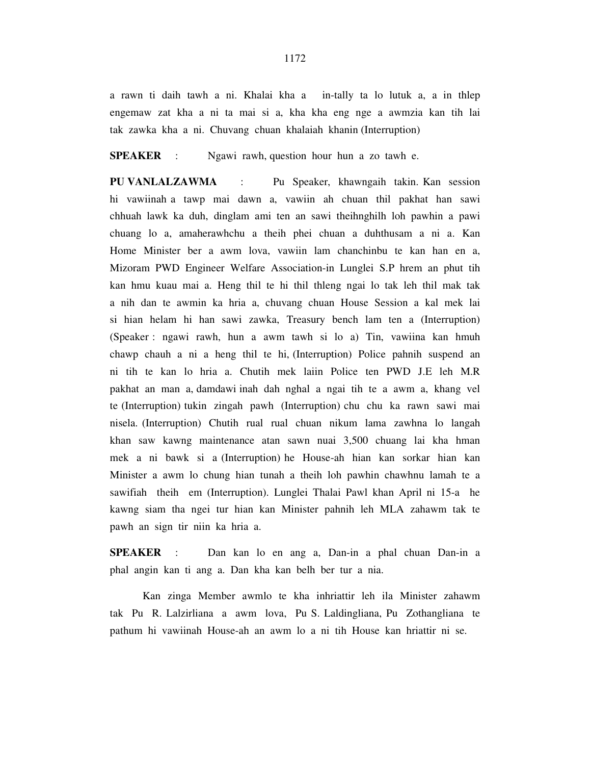a rawn ti daih tawh a ni. Khalai kha a in-tally ta lo lutuk a, a in thlep engemaw zat kha a ni ta mai si a, kha kha eng nge a awmzia kan tih lai tak zawka kha a ni. Chuvang chuan khalaiah khanin (Interruption)

**SPEAKER** : Ngawi rawh, question hour hun a zo tawh e.

**PU VANLALZAWMA** : Pu Speaker, khawngaih takin. Kan session hi vawiinah a tawp mai dawn a, vawiin ah chuan thil pakhat han sawi chhuah lawk ka duh, dinglam ami ten an sawi theihnghilh loh pawhin a pawi chuang lo a, amaherawhchu a theih phei chuan a duhthusam a ni a. Kan Home Minister ber a awm lova, vawiin lam chanchinbu te kan han en a, Mizoram PWD Engineer Welfare Association-in Lunglei S.P hrem an phut tih kan hmu kuau mai a. Heng thil te hi thil thleng ngai lo tak leh thil mak tak a nih dan te awmin ka hria a, chuvang chuan House Session a kal mek lai si hian helam hi han sawi zawka, Treasury bench lam ten a (Interruption) (Speaker : ngawi rawh, hun a awm tawh si lo a) Tin, vawiina kan hmuh chawp chauh a ni a heng thil te hi, (Interruption) Police pahnih suspend an ni tih te kan lo hria a. Chutih mek laiin Police ten PWD J.E leh M.R pakhat an man a, damdawi inah dah nghal a ngai tih te a awm a, khang vel te (Interruption) tukin zingah pawh (Interruption) chu chu ka rawn sawi mai nisela. (Interruption) Chutih rual rual chuan nikum lama zawhna lo langah khan saw kawng maintenance atan sawn nuai 3,500 chuang lai kha hman mek a ni bawk si a (Interruption) he House-ah hian kan sorkar hian kan Minister a awm lo chung hian tunah a theih loh pawhin chawhnu lamah te a sawifiah theih em (Interruption). Lunglei Thalai Pawl khan April ni 15-a he kawng siam tha ngei tur hian kan Minister pahnih leh MLA zahawm tak te pawh an sign tir niin ka hria a.

**SPEAKER** : Dan kan lo en ang a, Dan-in a phal chuan Dan-in a phal angin kan ti ang a. Dan kha kan belh ber tur a nia.

Kan zinga Member awmlo te kha inhriattir leh ila Minister zahawm tak Pu R. Lalzirliana a awm lova, Pu S. Laldingliana, Pu Zothangliana te pathum hi vawiinah House-ah an awm lo a ni tih House kan hriattir ni se.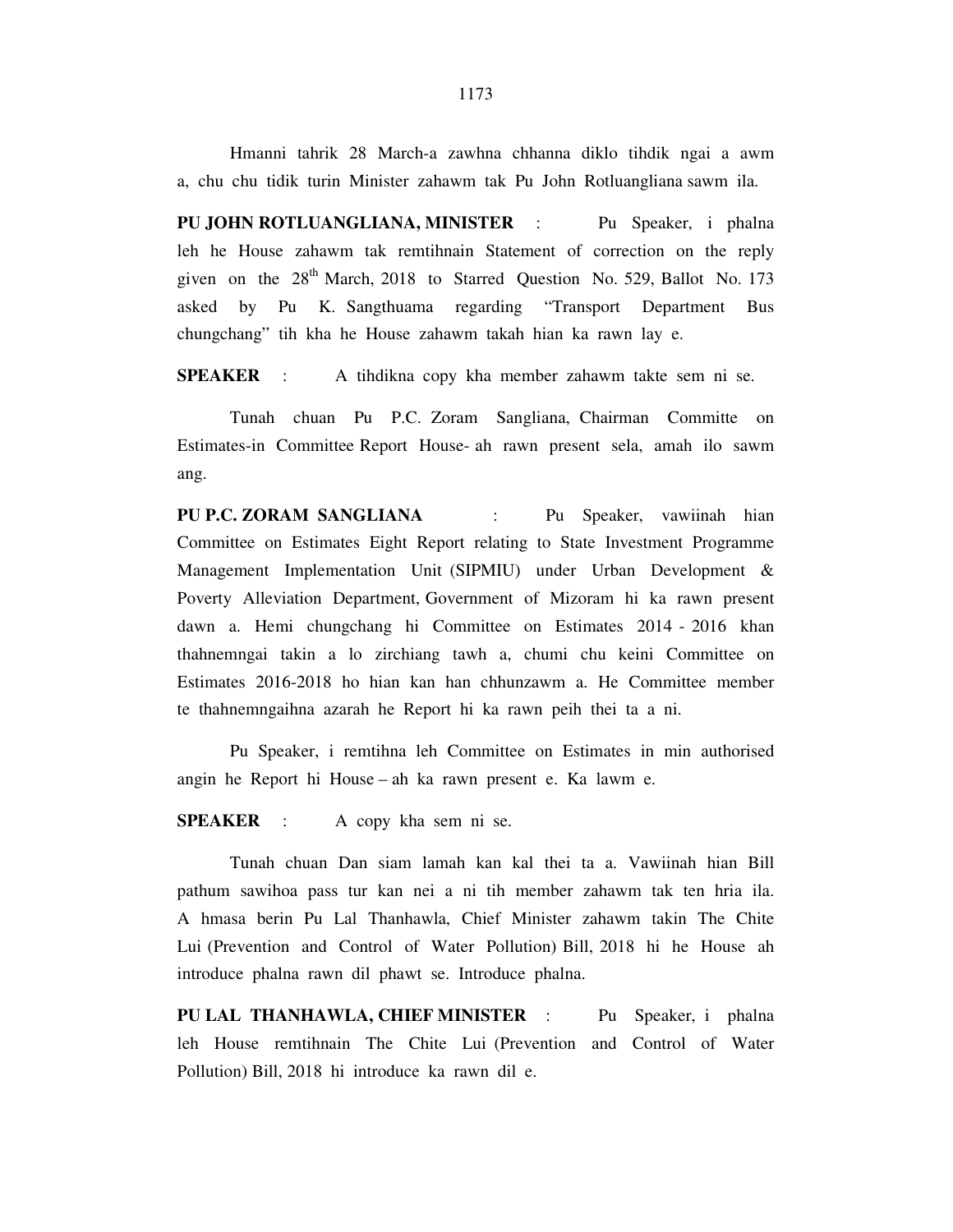Hmanni tahrik 28 March-a zawhna chhanna diklo tihdik ngai a awm a, chu chu tidik turin Minister zahawm tak Pu John Rotluangliana sawm ila.

**PU JOHN ROTLUANGLIANA, MINISTER** : Pu Speaker, i phalna leh he House zahawm tak remtihnain Statement of correction on the reply given on the 28th March, 2018 to Starred Question No. 529, Ballot No. 173 asked by Pu K. Sangthuama regarding "Transport Department Bus chungchang" tih kha he House zahawm takah hian ka rawn lay e.

**SPEAKER** : A tihdikna copy kha member zahawm takte sem ni se.

Tunah chuan Pu P.C. Zoram Sangliana, Chairman Committe on Estimates-in Committee Report House- ah rawn present sela, amah ilo sawm ang.

**PU P.C. ZORAM SANGLIANA** : Pu Speaker, vawiinah hian Committee on Estimates Eight Report relating to State Investment Programme Management Implementation Unit (SIPMIU) under Urban Development & Poverty Alleviation Department, Government of Mizoram hi ka rawn present dawn a. Hemi chungchang hi Committee on Estimates 2014 - 2016 khan thahnemngai takin a lo zirchiang tawh a, chumi chu keini Committee on Estimates 2016-2018 ho hian kan han chhunzawm a. He Committee member te thahnemngaihna azarah he Report hi ka rawn peih thei ta a ni.

Pu Speaker, i remtihna leh Committee on Estimates in min authorised angin he Report hi House – ah ka rawn present e. Ka lawm e.

**SPEAKER** : A copy kha sem ni se.

Tunah chuan Dan siam lamah kan kal thei ta a. Vawiinah hian Bill pathum sawihoa pass tur kan nei a ni tih member zahawm tak ten hria ila. A hmasa berin Pu Lal Thanhawla, Chief Minister zahawm takin The Chite Lui (Prevention and Control of Water Pollution) Bill, 2018 hi he House ah introduce phalna rawn dil phawt se. Introduce phalna.

**PU LAL THANHAWLA, CHIEF MINISTER** : Pu Speaker, i phalna leh House remtihnain The Chite Lui (Prevention and Control of Water Pollution) Bill, 2018 hi introduce ka rawn dil e.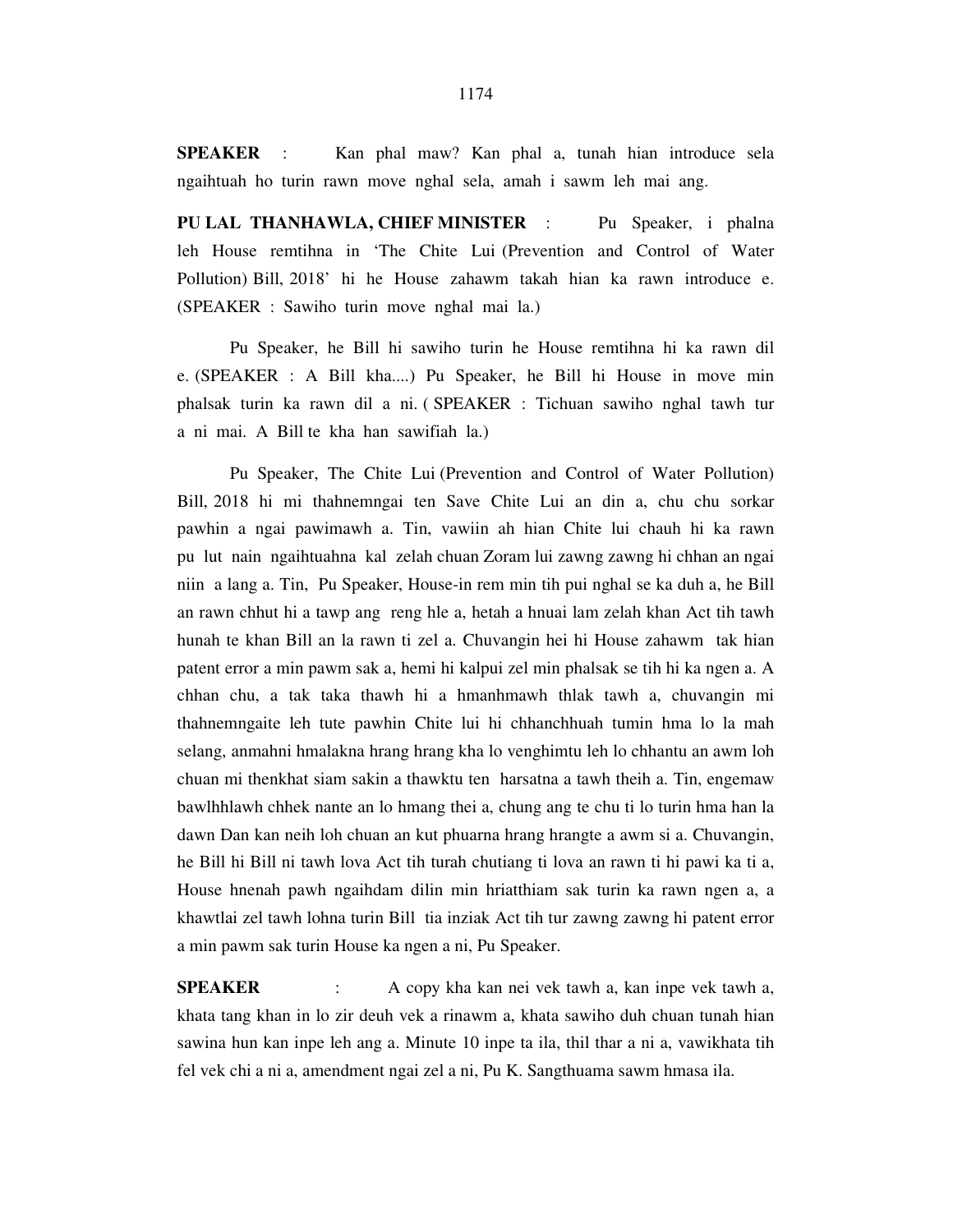**SPEAKER** : Kan phal maw? Kan phal a, tunah hian introduce sela ngaihtuah ho turin rawn move nghal sela, amah i sawm leh mai ang.

**PU LAL THANHAWLA, CHIEF MINISTER** : Pu Speaker, i phalna leh House remtihna in 'The Chite Lui (Prevention and Control of Water Pollution) Bill, 2018' hi he House zahawm takah hian ka rawn introduce e. (SPEAKER : Sawiho turin move nghal mai la.)

Pu Speaker, he Bill hi sawiho turin he House remtihna hi ka rawn dil e. (SPEAKER : A Bill kha....) Pu Speaker, he Bill hi House in move min phalsak turin ka rawn dil a ni. ( SPEAKER : Tichuan sawiho nghal tawh tur a ni mai. A Bill te kha han sawifiah la.)

Pu Speaker, The Chite Lui (Prevention and Control of Water Pollution) Bill, 2018 hi mi thahnemngai ten Save Chite Lui an din a, chu chu sorkar pawhin a ngai pawimawh a. Tin, vawiin ah hian Chite lui chauh hi ka rawn pu lut nain ngaihtuahna kal zelah chuan Zoram lui zawng zawng hi chhan an ngai niin a lang a. Tin, Pu Speaker, House-in rem min tih pui nghal se ka duh a, he Bill an rawn chhut hi a tawp ang reng hle a, hetah a hnuai lam zelah khan Act tih tawh hunah te khan Bill an la rawn ti zel a. Chuvangin hei hi House zahawm tak hian patent error a min pawm sak a, hemi hi kalpui zel min phalsak se tih hi ka ngen a. A chhan chu, a tak taka thawh hi a hmanhmawh thlak tawh a, chuvangin mi thahnemngaite leh tute pawhin Chite lui hi chhanchhuah tumin hma lo la mah selang, anmahni hmalakna hrang hrang kha lo venghimtu leh lo chhantu an awm loh chuan mi thenkhat siam sakin a thawktu ten harsatna a tawh theih a. Tin, engemaw bawlhhlawh chhek nante an lo hmang thei a, chung ang te chu ti lo turin hma han la dawn Dan kan neih loh chuan an kut phuarna hrang hrangte a awm si a. Chuvangin, he Bill hi Bill ni tawh lova Act tih turah chutiang ti lova an rawn ti hi pawi ka ti a, House hnenah pawh ngaihdam dilin min hriatthiam sak turin ka rawn ngen a, a khawtlai zel tawh lohna turin Bill tia inziak Act tih tur zawng zawng hi patent error a min pawm sak turin House ka ngen a ni, Pu Speaker.

**SPEAKER** : A copy kha kan nei vek tawh a, kan inpe vek tawh a, khata tang khan in lo zir deuh vek a rinawm a, khata sawiho duh chuan tunah hian sawina hun kan inpe leh ang a. Minute 10 inpe ta ila, thil thar a ni a, vawikhata tih fel vek chi a ni a, amendment ngai zel a ni, Pu K. Sangthuama sawm hmasa ila.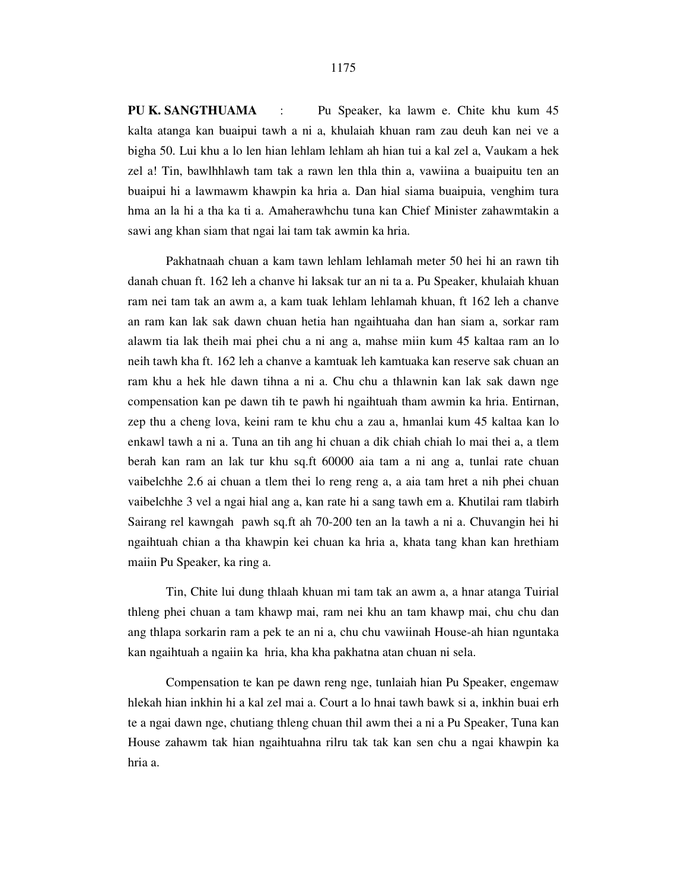**PU K. SANGTHUAMA** : Pu Speaker, ka lawm e. Chite khu kum 45 kalta atanga kan buaipui tawh a ni a, khulaiah khuan ram zau deuh kan nei ve a bigha 50. Lui khu a lo len hian lehlam lehlam ah hian tui a kal zel a, Vaukam a hek zel a! Tin, bawlhhlawh tam tak a rawn len thla thin a, vawiina a buaipuitu ten an buaipui hi a lawmawm khawpin ka hria a. Dan hial siama buaipuia, venghim tura hma an la hi a tha ka ti a. Amaherawhchu tuna kan Chief Minister zahawmtakin a sawi ang khan siam that ngai lai tam tak awmin ka hria.

Pakhatnaah chuan a kam tawn lehlam lehlamah meter 50 hei hi an rawn tih danah chuan ft. 162 leh a chanve hi laksak tur an ni ta a. Pu Speaker, khulaiah khuan ram nei tam tak an awm a, a kam tuak lehlam lehlamah khuan, ft 162 leh a chanve an ram kan lak sak dawn chuan hetia han ngaihtuaha dan han siam a, sorkar ram alawm tia lak theih mai phei chu a ni ang a, mahse miin kum 45 kaltaa ram an lo neih tawh kha ft. 162 leh a chanve a kamtuak leh kamtuaka kan reserve sak chuan an ram khu a hek hle dawn tihna a ni a. Chu chu a thlawnin kan lak sak dawn nge compensation kan pe dawn tih te pawh hi ngaihtuah tham awmin ka hria. Entirnan, zep thu a cheng lova, keini ram te khu chu a zau a, hmanlai kum 45 kaltaa kan lo enkawl tawh a ni a. Tuna an tih ang hi chuan a dik chiah chiah lo mai thei a, a tlem berah kan ram an lak tur khu sq.ft 60000 aia tam a ni ang a, tunlai rate chuan vaibelchhe 2.6 ai chuan a tlem thei lo reng reng a, a aia tam hret a nih phei chuan vaibelchhe 3 vel a ngai hial ang a, kan rate hi a sang tawh em a. Khutilai ram tlabirh Sairang rel kawngah pawh sq.ft ah 70-200 ten an la tawh a ni a. Chuvangin hei hi ngaihtuah chian a tha khawpin kei chuan ka hria a, khata tang khan kan hrethiam maiin Pu Speaker, ka ring a.

Tin, Chite lui dung thlaah khuan mi tam tak an awm a, a hnar atanga Tuirial thleng phei chuan a tam khawp mai, ram nei khu an tam khawp mai, chu chu dan ang thlapa sorkarin ram a pek te an ni a, chu chu vawiinah House-ah hian nguntaka kan ngaihtuah a ngaiin ka hria, kha kha pakhatna atan chuan ni sela.

Compensation te kan pe dawn reng nge, tunlaiah hian Pu Speaker, engemaw hlekah hian inkhin hi a kal zel mai a. Court a lo hnai tawh bawk si a, inkhin buai erh te a ngai dawn nge, chutiang thleng chuan thil awm thei a ni a Pu Speaker, Tuna kan House zahawm tak hian ngaihtuahna rilru tak tak kan sen chu a ngai khawpin ka hria a.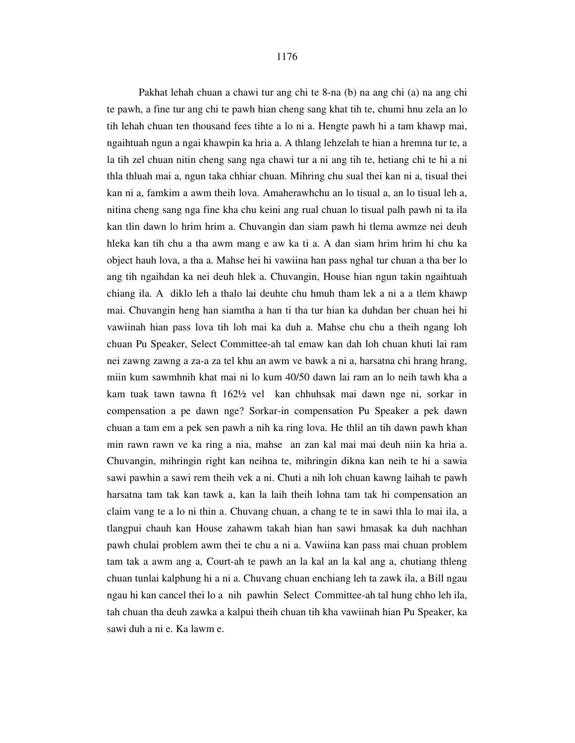Pakhat lehah chuan a chawi tur ang chi te 8-na (b) na ang chi (a) na ang chi te pawh, a fine tur ang chi te pawh hian cheng sang khat tih te, chumi hnu zela an lo tih lehah chuan ten thousand fees tihte a lo ni a. Hengte pawh hi a tam khawp mai, ngaihtuah ngun a ngai khawpin ka hria a. A thlang lehzelah te hian a hremna tur te, a la tih zel chuan nitin cheng sang nga chawi tur a ni ang tih te, hetiang chi te hi a ni thla thluah mai a, ngun taka chhiar chuan. Mihring chu sual thei kan ni a, tisual thei kan ni a, famkim a awm theih lova. Amaherawhchu an lo tisual a, an lo tisual leh a, nitina cheng sang nga fine kha chu keini ang rual chuan lo tisual palh pawh ni ta ila kan tlin dawn lo hrim hrim a. Chuvangin dan siam pawh hi tlema awmze nei deuh hleka kan tih chu a tha awm mang e aw ka ti a. A dan siam hrim hrim hi chu ka object hauh lova, a tha a. Mahse hei hi vawiina han pass nghal tur chuan a tha ber lo ang tih ngaihdan ka nei deuh hlek a. Chuvangin, House hian ngun takin ngaihtuah chiang ila. A diklo leh a thalo lai deuhte chu hmuh tham lek a ni a a tlem khawp mai. Chuvangin heng han siamtha a han ti tha tur hian ka duhdan ber chuan hei hi vawiinah hian pass lova tih loh mai ka duh a. Mahse chu chu a theih ngang loh chuan Pu Speaker, Select Committee-ah tal emaw kan dah loh chuan khuti lai ram nei zawng zawng a za-a za tel khu an awm ve bawk a ni a, harsatna chi hrang hrang, miin kum sawmhnih khat mai ni lo kum 40/50 dawn lai ram an lo neih tawh kha a kam tuak tawn tawna ft 162½ vel kan chhuhsak mai dawn nge ni, sorkar in compensation a pe dawn nge? Sorkar-in compensation Pu Speaker a pek dawn chuan a tam em a pek sen pawh a nih ka ring lova. He thlil an tih dawn pawh khan min rawn rawn ve ka ring a nia, mahse an zan kal mai mai deuh niin ka hria a. Chuvangin, mihringin right kan neihna te, mihringin dikna kan neih te hi a sawia sawi pawhin a sawi rem theih vek a ni. Chuti a nih loh chuan kawng laihah te pawh harsatna tam tak kan tawk a, kan la laih theih lohna tam tak hi compensation an claim vang te a lo ni thin a. Chuvang chuan, a chang te te in sawi thla lo mai ila, a tlangpui chauh kan House zahawm takah hian han sawi hmasak ka duh nachhan pawh chulai problem awm thei te chu a ni a. Vawiina kan pass mai chuan problem tam tak a awm ang a, Court-ah te pawh an la kal an la kal ang a, chutiang thleng chuan tunlai kalphung hi a ni a. Chuvang chuan enchiang leh ta zawk ila, a Bill ngau ngau hi kan cancel thei lo a nih pawhin Select Committee-ah tal hung chho leh ila, tah chuan tha deuh zawka a kalpui theih chuan tih kha vawiinah hian Pu Speaker, ka sawi duh a ni e. Ka lawm e.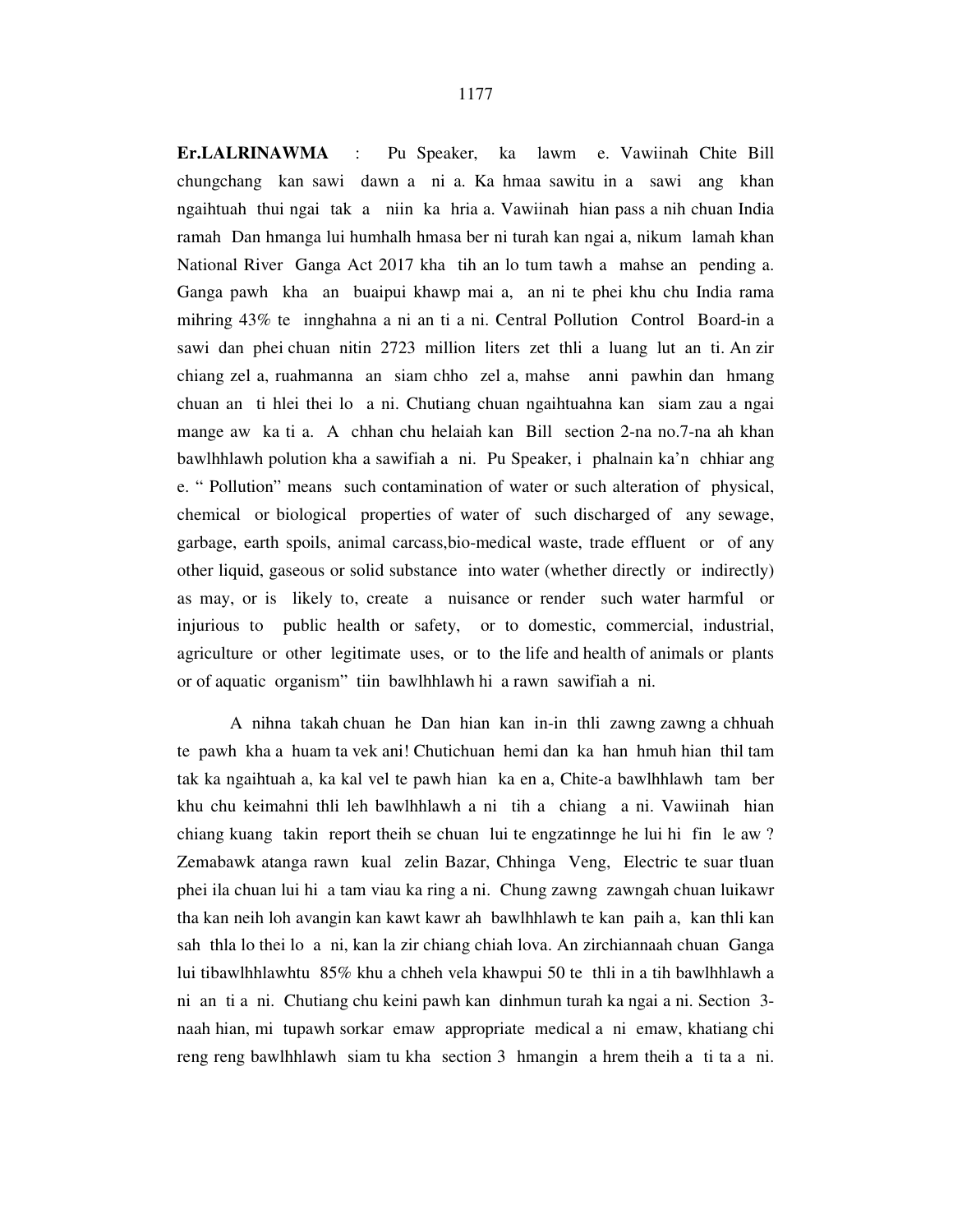**Er.LALRINAWMA** : Pu Speaker, ka lawm e. Vawiinah Chite Bill chungchang kan sawi dawn a ni a. Ka hmaa sawitu in a sawi ang khan ngaihtuah thui ngai tak a niin ka hria a. Vawiinah hian pass a nih chuan India ramah Dan hmanga lui humhalh hmasa ber ni turah kan ngai a, nikum lamah khan National River Ganga Act 2017 kha tih an lo tum tawh a mahse an pending a. Ganga pawh kha an buaipui khawp mai a, an ni te phei khu chu India rama mihring 43% te innghahna a ni an ti a ni. Central Pollution Control Board-in a sawi dan phei chuan nitin 2723 million liters zet thli a luang lut an ti. An zir chiang zel a, ruahmanna an siam chho zel a, mahse anni pawhin dan hmang chuan an ti hlei thei lo a ni. Chutiang chuan ngaihtuahna kan siam zau a ngai mange aw ka ti a. A chhan chu helaiah kan Bill section 2-na no.7-na ah khan bawlhhlawh polution kha a sawifiah a ni. Pu Speaker, i phalnain ka'n chhiar ang e. " Pollution" means such contamination of water or such alteration of physical, chemical or biological properties of water of such discharged of any sewage, garbage, earth spoils, animal carcass,bio-medical waste, trade effluent or of any other liquid, gaseous or solid substance into water (whether directly or indirectly) as may, or is likely to, create a nuisance or render such water harmful or injurious to public health or safety, or to domestic, commercial, industrial, agriculture or other legitimate uses, or to the life and health of animals or plants or of aquatic organism" tiin bawlhhlawh hi a rawn sawifiah a ni.

A nihna takah chuan he Dan hian kan in-in thli zawng zawng a chhuah te pawh kha a huam ta vek ani! Chutichuan hemi dan ka han hmuh hian thil tam tak ka ngaihtuah a, ka kal vel te pawh hian ka en a, Chite-a bawlhhlawh tam ber khu chu keimahni thli leh bawlhhlawh a ni tih a chiang a ni. Vawiinah hian chiang kuang takin report theih se chuan lui te engzatinnge he lui hi fin le aw ? Zemabawk atanga rawn kual zelin Bazar, Chhinga Veng, Electric te suar tluan phei ila chuan lui hi a tam viau ka ring a ni. Chung zawng zawngah chuan luikawr tha kan neih loh avangin kan kawt kawr ah bawlhhlawh te kan paih a, kan thli kan sah thla lo thei lo a ni, kan la zir chiang chiah lova. An zirchiannaah chuan Ganga lui tibawlhhlawhtu 85% khu a chheh vela khawpui 50 te thli in a tih bawlhhlawh a ni an ti a ni. Chutiang chu keini pawh kan dinhmun turah ka ngai a ni. Section 3-naah hian, mi tupawh sorkar emaw appropriate medical a ni emaw, khatiang chi reng reng bawlhhlawh siam tu kha section 3 hmangin a hrem theih a ti ta a ni.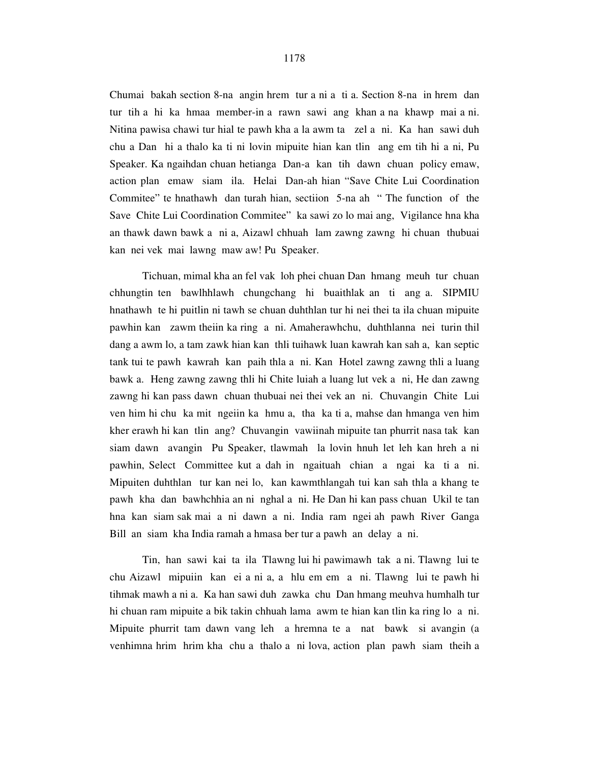Chumai bakah section 8-na angin hrem tur a ni a ti a. Section 8-na in hrem dan tur tih a hi ka hmaa member-in a rawn sawi ang khan a na khawp mai a ni. Nitina pawisa chawi tur hial te pawh kha a la awm ta zel a ni. Ka han sawi duh chu a Dan hi a thalo ka ti ni lovin mipuite hian kan tlin ang em tih hi a ni, Pu Speaker. Ka ngaihdan chuan hetianga Dan-a kan tih dawn chuan policy emaw, action plan emaw siam ila. Helai Dan-ah hian "Save Chite Lui Coordination Commitee" te hnathawh dan turah hian, sectiion 5-na ah " The function of the Save Chite Lui Coordination Commitee" ka sawi zo lo mai ang, Vigilance hna kha an thawk dawn bawk a ni a, Aizawl chhuah lam zawng zawng hi chuan thubuai kan nei vek mai lawng maw aw! Pu Speaker.

Tichuan, mimal kha an fel vak loh phei chuan Dan hmang meuh tur chuan chhungtin ten bawlhhlawh chungchang hi buaithlak an ti ang a. SIPMIU hnathawh te hi puitlin ni tawh se chuan duhthlan tur hi nei thei ta ila chuan mipuite pawhin kan zawm theiin ka ring a ni. Amaherawhchu, duhthlanna nei turin thil dang a awm lo, a tam zawk hian kan thli tuihawk luan kawrah kan sah a, kan septic tank tui te pawh kawrah kan paih thla a ni. Kan Hotel zawng zawng thli a luang bawk a. Heng zawng zawng thli hi Chite luiah a luang lut vek a ni, He dan zawng zawng hi kan pass dawn chuan thubuai nei thei vek an ni. Chuvangin Chite Lui ven him hi chu ka mit ngeiin ka hmu a, tha ka ti a, mahse dan hmanga ven him kher erawh hi kan tlin ang? Chuvangin vawiinah mipuite tan phurrit nasa tak kan siam dawn avangin Pu Speaker, tlawmah la lovin hnuh let leh kan hreh a ni pawhin, Select Committee kut a dah in ngaituah chian a ngai ka ti a ni. Mipuiten duhthlan tur kan nei lo, kan kawmthlangah tui kan sah thla a khang te pawh kha dan bawhchhia an ni nghal a ni. He Dan hi kan pass chuan Ukil te tan hna kan siam sak mai a ni dawn a ni. India ram ngei ah pawh River Ganga Bill an siam kha India ramah a hmasa ber tur a pawh an delay a ni.

Tin, han sawi kai ta ila Tlawng lui hi pawimawh tak a ni. Tlawng lui te chu Aizawl mipuiin kan ei a ni a, a hlu em em a ni. Tlawng lui te pawh hi tihmak mawh a ni a. Ka han sawi duh zawka chu Dan hmang meuhva humhalh tur hi chuan ram mipuite a bik takin chhuah lama awm te hian kan tlin ka ring lo a ni. Mipuite phurrit tam dawn vang leh a hremna te a nat bawk si avangin (a venhimna hrim hrim kha chu a thalo a ni lova, action plan pawh siam theih a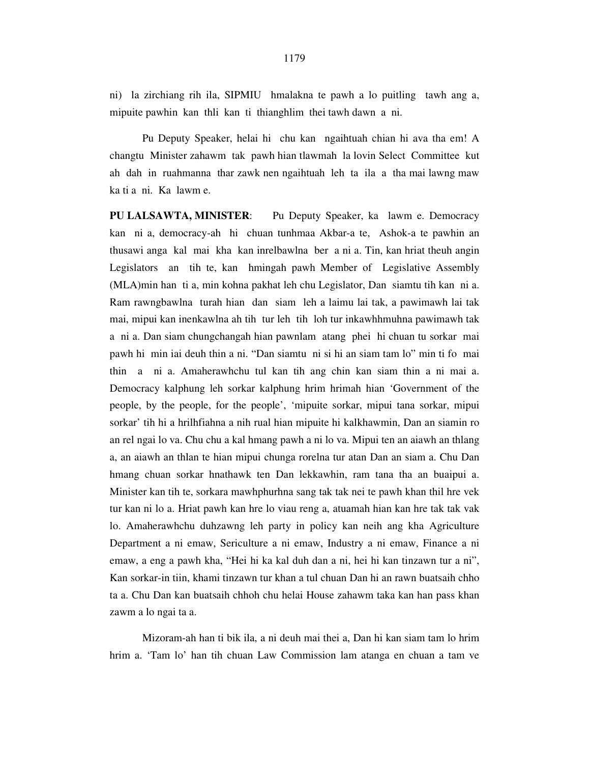ni) la zirchiang rih ila, SIPMIU hmalakna te pawh a lo puitling tawh ang a, mipuite pawhin kan thli kan ti thianghlim thei tawh dawn a ni.

Pu Deputy Speaker, helai hi chu kan ngaihtuah chian hi ava tha em! A changtu Minister zahawm tak pawh hian tlawmah la lovin Select Committee kut ah dah in ruahmanna thar zawk nen ngaihtuah leh ta ila a tha mai lawng maw ka ti a ni. Ka lawm e.

**PU LALSAWTA, MINISTER**: Pu Deputy Speaker, ka lawm e. Democracy kan ni a, democracy-ah hi chuan tunhmaa Akbar-a te, Ashok-a te pawhin an thusawi anga kal mai kha kan inrelbawlna ber a ni a. Tin, kan hriat theuh angin Legislators an tih te, kan hmingah pawh Member of Legislative Assembly (MLA)min han ti a, min kohna pakhat leh chu Legislator, Dan siamtu tih kan ni a. Ram rawngbawlna turah hian dan siam leh a laimu lai tak, a pawimawh lai tak mai, mipui kan inenkawlna ah tih tur leh tih loh tur inkawhhmuhna pawimawh tak a ni a. Dan siam chungchangah hian pawnlam atang phei hi chuan tu sorkar mai pawh hi min iai deuh thin a ni. "Dan siamtu ni si hi an siam tam lo" min ti fo mai thin a ni a. Amaherawhchu tul kan tih ang chin kan siam thin a ni mai a. Democracy kalphung leh sorkar kalphung hrim hrimah hian 'Government of the people, by the people, for the people', 'mipuite sorkar, mipui tana sorkar, mipui sorkar' tih hi a hrilhfiahna a nih rual hian mipuite hi kalkhawmin, Dan an siamin ro an rel ngai lo va. Chu chu a kal hmang pawh a ni lo va. Mipui ten an aiawh an thlang a, an aiawh an thlan te hian mipui chunga rorelna tur atan Dan an siam a. Chu Dan hmang chuan sorkar hnathawk ten Dan lekkawhin, ram tana tha an buaipui a. Minister kan tih te, sorkara mawhphurhna sang tak tak nei te pawh khan thil hre vek tur kan ni lo a. Hriat pawh kan hre lo viau reng a, atuamah hian kan hre tak tak vak lo. Amaherawhchu duhzawng leh party in policy kan neih ang kha Agriculture Department a ni emaw, Sericulture a ni emaw, Industry a ni emaw, Finance a ni emaw, a eng a pawh kha, "Hei hi ka kal duh dan a ni, hei hi kan tinzawn tur a ni", Kan sorkar-in tiin, khami tinzawn tur khan a tul chuan Dan hi an rawn buatsaih chho ta a. Chu Dan kan buatsaih chhoh chu helai House zahawm taka kan han pass khan zawm a lo ngai ta a.

Mizoram-ah han ti bik ila, a ni deuh mai thei a, Dan hi kan siam tam lo hrim hrim a. 'Tam lo' han tih chuan Law Commission lam atanga en chuan a tam ve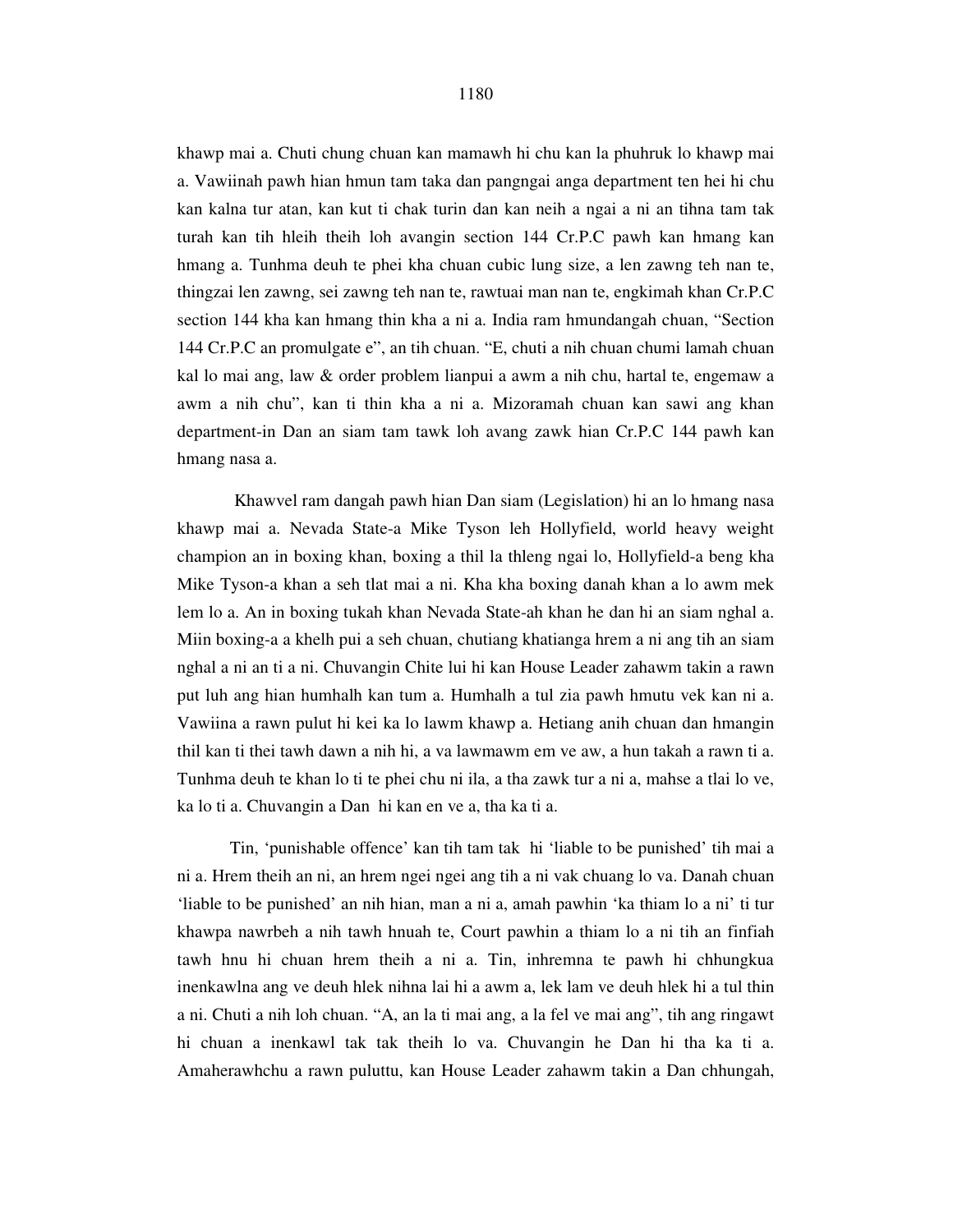khawp mai a. Chuti chung chuan kan mamawh hi chu kan la phuhruk lo khawp mai a. Vawiinah pawh hian hmun tam taka dan pangngai anga department ten hei hi chu kan kalna tur atan, kan kut ti chak turin dan kan neih a ngai a ni an tihna tam tak turah kan tih hleih theih loh avangin section 144 Cr.P.C pawh kan hmang kan hmang a. Tunhma deuh te phei kha chuan cubic lung size, a len zawng teh nan te, thingzai len zawng, sei zawng teh nan te, rawtuai man nan te, engkimah khan Cr.P.C section 144 kha kan hmang thin kha a ni a. India ram hmundangah chuan, "Section 144 Cr.P.C an promulgate e", an tih chuan. "E, chuti a nih chuan chumi lamah chuan kal lo mai ang, law & order problem lianpui a awm a nih chu, hartal te, engemaw a awm a nih chu", kan ti thin kha a ni a. Mizoramah chuan kan sawi ang khan department-in Dan an siam tam tawk loh avang zawk hian Cr.P.C 144 pawh kan hmang nasa a.

Khawvel ram dangah pawh hian Dan siam (Legislation) hi an lo hmang nasa khawp mai a. Nevada State-a Mike Tyson leh Hollyfield, world heavy weight champion an in boxing khan, boxing a thil la thleng ngai lo, Hollyfield-a beng kha Mike Tyson-a khan a seh tlat mai a ni. Kha kha boxing danah khan a lo awm mek lem lo a. An in boxing tukah khan Nevada State-ah khan he dan hi an siam nghal a. Miin boxing-a a khelh pui a seh chuan, chutiang khatianga hrem a ni ang tih an siam nghal a ni an ti a ni. Chuvangin Chite lui hi kan House Leader zahawm takin a rawn put luh ang hian humhalh kan tum a. Humhalh a tul zia pawh hmutu vek kan ni a. Vawiina a rawn pulut hi kei ka lo lawm khawp a. Hetiang anih chuan dan hmangin thil kan ti thei tawh dawn a nih hi, a va lawmawm em ve aw, a hun takah a rawn ti a. Tunhma deuh te khan lo ti te phei chu ni ila, a tha zawk tur a ni a, mahse a tlai lo ve, ka lo ti a. Chuvangin a Dan hi kan en ve a, tha ka ti a.

Tin, 'punishable offence' kan tih tam tak hi 'liable to be punished' tih mai a ni a. Hrem theih an ni, an hrem ngei ngei ang tih a ni vak chuang lo va. Danah chuan 'liable to be punished' an nih hian, man a ni a, amah pawhin 'ka thiam lo a ni' ti tur khawpa nawrbeh a nih tawh hnuah te, Court pawhin a thiam lo a ni tih an finfiah tawh hnu hi chuan hrem theih a ni a. Tin, inhremna te pawh hi chhungkua inenkawlna ang ve deuh hlek nihna lai hi a awm a, lek lam ve deuh hlek hi a tul thin a ni. Chuti a nih loh chuan. "A, an la ti mai ang, a la fel ve mai ang", tih ang ringawt hi chuan a inenkawl tak tak theih lo va. Chuvangin he Dan hi tha ka ti a. Amaherawhchu a rawn puluttu, kan House Leader zahawm takin a Dan chhungah,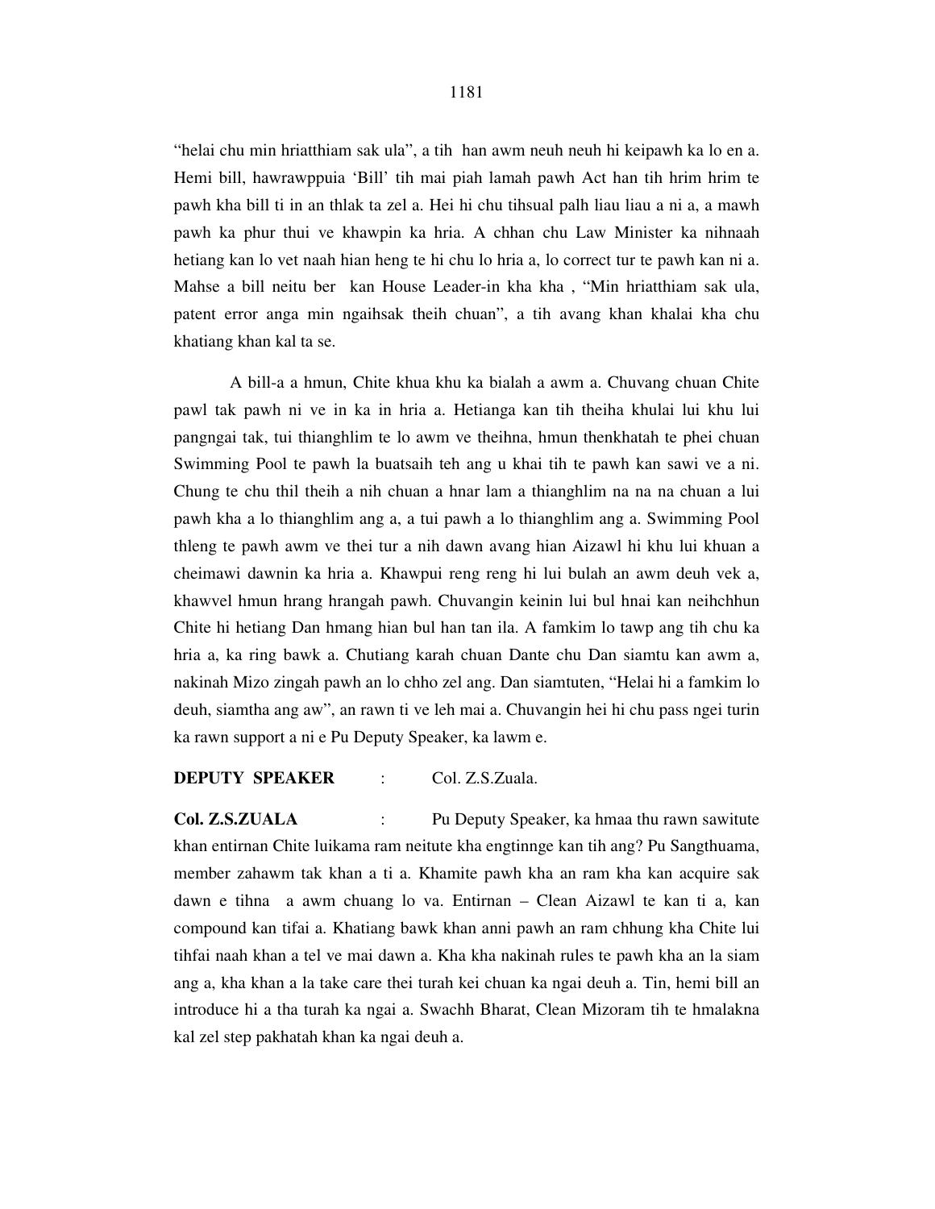"helai chu min hriatthiam sak ula", a tih han awm neuh neuh hi keipawh ka lo en a. Hemi bill, hawrawppuia 'Bill' tih mai piah lamah pawh Act han tih hrim hrim te pawh kha bill ti in an thlak ta zel a. Hei hi chu tihsual palh liau liau a ni a, a mawh pawh ka phur thui ve khawpin ka hria. A chhan chu Law Minister ka nihnaah hetiang kan lo vet naah hian heng te hi chu lo hria a, lo correct tur te pawh kan ni a. Mahse a bill neitu ber kan House Leader-in kha kha , "Min hriatthiam sak ula, patent error anga min ngaihsak theih chuan", a tih avang khan khalai kha chu khatiang khan kal ta se.

A bill-a a hmun, Chite khua khu ka bialah a awm a. Chuvang chuan Chite pawl tak pawh ni ve in ka in hria a. Hetianga kan tih theiha khulai lui khu lui pangngai tak, tui thianghlim te lo awm ve theihna, hmun thenkhatah te phei chuan Swimming Pool te pawh la buatsaih teh ang u khai tih te pawh kan sawi ve a ni. Chung te chu thil theih a nih chuan a hnar lam a thianghlim na na na chuan a lui pawh kha a lo thianghlim ang a, a tui pawh a lo thianghlim ang a. Swimming Pool thleng te pawh awm ve thei tur a nih dawn avang hian Aizawl hi khu lui khuan a cheimawi dawnin ka hria a. Khawpui reng reng hi lui bulah an awm deuh vek a, khawvel hmun hrang hrangah pawh. Chuvangin keinin lui bul hnai kan neihchhun Chite hi hetiang Dan hmang hian bul han tan ila. A famkim lo tawp ang tih chu ka hria a, ka ring bawk a. Chutiang karah chuan Dante chu Dan siamtu kan awm a, nakinah Mizo zingah pawh an lo chho zel ang. Dan siamtuten, "Helai hi a famkim lo deuh, siamtha ang aw", an rawn ti ve leh mai a. Chuvangin hei hi chu pass ngei turin ka rawn support a ni e Pu Deputy Speaker, ka lawm e.

**DEPUTY SPEAKER** : Col. Z.S.Zuala.

**Col. Z.S.ZUALA** : Pu Deputy Speaker, ka hmaa thu rawn sawitute khan entirnan Chite luikama ram neitute kha engtinnge kan tih ang? Pu Sangthuama, member zahawm tak khan a ti a. Khamite pawh kha an ram kha kan acquire sak dawn e tihna a awm chuang lo va. Entirnan – Clean Aizawl te kan ti a, kan compound kan tifai a. Khatiang bawk khan anni pawh an ram chhung kha Chite lui tihfai naah khan a tel ve mai dawn a. Kha kha nakinah rules te pawh kha an la siam ang a, kha khan a la take care thei turah kei chuan ka ngai deuh a. Tin, hemi bill an introduce hi a tha turah ka ngai a. Swachh Bharat, Clean Mizoram tih te hmalakna kal zel step pakhatah khan ka ngai deuh a.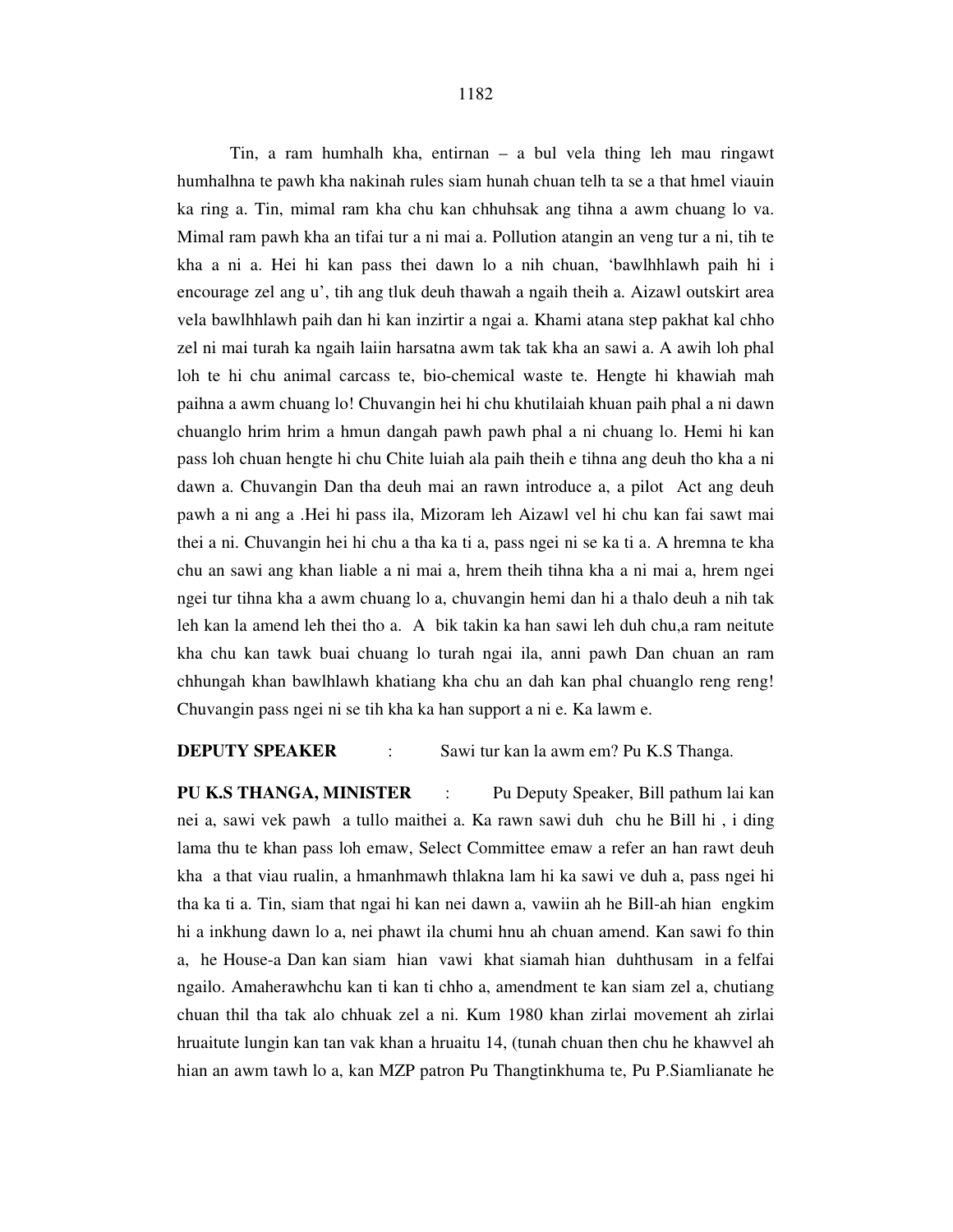Tin, a ram humhalh kha, entirnan – a bul vela thing leh mau ringawt humhalhna te pawh kha nakinah rules siam hunah chuan telh ta se a that hmel viauin ka ring a. Tin, mimal ram kha chu kan chhuhsak ang tihna a awm chuang lo va. Mimal ram pawh kha an tifai tur a ni mai a. Pollution atangin an veng tur a ni, tih te kha a ni a. Hei hi kan pass thei dawn lo a nih chuan, 'bawlhhlawh paih hi i encourage zel ang u', tih ang tluk deuh thawah a ngaih theih a. Aizawl outskirt area vela bawlhhlawh paih dan hi kan inzirtir a ngai a. Khami atana step pakhat kal chho zel ni mai turah ka ngaih laiin harsatna awm tak tak kha an sawi a. A awih loh phal loh te hi chu animal carcass te, bio-chemical waste te. Hengte hi khawiah mah paihna a awm chuang lo! Chuvangin hei hi chu khutilaiah khuan paih phal a ni dawn chuanglo hrim hrim a hmun dangah pawh pawh phal a ni chuang lo. Hemi hi kan pass loh chuan hengte hi chu Chite luiah ala paih theih e tihna ang deuh tho kha a ni dawn a. Chuvangin Dan tha deuh mai an rawn introduce a, a pilot Act ang deuh pawh a ni ang a .Hei hi pass ila, Mizoram leh Aizawl vel hi chu kan fai sawt mai thei a ni. Chuvangin hei hi chu a tha ka ti a, pass ngei ni se ka ti a. A hremna te kha chu an sawi ang khan liable a ni mai a, hrem theih tihna kha a ni mai a, hrem ngei ngei tur tihna kha a awm chuang lo a, chuvangin hemi dan hi a thalo deuh a nih tak leh kan la amend leh thei tho a. A bik takin ka han sawi leh duh chu,a ram neitute kha chu kan tawk buai chuang lo turah ngai ila, anni pawh Dan chuan an ram chhungah khan bawlhlawh khatiang kha chu an dah kan phal chuanglo reng reng! Chuvangin pass ngei ni se tih kha ka han support a ni e. Ka lawm e.

**DEPUTY SPEAKER** : Sawi tur kan la awm em? Pu K.S Thanga.

**PU K.S THANGA, MINISTER** : Pu Deputy Speaker, Bill pathum lai kan nei a, sawi vek pawh a tullo maithei a. Ka rawn sawi duh chu he Bill hi , i ding lama thu te khan pass loh emaw, Select Committee emaw a refer an han rawt deuh kha a that viau rualin, a hmanhmawh thlakna lam hi ka sawi ve duh a, pass ngei hi tha ka ti a. Tin, siam that ngai hi kan nei dawn a, vawiin ah he Bill-ah hian engkim hi a inkhung dawn lo a, nei phawt ila chumi hnu ah chuan amend. Kan sawi fo thin a, he House-a Dan kan siam hian vawi khat siamah hian duhthusam in a felfai ngailo. Amaherawhchu kan ti kan ti chho a, amendment te kan siam zel a, chutiang chuan thil tha tak alo chhuak zel a ni. Kum 1980 khan zirlai movement ah zirlai hruaitute lungin kan tan vak khan a hruaitu 14, (tunah chuan then chu he khawvel ah hian an awm tawh lo a, kan MZP patron Pu Thangtinkhuma te, Pu P.Siamlianate he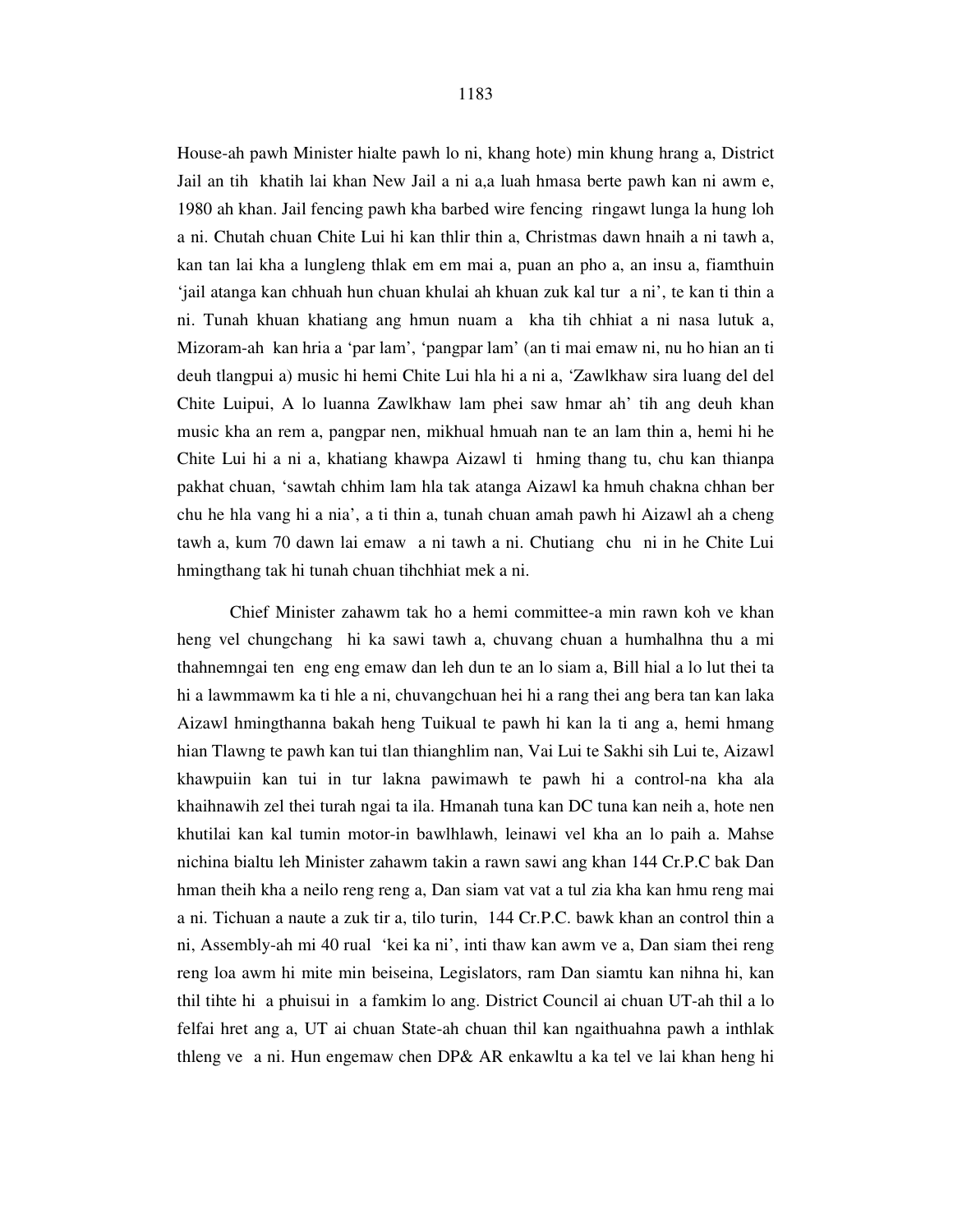House-ah pawh Minister hialte pawh lo ni, khang hote) min khung hrang a, District Jail an tih khatih lai khan New Jail a ni a,a luah hmasa berte pawh kan ni awm e, 1980 ah khan. Jail fencing pawh kha barbed wire fencing ringawt lunga la hung loh a ni. Chutah chuan Chite Lui hi kan thlir thin a, Christmas dawn hnaih a ni tawh a, kan tan lai kha a lungleng thlak em em mai a, puan an pho a, an insu a, fiamthuin 'jail atanga kan chhuah hun chuan khulai ah khuan zuk kal tur a ni', te kan ti thin a ni. Tunah khuan khatiang ang hmun nuam a kha tih chhiat a ni nasa lutuk a, Mizoram-ah kan hria a 'par lam', 'pangpar lam' (an ti mai emaw ni, nu ho hian an ti deuh tlangpui a) music hi hemi Chite Lui hla hi a ni a, 'Zawlkhaw sira luang del del Chite Luipui, A lo luanna Zawlkhaw lam phei saw hmar ah' tih ang deuh khan music kha an rem a, pangpar nen, mikhual hmuah nan te an lam thin a, hemi hi he Chite Lui hi a ni a, khatiang khawpa Aizawl ti hming thang tu, chu kan thianpa pakhat chuan, 'sawtah chhim lam hla tak atanga Aizawl ka hmuh chakna chhan ber chu he hla vang hi a nia', a ti thin a, tunah chuan amah pawh hi Aizawl ah a cheng tawh a, kum 70 dawn lai emaw a ni tawh a ni. Chutiang chu ni in he Chite Lui hmingthang tak hi tunah chuan tihchhiat mek a ni.

Chief Minister zahawm tak ho a hemi committee-a min rawn koh ve khan heng vel chungchang hi ka sawi tawh a, chuvang chuan a humhalhna thu a mi thahnemngai ten eng eng emaw dan leh dun te an lo siam a, Bill hial a lo lut thei ta hi a lawmmawm ka ti hle a ni, chuvangchuan hei hi a rang thei ang bera tan kan laka Aizawl hmingthanna bakah heng Tuikual te pawh hi kan la ti ang a, hemi hmang hian Tlawng te pawh kan tui tlan thianghlim nan, Vai Lui te Sakhi sih Lui te, Aizawl khawpuiin kan tui in tur lakna pawimawh te pawh hi a control-na kha ala khaihnawih zel thei turah ngai ta ila. Hmanah tuna kan DC tuna kan neih a, hote nen khutilai kan kal tumin motor-in bawlhlawh, leinawi vel kha an lo paih a. Mahse nichina bialtu leh Minister zahawm takin a rawn sawi ang khan 144 Cr.P.C bak Dan hman theih kha a neilo reng reng a, Dan siam vat vat a tul zia kha kan hmu reng mai a ni. Tichuan a naute a zuk tir a, tilo turin, 144 Cr.P.C. bawk khan an control thin a ni, Assembly-ah mi 40 rual 'kei ka ni', inti thaw kan awm ve a, Dan siam thei reng reng loa awm hi mite min beiseina, Legislators, ram Dan siamtu kan nihna hi, kan thil tihte hi a phuisui in a famkim lo ang. District Council ai chuan UT-ah thil a lo felfai hret ang a, UT ai chuan State-ah chuan thil kan ngaithuahna pawh a inthlak thleng ve a ni. Hun engemaw chen DP& AR enkawltu a ka tel ve lai khan heng hi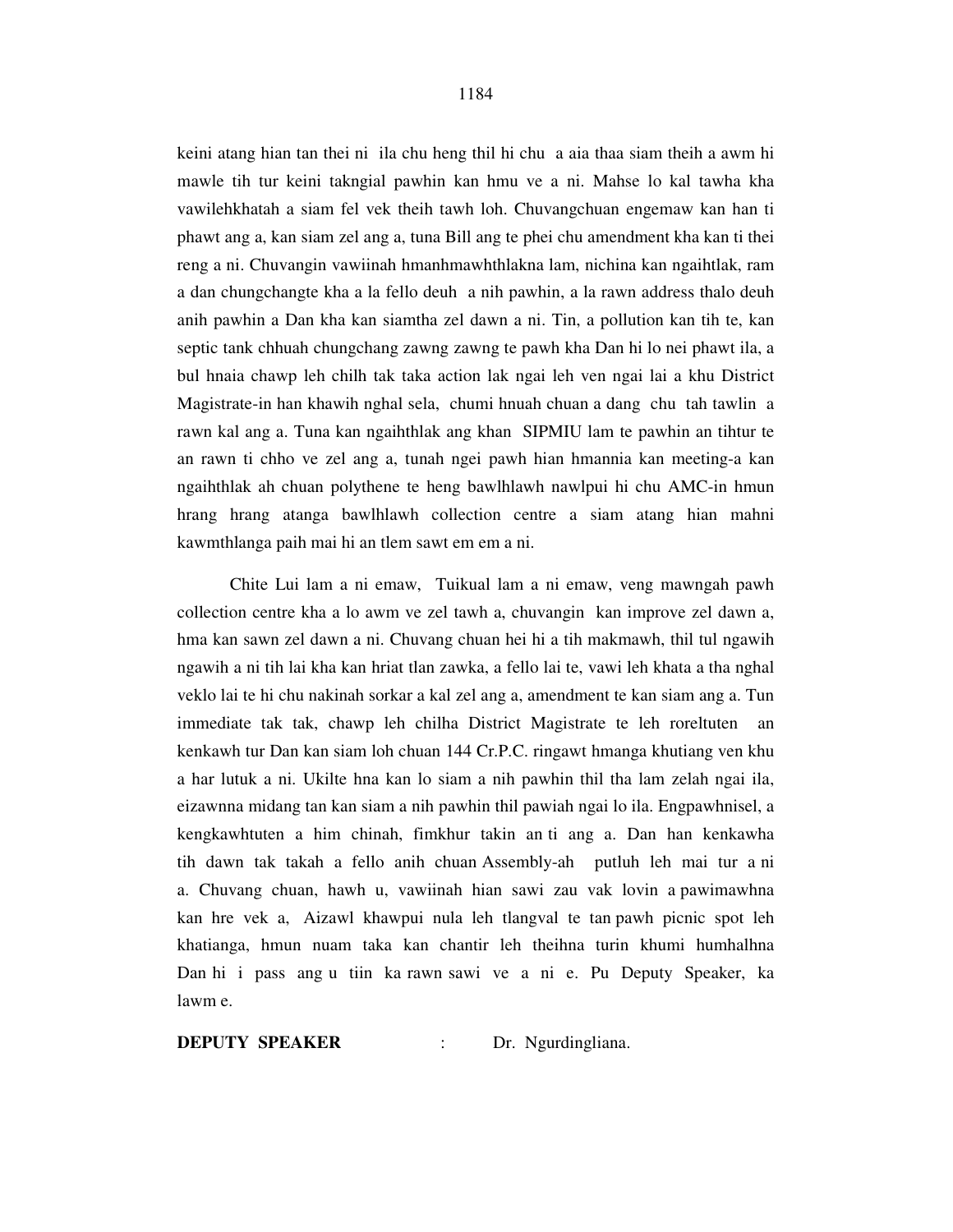keini atang hian tan thei ni ila chu heng thil hi chu a aia thaa siam theih a awm hi mawle tih tur keini takngial pawhin kan hmu ve a ni. Mahse lo kal tawha kha vawilehkhatah a siam fel vek theih tawh loh. Chuvangchuan engemaw kan han ti phawt ang a, kan siam zel ang a, tuna Bill ang te phei chu amendment kha kan ti thei reng a ni. Chuvangin vawiinah hmanhmawhthlakna lam, nichina kan ngaihtlak, ram a dan chungchangte kha a la fello deuh a nih pawhin, a la rawn address thalo deuh anih pawhin a Dan kha kan siamtha zel dawn a ni. Tin, a pollution kan tih te, kan septic tank chhuah chungchang zawng zawng te pawh kha Dan hi lo nei phawt ila, a bul hnaia chawp leh chilh tak taka action lak ngai leh ven ngai lai a khu District Magistrate-in han khawih nghal sela, chumi hnuah chuan a dang chu tah tawlin a rawn kal ang a. Tuna kan ngaihthlak ang khan SIPMIU lam te pawhin an tihtur te an rawn ti chho ve zel ang a, tunah ngei pawh hian hmannia kan meeting-a kan ngaihthlak ah chuan polythene te heng bawlhlawh nawlpui hi chu AMC-in hmun hrang hrang atanga bawlhlawh collection centre a siam atang hian mahni kawmthlanga paih mai hi an tlem sawt em em a ni.

Chite Lui lam a ni emaw, Tuikual lam a ni emaw, veng mawngah pawh collection centre kha a lo awm ve zel tawh a, chuvangin kan improve zel dawn a, hma kan sawn zel dawn a ni. Chuvang chuan hei hi a tih makmawh, thil tul ngawih ngawih a ni tih lai kha kan hriat tlan zawka, a fello lai te, vawi leh khata a tha nghal veklo lai te hi chu nakinah sorkar a kal zel ang a, amendment te kan siam ang a. Tun immediate tak tak, chawp leh chilha District Magistrate te leh roreltuten an kenkawh tur Dan kan siam loh chuan 144 Cr.P.C. ringawt hmanga khutiang ven khu a har lutuk a ni. Ukilte hna kan lo siam a nih pawhin thil tha lam zelah ngai ila, eizawnna midang tan kan siam a nih pawhin thil pawiah ngai lo ila. Engpawhnisel, a kengkawhtuten a him chinah, fimkhur takin an ti ang a. Dan han kenkawha tih dawn tak takah a fello anih chuan Assembly-ah putluh leh mai tur a ni a. Chuvang chuan, hawh u, vawiinah hian sawi zau vak lovin a pawimawhna kan hre vek a, Aizawl khawpui nula leh tlangval te tan pawh picnic spot leh khatianga, hmun nuam taka kan chantir leh theihna turin khumi humhalhna Dan hi i pass ang u tiin ka rawn sawi ve a ni e. Pu Deputy Speaker, ka lawm e.

**DEPUTY SPEAKER** : Dr. Ngurdingliana.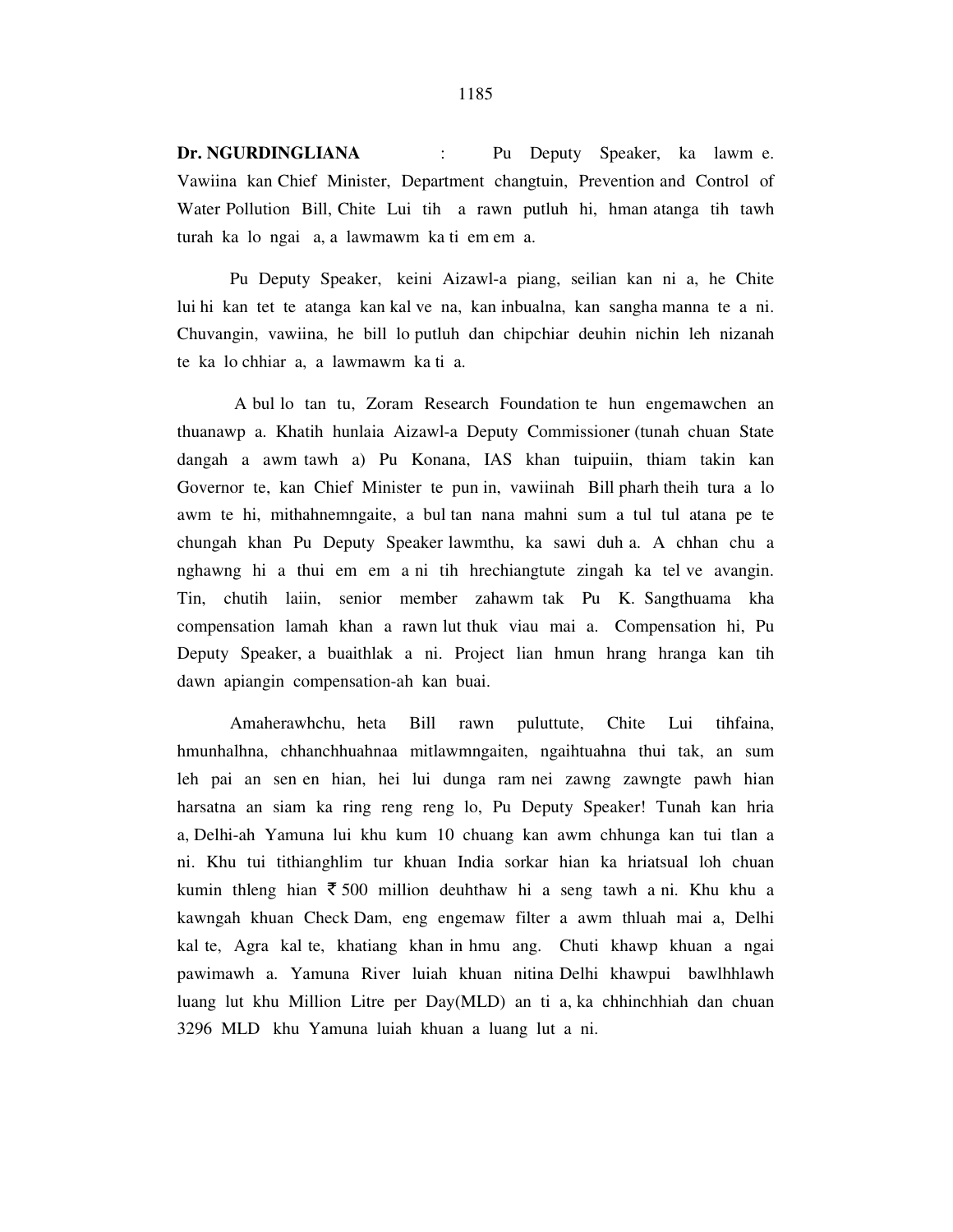**Dr. NGURDINGLIANA** : Pu Deputy Speaker, ka lawm e. Vawiina kan Chief Minister, Department changtuin, Prevention and Control of Water Pollution Bill, Chite Lui tih a rawn putluh hi, hman atanga tih tawh turah ka lo ngai a, a lawmawm ka ti em em a.

Pu Deputy Speaker, keini Aizawl-a piang, seilian kan ni a, he Chite lui hi kan tet te atanga kan kal ve na, kan inbualna, kan sangha manna te a ni. Chuvangin, vawiina, he bill lo putluh dan chipchiar deuhin nichin leh nizanah te ka lo chhiar a, a lawmawm ka ti a.

A bul lo tan tu, Zoram Research Foundation te hun engemawchen an thuanawp a. Khatih hunlaia Aizawl-a Deputy Commissioner (tunah chuan State dangah a awm tawh a) Pu Konana, IAS khan tuipuiin, thiam takin kan Governor te, kan Chief Minister te pun in, vawiinah Bill pharh theih tura a lo awm te hi, mithahnemngaite, a bul tan nana mahni sum a tul tul atana pe te chungah khan Pu Deputy Speaker lawmthu, ka sawi duh a. A chhan chu a nghawng hi a thui em em a ni tih hrechiangtute zingah ka tel ve avangin. Tin, chutih laiin, senior member zahawm tak Pu K. Sangthuama kha compensation lamah khan a rawn lut thuk viau mai a. Compensation hi, Pu Deputy Speaker, a buaithlak a ni. Project lian hmun hrang hranga kan tih dawn apiangin compensation-ah kan buai.

Amaherawhchu, heta Bill rawn puluttute, Chite Lui tihfaina, hmunhalhna, chhanchhuahnaa mitlawmngaiten, ngaihtuahna thui tak, an sum leh pai an sen en hian, hei lui dunga ram nei zawng zawngte pawh hian harsatna an siam ka ring reng reng lo, Pu Deputy Speaker! Tunah kan hria a, Delhi-ah Yamuna lui khu kum 10 chuang kan awm chhunga kan tui tlan a ni. Khu tui tithianghlim tur khuan India sorkar hian ka hriatsual loh chuan kumin thleng hian ₹ 500 million deuhthaw hi a seng tawh a ni. Khu khu a kawngah khuan Check Dam, eng engemaw filter a awm thluah mai a, Delhi kal te, Agra kal te, khatiang khan in hmu ang. Chuti khawp khuan a ngai pawimawh a. Yamuna River luiah khuan nitina Delhi khawpui bawlhhlawh luang lut khu Million Litre per Day(MLD) an ti a, ka chhinchhiah dan chuan 3296 MLD khu Yamuna luiah khuan a luang lut a ni.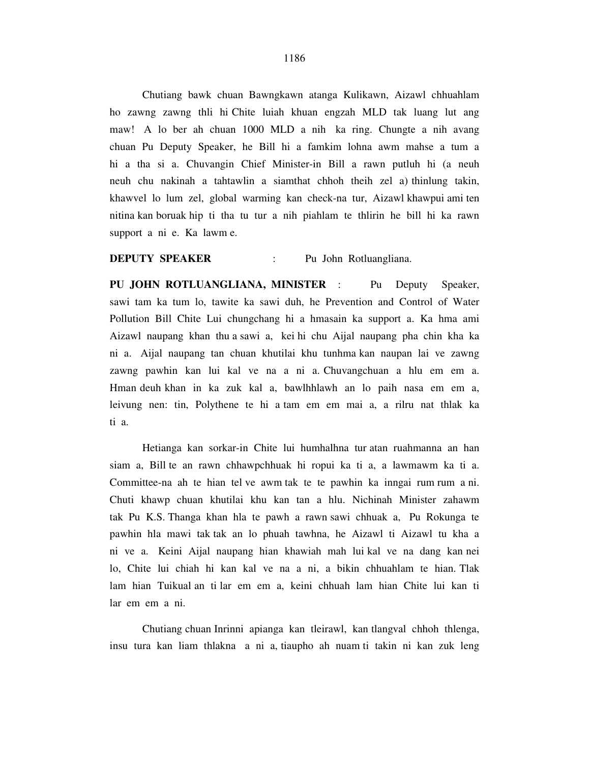Chutiang bawk chuan Bawngkawn atanga Kulikawn, Aizawl chhuahlam ho zawng zawng thli hi Chite luiah khuan engzah MLD tak luang lut ang maw! A lo ber ah chuan 1000 MLD a nih ka ring. Chungte a nih avang chuan Pu Deputy Speaker, he Bill hi a famkim lohna awm mahse a tum a hi a tha si a. Chuvangin Chief Minister-in Bill a rawn putluh hi (a neuh neuh chu nakinah a tahtawlin a siamthat chhoh theih zel a) thinlung takin, khawvel lo lum zel, global warming kan check-na tur, Aizawl khawpui ami ten nitina kan boruak hip ti tha tu tur a nih piahlam te thlirin he bill hi ka rawn support a ni e. Ka lawm e.

**DEPUTY SPEAKER** : Pu John Rotluangliana.

**PU JOHN ROTLUANGLIANA, MINISTER** : Pu Deputy Speaker, sawi tam ka tum lo, tawite ka sawi duh, he Prevention and Control of Water Pollution Bill Chite Lui chungchang hi a hmasain ka support a. Ka hma ami Aizawl naupang khan thu a sawi a, kei hi chu Aijal naupang pha chin kha ka ni a. Aijal naupang tan chuan khutilai khu tunhma kan naupan lai ve zawng zawng pawhin kan lui kal ve na a ni a. Chuvangchuan a hlu em em a. Hman deuh khan in ka zuk kal a, bawlhhlawh an lo paih nasa em em a, leivung nen: tin, Polythene te hi a tam em em mai a, a rilru nat thlak ka ti a.

Hetianga kan sorkar-in Chite lui humhalhna tur atan ruahmanna an han siam a, Bill te an rawn chhawpchhuak hi ropui ka ti a, a lawmawm ka ti a. Committee-na ah te hian tel ve awm tak te te pawhin ka inngai rum rum a ni. Chuti khawp chuan khutilai khu kan tan a hlu. Nichinah Minister zahawm tak Pu K.S. Thanga khan hla te pawh a rawn sawi chhuak a, Pu Rokunga te pawhin hla mawi tak tak an lo phuah tawhna, he Aizawl ti Aizawl tu kha a ni ve a. Keini Aijal naupang hian khawiah mah lui kal ve na dang kan nei lo, Chite lui chiah hi kan kal ve na a ni, a bikin chhuahlam te hian. Tlak lam hian Tuikual an ti lar em em a, keini chhuah lam hian Chite lui kan ti lar em em a ni.

Chutiang chuan Inrinni apianga kan tleirawl, kan tlangval chhoh thlenga, insu tura kan liam thlakna a ni a, tiaupho ah nuam ti takin ni kan zuk leng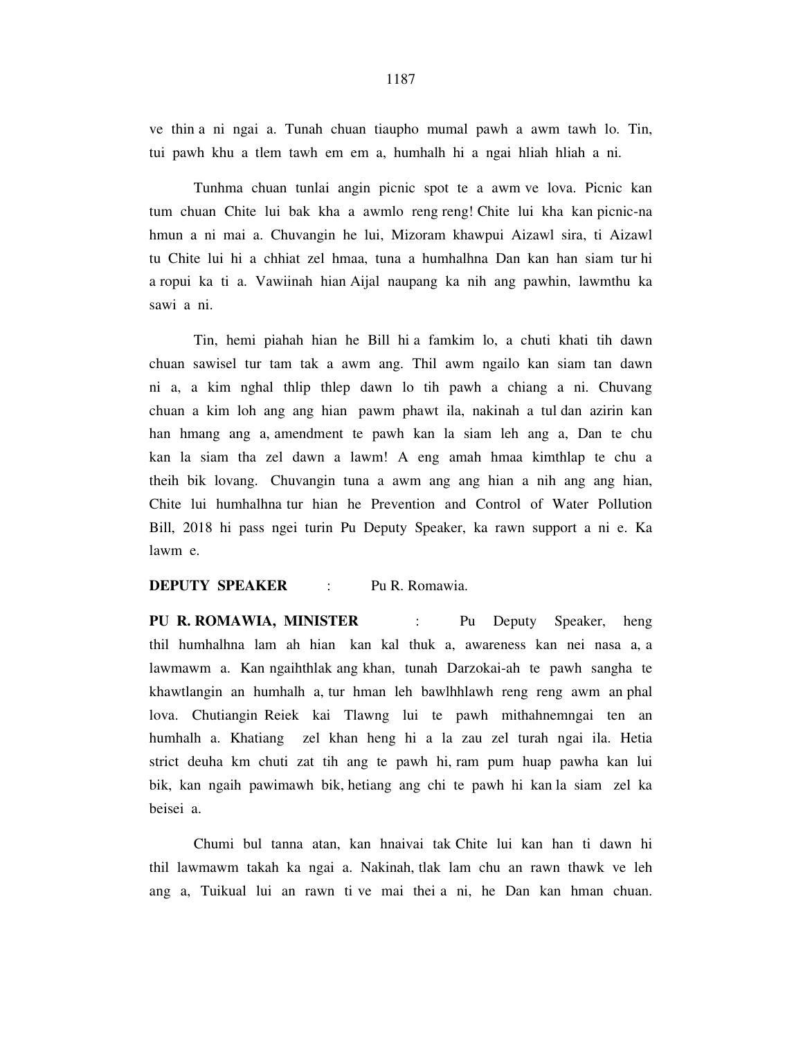ve thin a ni ngai a. Tunah chuan tiaupho mumal pawh a awm tawh lo. Tin, tui pawh khu a tlem tawh em em a, humhalh hi a ngai hliah hliah a ni.

Tunhma chuan tunlai angin picnic spot te a awm ve lova. Picnic kan tum chuan Chite lui bak kha a awmlo reng reng! Chite lui kha kan picnic-na hmun a ni mai a. Chuvangin he lui, Mizoram khawpui Aizawl sira, ti Aizawl tu Chite lui hi a chhiat zel hmaa, tuna a humhalhna Dan kan han siam tur hi a ropui ka ti a. Vawiinah hian Aijal naupang ka nih ang pawhin, lawmthu ka sawi a ni.

Tin, hemi piahah hian he Bill hi a famkim lo, a chuti khati tih dawn chuan sawisel tur tam tak a awm ang. Thil awm ngailo kan siam tan dawn ni a, a kim nghal thlip thlep dawn lo tih pawh a chiang a ni. Chuvang chuan a kim loh ang ang hian pawm phawt ila, nakinah a tul dan azirin kan han hmang ang a, amendment te pawh kan la siam leh ang a, Dan te chu kan la siam tha zel dawn a lawm! A eng amah hmaa kimthlap te chu a theih bik lovang. Chuvangin tuna a awm ang ang hian a nih ang ang hian, Chite lui humhalhna tur hian he Prevention and Control of Water Pollution Bill, 2018 hi pass ngei turin Pu Deputy Speaker, ka rawn support a ni e. Ka lawm e.

**DEPUTY SPEAKER** : Pu R. Romawia.

**PU R. ROMAWIA, MINISTER** : Pu Deputy Speaker, heng thil humhalhna lam ah hian kan kal thuk a, awareness kan nei nasa a, a lawmawm a. Kan ngaihthlak ang khan, tunah Darzokai-ah te pawh sangha te khawtlangin an humhalh a, tur hman leh bawlhhlawh reng reng awm an phal lova. Chutiangin Reiek kai Tlawng lui te pawh mithahnemngai ten an humhalh a. Khatiang zel khan heng hi a la zau zel turah ngai ila. Hetia strict deuha km chuti zat tih ang te pawh hi, ram pum huap pawha kan lui bik, kan ngaih pawimawh bik, hetiang ang chi te pawh hi kan la siam zel ka beisei a.

Chumi bul tanna atan, kan hnaivai tak Chite lui kan han ti dawn hi thil lawmawm takah ka ngai a. Nakinah, tlak lam chu an rawn thawk ve leh ang a, Tuikual lui an rawn ti ve mai thei a ni, he Dan kan hman chuan.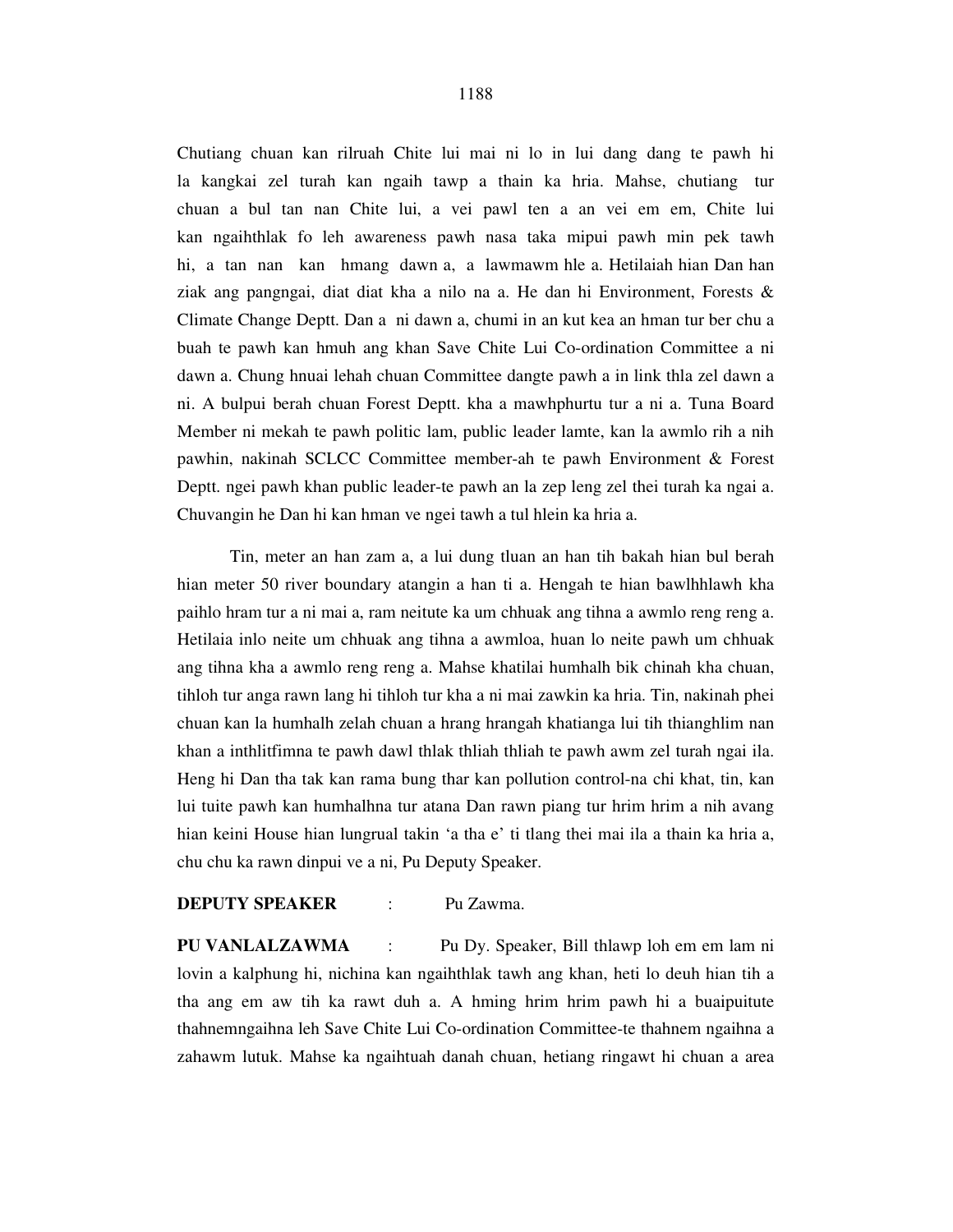Chutiang chuan kan rilruah Chite lui mai ni lo in lui dang dang te pawh hi la kangkai zel turah kan ngaih tawp a thain ka hria. Mahse, chutiang tur chuan a bul tan nan Chite lui, a vei pawl ten a an vei em em, Chite lui kan ngaihthlak fo leh awareness pawh nasa taka mipui pawh min pek tawh hi, a tan nan kan hmang dawn a, a lawmawm hle a. Hetilaiah hian Dan han ziak ang pangngai, diat diat kha a nilo na a. He dan hi Environment, Forests & Climate Change Deptt. Dan a ni dawn a, chumi in an kut kea an hman tur ber chu a buah te pawh kan hmuh ang khan Save Chite Lui Co-ordination Committee a ni dawn a. Chung hnuai lehah chuan Committee dangte pawh a in link thla zel dawn a ni. A bulpui berah chuan Forest Deptt. kha a mawhphurtu tur a ni a. Tuna Board Member ni mekah te pawh politic lam, public leader lamte, kan la awmlo rih a nih pawhin, nakinah SCLCC Committee member-ah te pawh Environment & Forest Deptt. ngei pawh khan public leader-te pawh an la zep leng zel thei turah ka ngai a. Chuvangin he Dan hi kan hman ve ngei tawh a tul hlein ka hria a.

Tin, meter an han zam a, a lui dung tluan an han tih bakah hian bul berah hian meter 50 river boundary atangin a han ti a. Hengah te hian bawlhhlawh kha paihlo hram tur a ni mai a, ram neitute ka um chhuak ang tihna a awmlo reng reng a. Hetilaia inlo neite um chhuak ang tihna a awmloa, huan lo neite pawh um chhuak ang tihna kha a awmlo reng reng a. Mahse khatilai humhalh bik chinah kha chuan, tihloh tur anga rawn lang hi tihloh tur kha a ni mai zawkin ka hria. Tin, nakinah phei chuan kan la humhalh zelah chuan a hrang hrangah khatianga lui tih thianghlim nan khan a inthlitfimna te pawh dawl thlak thliah thliah te pawh awm zel turah ngai ila. Heng hi Dan tha tak kan rama bung thar kan pollution control-na chi khat, tin, kan lui tuite pawh kan humhalhna tur atana Dan rawn piang tur hrim hrim a nih avang hian keini House hian lungrual takin 'a tha e' ti tlang thei mai ila a thain ka hria a, chu chu ka rawn dinpui ve a ni, Pu Deputy Speaker.

**DEPUTY SPEAKER** : Pu Zawma.

**PU VANLALZAWMA** : Pu Dy. Speaker, Bill thlawp loh em em lam ni lovin a kalphung hi, nichina kan ngaihthlak tawh ang khan, heti lo deuh hian tih a tha ang em aw tih ka rawt duh a. A hming hrim hrim pawh hi a buaipuitute thahnemngaihna leh Save Chite Lui Co-ordination Committee-te thahnem ngaihna a zahawm lutuk. Mahse ka ngaihtuah danah chuan, hetiang ringawt hi chuan a area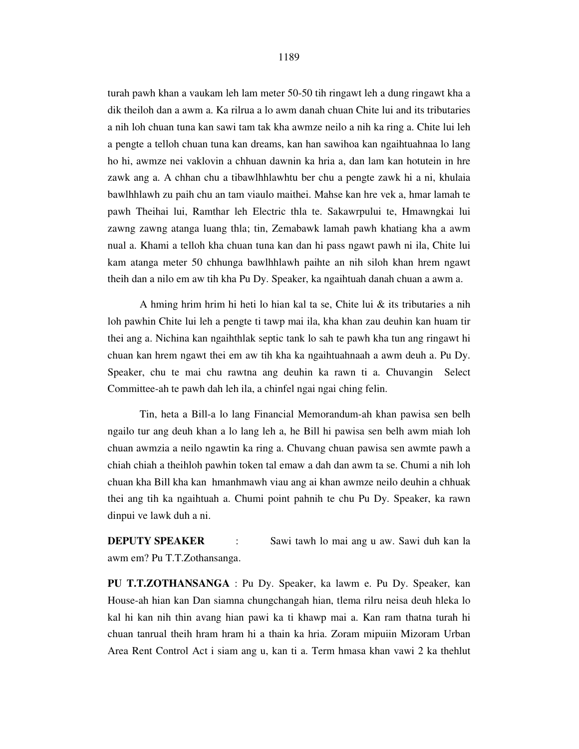turah pawh khan a vaukam leh lam meter 50-50 tih ringawt leh a dung ringawt kha a dik theiloh dan a awm a. Ka rilrua a lo awm danah chuan Chite lui and its tributaries a nih loh chuan tuna kan sawi tam tak kha awmze neilo a nih ka ring a. Chite lui leh a pengte a telloh chuan tuna kan dreams, kan han sawihoa kan ngaihtuahnaa lo lang ho hi, awmze nei vaklovin a chhuan dawnin ka hria a, dan lam kan hotutein in hre zawk ang a. A chhan chu a tibawlhhlawhtu ber chu a pengte zawk hi a ni, khulaia bawlhhlawh zu paih chu an tam viaulo maithei. Mahse kan hre vek a, hmar lamah te pawh Theihai lui, Ramthar leh Electric thla te. Sakawrpului te, Hmawngkai lui zawng zawng atanga luang thla; tin, Zemabawk lamah pawh khatiang kha a awm nual a. Khami a telloh kha chuan tuna kan dan hi pass ngawt pawh ni ila, Chite lui kam atanga meter 50 chhunga bawlhhlawh paihte an nih siloh khan hrem ngawt theih dan a nilo em aw tih kha Pu Dy. Speaker, ka ngaihtuah danah chuan a awm a.

A hming hrim hrim hi heti lo hian kal ta se, Chite lui & its tributaries a nih loh pawhin Chite lui leh a pengte ti tawp mai ila, kha khan zau deuhin kan huam tir thei ang a. Nichina kan ngaihthlak septic tank lo sah te pawh kha tun ang ringawt hi chuan kan hrem ngawt thei em aw tih kha ka ngaihtuahnaah a awm deuh a. Pu Dy. Speaker, chu te mai chu rawtna ang deuhin ka rawn ti a. Chuvangin Select Committee-ah te pawh dah leh ila, a chinfel ngai ngai ching felin.

Tin, heta a Bill-a lo lang Financial Memorandum-ah khan pawisa sen belh ngailo tur ang deuh khan a lo lang leh a, he Bill hi pawisa sen belh awm miah loh chuan awmzia a neilo ngawtin ka ring a. Chuvang chuan pawisa sen awmte pawh a chiah chiah a theihloh pawhin token tal emaw a dah dan awm ta se. Chumi a nih loh chuan kha Bill kha kan hmanhmawh viau ang ai khan awmze neilo deuhin a chhuak thei ang tih ka ngaihtuah a. Chumi point pahnih te chu Pu Dy. Speaker, ka rawn dinpui ve lawk duh a ni.

**DEPUTY SPEAKER** : Sawi tawh lo mai ang u aw. Sawi duh kan la awm em? Pu T.T.Zothansanga.

**PU T.T.ZOTHANSANGA** : Pu Dy. Speaker, ka lawm e. Pu Dy. Speaker, kan House-ah hian kan Dan siamna chungchangah hian, tlema rilru neisa deuh hleka lo kal hi kan nih thin avang hian pawi ka ti khawp mai a. Kan ram thatna turah hi chuan tanrual theih hram hram hi a thain ka hria. Zoram mipuiin Mizoram Urban Area Rent Control Act i siam ang u, kan ti a. Term hmasa khan vawi 2 ka thehlut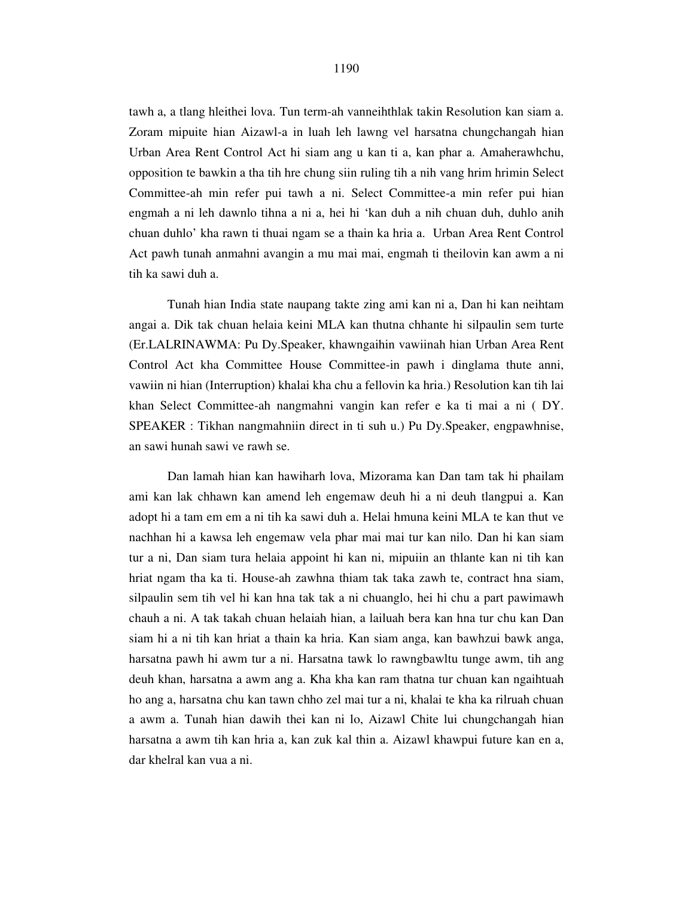tawh a, a tlang hleithei lova. Tun term-ah vanneihthlak takin Resolution kan siam a. Zoram mipuite hian Aizawl-a in luah leh lawng vel harsatna chungchangah hian Urban Area Rent Control Act hi siam ang u kan ti a, kan phar a. Amaherawhchu, opposition te bawkin a tha tih hre chung siin ruling tih a nih vang hrim hrimin Select Committee-ah min refer pui tawh a ni. Select Committee-a min refer pui hian engmah a ni leh dawnlo tihna a ni a, hei hi 'kan duh a nih chuan duh, duhlo anih chuan duhlo' kha rawn ti thuai ngam se a thain ka hria a. Urban Area Rent Control Act pawh tunah anmahni avangin a mu mai mai, engmah ti theilovin kan awm a ni tih ka sawi duh a.

Tunah hian India state naupang takte zing ami kan ni a, Dan hi kan neihtam angai a. Dik tak chuan helaia keini MLA kan thutna chhante hi silpaulin sem turte (Er.LALRINAWMA: Pu Dy.Speaker, khawngaihin vawiinah hian Urban Area Rent Control Act kha Committee House Committee-in pawh i dinglama thute anni, vawiin ni hian (Interruption) khalai kha chu a fellovin ka hria.) Resolution kan tih lai khan Select Committee-ah nangmahni vangin kan refer e ka ti mai a ni ( DY. SPEAKER : Tikhan nangmahniin direct in ti suh u.) Pu Dy.Speaker, engpawhnise, an sawi hunah sawi ve rawh se.

Dan lamah hian kan hawiharh lova, Mizorama kan Dan tam tak hi phailam ami kan lak chhawn kan amend leh engemaw deuh hi a ni deuh tlangpui a. Kan adopt hi a tam em em a ni tih ka sawi duh a. Helai hmuna keini MLA te kan thut ve nachhan hi a kawsa leh engemaw vela phar mai mai tur kan nilo. Dan hi kan siam tur a ni, Dan siam tura helaia appoint hi kan ni, mipuiin an thlante kan ni tih kan hriat ngam tha ka ti. House-ah zawhna thiam tak taka zawh te, contract hna siam, silpaulin sem tih vel hi kan hna tak tak a ni chuanglo, hei hi chu a part pawimawh chauh a ni. A tak takah chuan helaiah hian, a lailuah bera kan hna tur chu kan Dan siam hi a ni tih kan hriat a thain ka hria. Kan siam anga, kan bawhzui bawk anga, harsatna pawh hi awm tur a ni. Harsatna tawk lo rawngbawltu tunge awm, tih ang deuh khan, harsatna a awm ang a. Kha kha kan ram thatna tur chuan kan ngaihtuah ho ang a, harsatna chu kan tawn chho zel mai tur a ni, khalai te kha ka rilruah chuan a awm a. Tunah hian dawih thei kan ni lo, Aizawl Chite lui chungchangah hian harsatna a awm tih kan hria a, kan zuk kal thin a. Aizawl khawpui future kan en a, dar khelral kan vua a ni.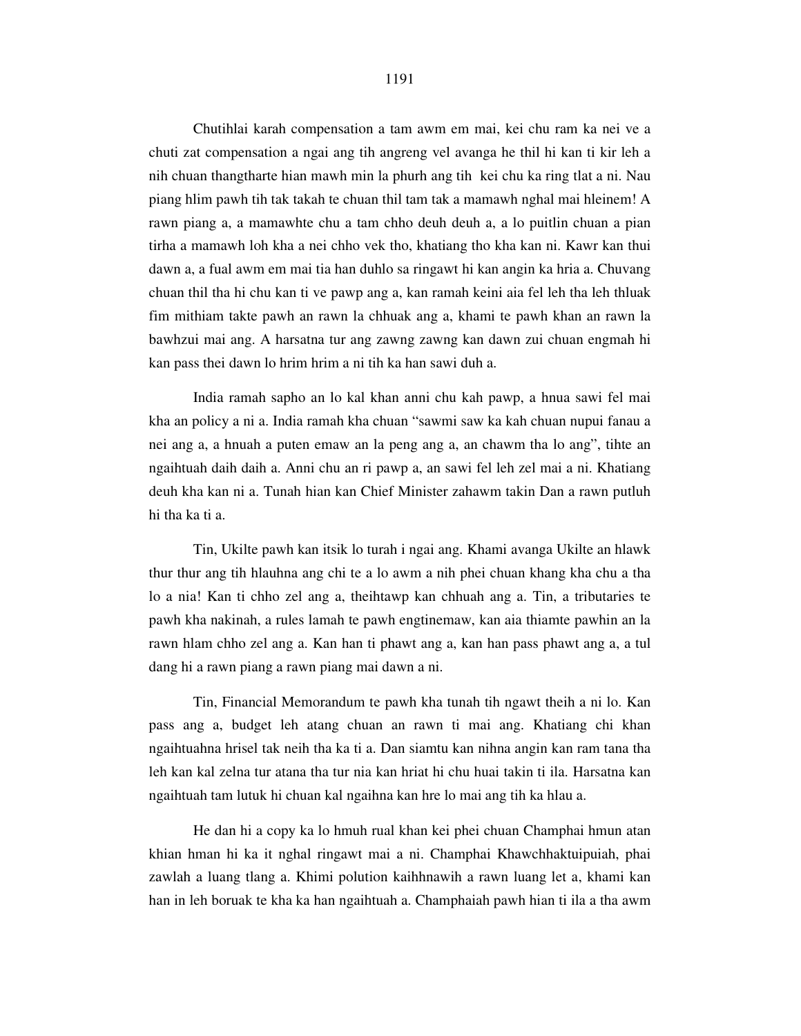Chutihlai karah compensation a tam awm em mai, kei chu ram ka nei ve a chuti zat compensation a ngai ang tih angreng vel avanga he thil hi kan ti kir leh a nih chuan thangtharte hian mawh min la phurh ang tih  kei chu ka ring tlat a ni. Nau piang hlim pawh tih tak takah te chuan thil tam tak a mamawh nghal mai hleinem! A rawn piang a, a mamawhte chu a tam chho deuh deuh a, a lo puitlin chuan a pian tirha a mamawh loh kha a nei chho vek tho, khatiang tho kha kan ni. Kawr kan thui dawn a, a fual awm em mai tia han duhlo sa ringawt hi kan angin ka hria a. Chuvang chuan thil tha hi chu kan ti ve pawp ang a, kan ramah keini aia fel leh tha leh thluak fim mithiam takte pawh an rawn la chhuak ang a, khami te pawh khan an rawn la bawhzui mai ang. A harsatna tur ang zawng zawng kan dawn zui chuan engmah hi kan pass thei dawn lo hrim hrim a ni tih ka han sawi duh a.

India ramah sapho an lo kal khan anni chu kah pawp, a hnua sawi fel mai kha an policy a ni a. India ramah kha chuan "sawmi saw ka kah chuan nupui fanau a nei ang a, a hnuah a puten emaw an la peng ang a, an chawm tha lo ang", tihte an ngaihtuah daih daih a. Anni chu an ri pawp a, an sawi fel leh zel mai a ni. Khatiang deuh kha kan ni a. Tunah hian kan Chief Minister zahawm takin Dan a rawn putluh hi tha ka ti a.

Tin, Ukilte pawh kan itsik lo turah i ngai ang. Khami avanga Ukilte an hlawk thur thur ang tih hlauhna ang chi te a lo awm a nih phei chuan khang kha chu a tha lo a nia! Kan ti chho zel ang a, theihtawp kan chhuah ang a. Tin, a tributaries te pawh kha nakinah, a rules lamah te pawh engtinemaw, kan aia thiamte pawhin an la rawn hlam chho zel ang a. Kan han ti phawt ang a, kan han pass phawt ang a, a tul dang hi a rawn piang a rawn piang mai dawn a ni.

Tin, Financial Memorandum te pawh kha tunah tih ngawt theih a ni lo. Kan pass ang a, budget leh atang chuan an rawn ti mai ang. Khatiang chi khan ngaihtuahna hrisel tak neih tha ka ti a. Dan siamtu kan nihna angin kan ram tana tha leh kan kal zelna tur atana tha tur nia kan hriat hi chu huai takin ti ila. Harsatna kan ngaihtuah tam lutuk hi chuan kal ngaihna kan hre lo mai ang tih ka hlau a.

He dan hi a copy ka lo hmuh rual khan kei phei chuan Champhai hmun atan khian hman hi ka it nghal ringawt mai a ni. Champhai Khawchhaktuipuiah, phai zawlah a luang tlang a. Khimi polution kaihhnawih a rawn luang let a, khami kan han in leh boruak te kha ka han ngaihtuah a. Champhaiah pawh hian ti ila a tha awm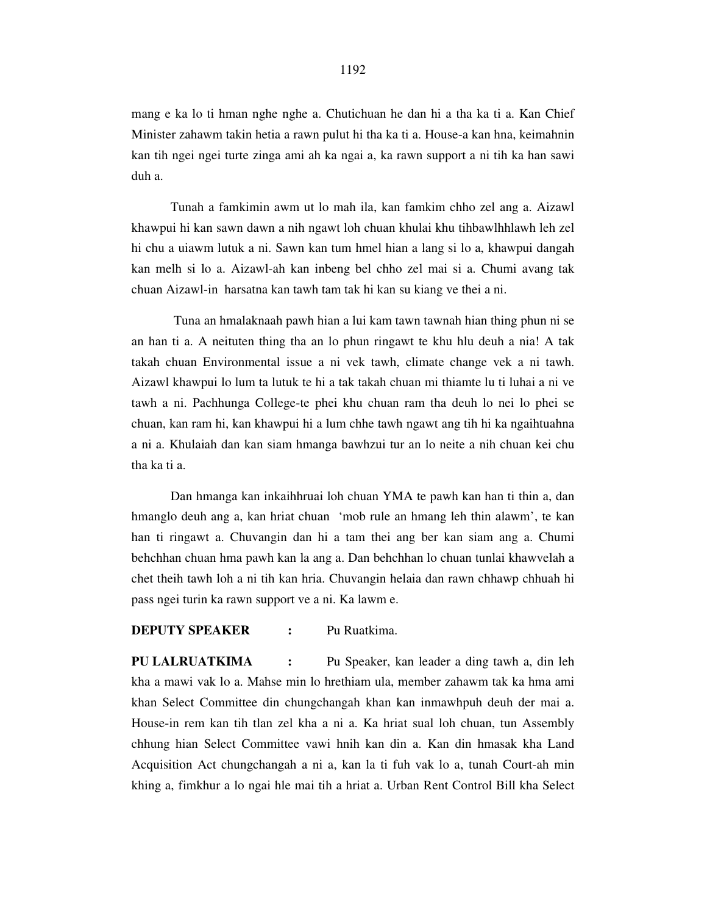mang e ka lo ti hman nghe nghe a. Chutichuan he dan hi a tha ka ti a. Kan Chief Minister zahawm takin hetia a rawn pulut hi tha ka ti a. House-a kan hna, keimahnin kan tih ngei ngei turte zinga ami ah ka ngai a, ka rawn support a ni tih ka han sawi duh a.

Tunah a famkimin awm ut lo mah ila, kan famkim chho zel ang a. Aizawl khawpui hi kan sawn dawn a nih ngawt loh chuan khulai khu tihbawlhhlawh leh zel hi chu a uiawm lutuk a ni. Sawn kan tum hmel hian a lang si lo a, khawpui dangah kan melh si lo a. Aizawl-ah kan inbeng bel chho zel mai si a. Chumi avang tak chuan Aizawl-in harsatna kan tawh tam tak hi kan su kiang ve thei a ni.

Tuna an hmalaknaah pawh hian a lui kam tawn tawnah hian thing phun ni se an han ti a. A neituten thing tha an lo phun ringawt te khu hlu deuh a nia! A tak takah chuan Environmental issue a ni vek tawh, climate change vek a ni tawh. Aizawl khawpui lo lum ta lutuk te hi a tak takah chuan mi thiamte lu ti luhai a ni ve tawh a ni. Pachhunga College-te phei khu chuan ram tha deuh lo nei lo phei se chuan, kan ram hi, kan khawpui hi a lum chhe tawh ngawt ang tih hi ka ngaihtuahna a ni a. Khulaiah dan kan siam hmanga bawhzui tur an lo neite a nih chuan kei chu tha ka ti a.

Dan hmanga kan inkaihhruai loh chuan YMA te pawh kan han ti thin a, dan hmanglo deuh ang a, kan hriat chuan 'mob rule an hmang leh thin alawm', te kan han ti ringawt a. Chuvangin dan hi a tam thei ang ber kan siam ang a. Chumi behchhan chuan hma pawh kan la ang a. Dan behchhan lo chuan tunlai khawvelah a chet theih tawh loh a ni tih kan hria. Chuvangin helaia dan rawn chhawp chhuah hi pass ngei turin ka rawn support ve a ni. Ka lawm e.

**DEPUTY SPEAKER** : Pu Ruatkima.

**PU LALRUATKIMA** : Pu Speaker, kan leader a ding tawh a, din leh kha a mawi vak lo a. Mahse min lo hrethiam ula, member zahawm tak ka hma ami khan Select Committee din chungchangah khan kan inmawhpuh deuh der mai a. House-in rem kan tih tlan zel kha a ni a. Ka hriat sual loh chuan, tun Assembly chhung hian Select Committee vawi hnih kan din a. Kan din hmasak kha Land Acquisition Act chungchangah a ni a, kan la ti fuh vak lo a, tunah Court-ah min khing a, fimkhur a lo ngai hle mai tih a hriat a. Urban Rent Control Bill kha Select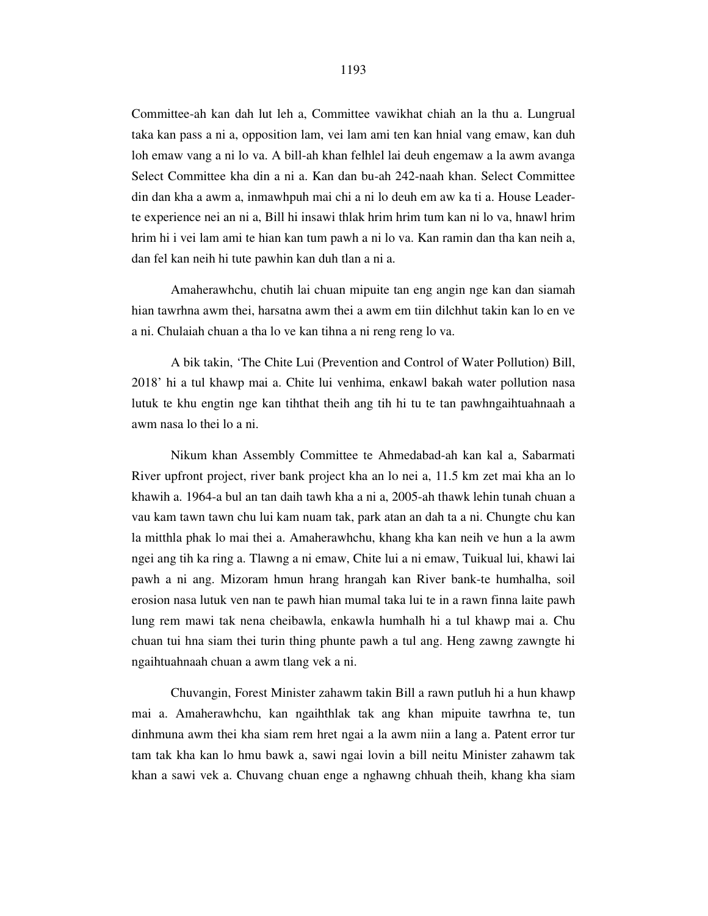Committee-ah kan dah lut leh a, Committee vawikhat chiah an la thu a. Lungrual taka kan pass a ni a, opposition lam, vei lam ami ten kan hnial vang emaw, kan duh loh emaw vang a ni lo va. A bill-ah khan felhlel lai deuh engemaw a la awm avanga Select Committee kha din a ni a. Kan dan bu-ah 242-naah khan. Select Committee din dan kha a awm a, inmawhpuh mai chi a ni lo deuh em aw ka ti a. House Leader-te experience nei an ni a, Bill hi insawi thlak hrim hrim tum kan ni lo va, hnawl hrim hrim hi i vei lam ami te hian kan tum pawh a ni lo va. Kan ramin dan tha kan neih a, dan fel kan neih hi tute pawhin kan duh tlan a ni a.

Amaherawhchu, chutih lai chuan mipuite tan eng angin nge kan dan siamah hian tawrhna awm thei, harsatna awm thei a awm em tiin dilchhut takin kan lo en ve a ni. Chulaiah chuan a tha lo ve kan tihna a ni reng reng lo va.

A bik takin, 'The Chite Lui (Prevention and Control of Water Pollution) Bill, 2018' hi a tul khawp mai a. Chite lui venhima, enkawl bakah water pollution nasa lutuk te khu engtin nge kan tihthat theih ang tih hi tu te tan pawhngaihtuahnaah a awm nasa lo thei lo a ni.

Nikum khan Assembly Committee te Ahmedabad-ah kan kal a, Sabarmati River upfront project, river bank project kha an lo nei a, 11.5 km zet mai kha an lo khawih a. 1964-a bul an tan daih tawh kha a ni a, 2005-ah thawk lehin tunah chuan a vau kam tawn tawn chu lui kam nuam tak, park atan an dah ta a ni. Chungte chu kan la mitthla phak lo mai thei a. Amaherawhchu, khang kha kan neih ve hun a la awm ngei ang tih ka ring a. Tlawng a ni emaw, Chite lui a ni emaw, Tuikual lui, khawi lai pawh a ni ang. Mizoram hmun hrang hrangah kan River bank-te humhalha, soil erosion nasa lutuk ven nan te pawh hian mumal taka lui te in a rawn finna laite pawh lung rem mawi tak nena cheibawla, enkawla humhalh hi a tul khawp mai a. Chu chuan tui hna siam thei turin thing phunte pawh a tul ang. Heng zawng zawngte hi ngaihtuahnaah chuan a awm tlang vek a ni.

Chuvangin, Forest Minister zahawm takin Bill a rawn putluh hi a hun khawp mai a. Amaherawhchu, kan ngaihthlak tak ang khan mipuite tawrhna te, tun dinhmuna awm thei kha siam rem hret ngai a la awm niin a lang a. Patent error tur tam tak kha kan lo hmu bawk a, sawi ngai lovin a bill neitu Minister zahawm tak khan a sawi vek a. Chuvang chuan enge a nghawng chhuah theih, khang kha siam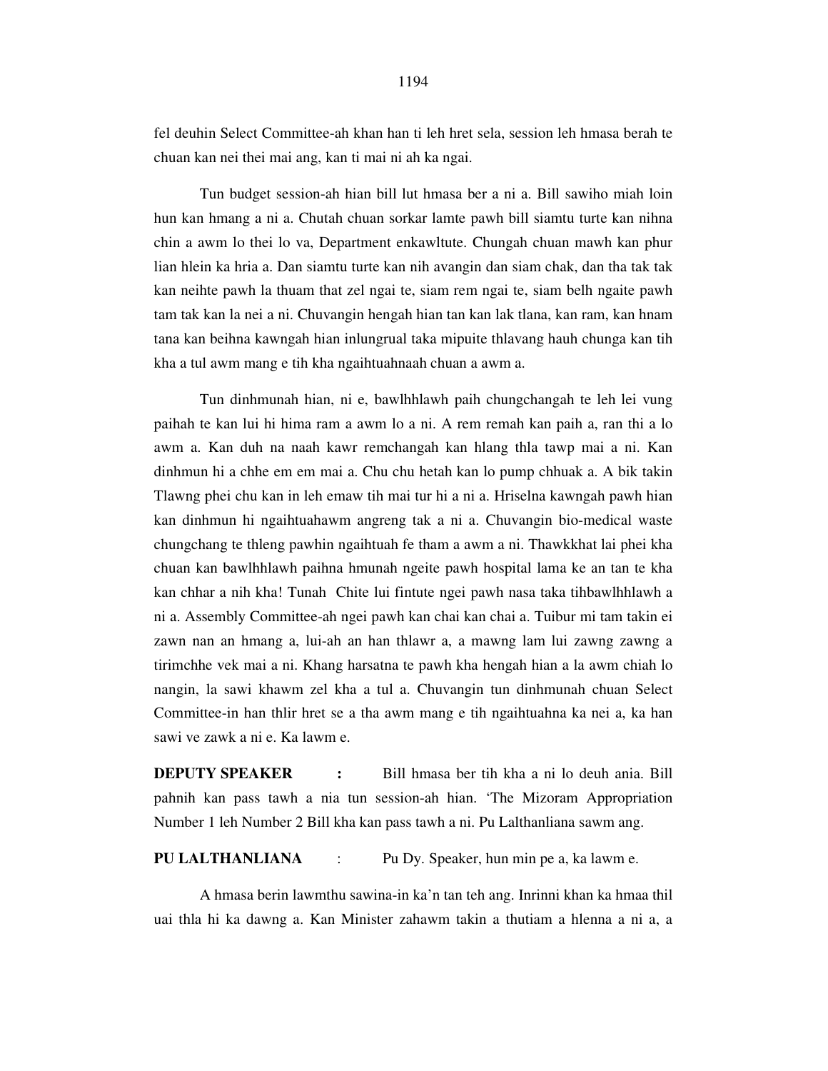fel deuhin Select Committee-ah khan han ti leh hret sela, session leh hmasa berah te chuan kan nei thei mai ang, kan ti mai ni ah ka ngai.

Tun budget session-ah hian bill lut hmasa ber a ni a. Bill sawiho miah loin hun kan hmang a ni a. Chutah chuan sorkar lamte pawh bill siamtu turte kan nihna chin a awm lo thei lo va, Department enkawltute. Chungah chuan mawh kan phur lian hlein ka hria a. Dan siamtu turte kan nih avangin dan siam chak, dan tha tak tak kan neihte pawh la thuam that zel ngai te, siam rem ngai te, siam belh ngaite pawh tam tak kan la nei a ni. Chuvangin hengah hian tan kan lak tlana, kan ram, kan hnam tana kan beihna kawngah hian inlungrual taka mipuite thlavang hauh chunga kan tih kha a tul awm mang e tih kha ngaihtuahnaah chuan a awm a.

Tun dinhmunah hian, ni e, bawlhhlawh paih chungchangah te leh lei vung paihah te kan lui hi hima ram a awm lo a ni. A rem remah kan paih a, ran thi a lo awm a. Kan duh na naah kawr remchangah kan hlang thla tawp mai a ni. Kan dinhmun hi a chhe em em mai a. Chu chu hetah kan lo pump chhuak a. A bik takin Tlawng phei chu kan in leh emaw tih mai tur hi a ni a. Hriselna kawngah pawh hian kan dinhmun hi ngaihtuahawm angreng tak a ni a. Chuvangin bio-medical waste chungchang te thleng pawhin ngaihtuah fe tham a awm a ni. Thawkkhat lai phei kha chuan kan bawlhhlawh paihna hmunah ngeite pawh hospital lama ke an tan te kha kan chhar a nih kha! Tunah Chite lui fintute ngei pawh nasa taka tihbawlhhlawh a ni a. Assembly Committee-ah ngei pawh kan chai kan chai a. Tuibur mi tam takin ei zawn nan an hmang a, lui-ah an han thlawr a, a mawng lam lui zawng zawng a tirimchhe vek mai a ni. Khang harsatna te pawh kha hengah hian a la awm chiah lo nangin, la sawi khawm zel kha a tul a. Chuvangin tun dinhmunah chuan Select Committee-in han thlir hret se a tha awm mang e tih ngaihtuahna ka nei a, ka han sawi ve zawk a ni e. Ka lawm e.

**DEPUTY SPEAKER** : Bill hmasa ber tih kha a ni lo deuh ania. Bill pahnih kan pass tawh a nia tun session-ah hian. 'The Mizoram Appropriation Number 1 leh Number 2 Bill kha kan pass tawh a ni. Pu Lalthanliana sawm ang.

**PU LALTHANLIANA** : Pu Dy. Speaker, hun min pe a, ka lawm e.

A hmasa berin lawmthu sawina-in ka'n tan teh ang. Inrinni khan ka hmaa thil uai thla hi ka dawng a. Kan Minister zahawm takin a thutiam a hlenna a ni a, a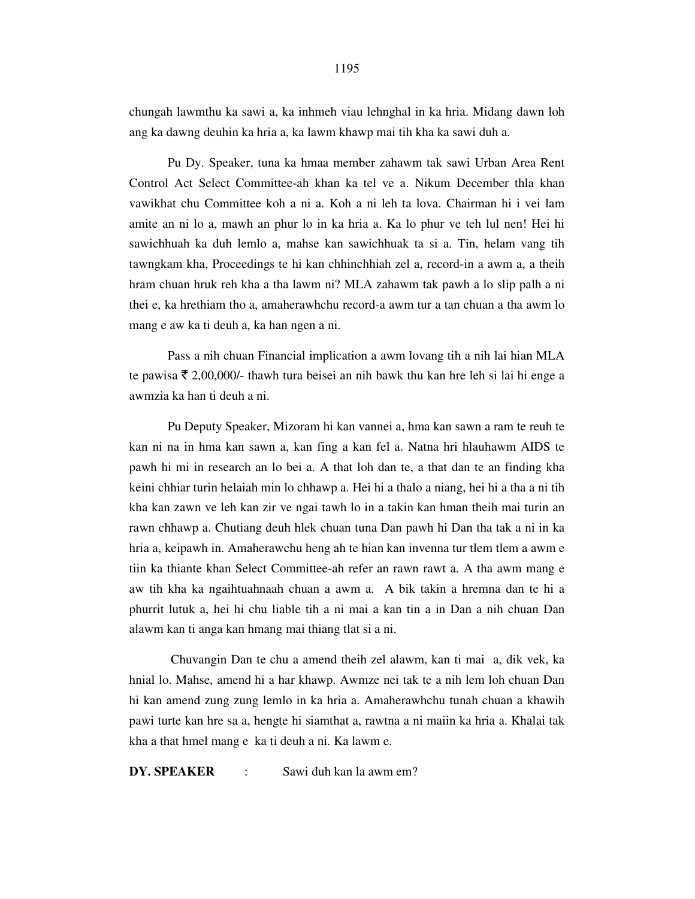chungah lawmthu ka sawi a, ka inhmeh viau lehnghal in ka hria. Midang dawn loh ang ka dawng deuhin ka hria a, ka lawm khawp mai tih kha ka sawi duh a.

Pu Dy. Speaker, tuna ka hmaa member zahawm tak sawi Urban Area Rent Control Act Select Committee-ah khan ka tel ve a. Nikum December thla khan vawikhat chu Committee koh a ni a. Koh a ni leh ta lova. Chairman hi i vei lam amite an ni lo a, mawh an phur lo in ka hria a. Ka lo phur ve teh lul nen! Hei hi sawichhuah ka duh lemlo a, mahse kan sawichhuak ta si a. Tin, helam vang tih tawngkam kha, Proceedings te hi kan chhinchhiah zel a, record-in a awm a, a theih hram chuan hruk reh kha a tha lawm ni? MLA zahawm tak pawh a lo slip palh a ni thei e, ka hrethiam tho a, amaherawhchu record-a awm tur a tan chuan a tha awm lo mang e aw ka ti deuh a, ka han ngen a ni.

Pass a nih chuan Financial implication a awm lovang tih a nih lai hian MLA te pawisa ₹ 2,00,000/- thawh tura beisei an nih bawk thu kan hre leh si lai hi enge a awmzia ka han ti deuh a ni.

Pu Deputy Speaker, Mizoram hi kan vannei a, hma kan sawn a ram te reuh te kan ni na in hma kan sawn a, kan fing a kan fel a. Natna hri hlauhawm AIDS te pawh hi mi in research an lo bei a. A that loh dan te, a that dan te an finding kha keini chhiar turin helaiah min lo chhawp a. Hei hi a thalo a niang, hei hi a tha a ni tih kha kan zawn ve leh kan zir ve ngai tawh lo in a takin kan hman theih mai turin an rawn chhawp a. Chutiang deuh hlek chuan tuna Dan pawh hi Dan tha tak a ni in ka hria a, keipawh in. Amaherawchu heng ah te hian kan invenna tur tlem tlem a awm e tiin ka thiante khan Select Committee-ah refer an rawn rawt a. A tha awm mang e aw tih kha ka ngaihtuahnaah chuan a awm a. A bik takin a hremna dan te hi a phurrit lutuk a, hei hi chu liable tih a ni mai a kan tin a in Dan a nih chuan Dan alawm kan ti anga kan hmang mai thiang tlat si a ni.

Chuvangin Dan te chu a amend theih zel alawm, kan ti mai a, dik vek, ka hnial lo. Mahse, amend hi a har khawp. Awmze nei tak te a nih lem loh chuan Dan hi kan amend zung zung lemlo in ka hria a. Amaherawhchu tunah chuan a khawih pawi turte kan hre sa a, hengte hi siamthat a, rawtna a ni maiin ka hria a. Khalai tak kha a that hmel mang e ka ti deuh a ni. Ka lawm e.

**DY. SPEAKER** : Sawi duh kan la awm em?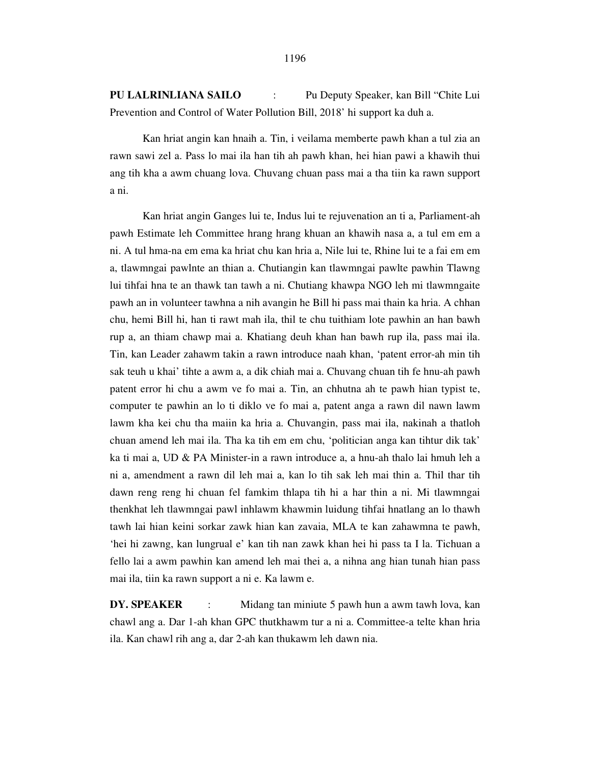**PU LALRINLIANA SAILO** : Pu Deputy Speaker, kan Bill "Chite Lui Prevention and Control of Water Pollution Bill, 2018' hi support ka duh a.

Kan hriat angin kan hnaih a. Tin, i veilama memberte pawh khan a tul zia an rawn sawi zel a. Pass lo mai ila han tih ah pawh khan, hei hian pawi a khawih thui ang tih kha a awm chuang lova. Chuvang chuan pass mai a tha tiin ka rawn support a ni.

Kan hriat angin Ganges lui te, Indus lui te rejuvenation an ti a, Parliament-ah pawh Estimate leh Committee hrang hrang khuan an khawih nasa a, a tul em em a ni. A tul hma-na em ema ka hriat chu kan hria a, Nile lui te, Rhine lui te a fai em em a, tlawmngai pawlnte an thian a. Chutiangin kan tlawmngai pawlte pawhin Tlawng lui tihfai hna te an thawk tan tawh a ni. Chutiang khawpa NGO leh mi tlawmngaite pawh an in volunteer tawhna a nih avangin he Bill hi pass mai thain ka hria. A chhan chu, hemi Bill hi, han ti rawt mah ila, thil te chu tuithiam lote pawhin an han bawh rup a, an thiam chawp mai a. Khatiang deuh khan han bawh rup ila, pass mai ila. Tin, kan Leader zahawm takin a rawn introduce naah khan, 'patent error-ah min tih sak teuh u khai' tihte a awm a, a dik chiah mai a. Chuvang chuan tih fe hnu-ah pawh patent error hi chu a awm ve fo mai a. Tin, an chhutna ah te pawh hian typist te, computer te pawhin an lo ti diklo ve fo mai a, patent anga a rawn dil nawn lawm lawm kha kei chu tha maiin ka hria a. Chuvangin, pass mai ila, nakinah a thatloh chuan amend leh mai ila. Tha ka tih em em chu, 'politician anga kan tihtur dik tak' ka ti mai a, UD & PA Minister-in a rawn introduce a, a hnu-ah thalo lai hmuh leh a ni a, amendment a rawn dil leh mai a, kan lo tih sak leh mai thin a. Thil thar tih dawn reng reng hi chuan fel famkim thlapa tih hi a har thin a ni. Mi tlawmngai thenkhat leh tlawmngai pawl inhlawm khawmin luidung tihfai hnatlang an lo thawh tawh lai hian keini sorkar zawk hian kan zavaia, MLA te kan zahawmna te pawh, 'hei hi zawng, kan lungrual e' kan tih nan zawk khan hei hi pass ta I la. Tichuan a fello lai a awm pawhin kan amend leh mai thei a, a nihna ang hian tunah hian pass mai ila, tiin ka rawn support a ni e. Ka lawm e.

**DY. SPEAKER** : Midang tan miniute 5 pawh hun a awm tawh lova, kan chawl ang a. Dar 1-ah khan GPC thutkhawm tur a ni a. Committee-a telte khan hria ila. Kan chawl rih ang a, dar 2-ah kan thukawm leh dawn nia.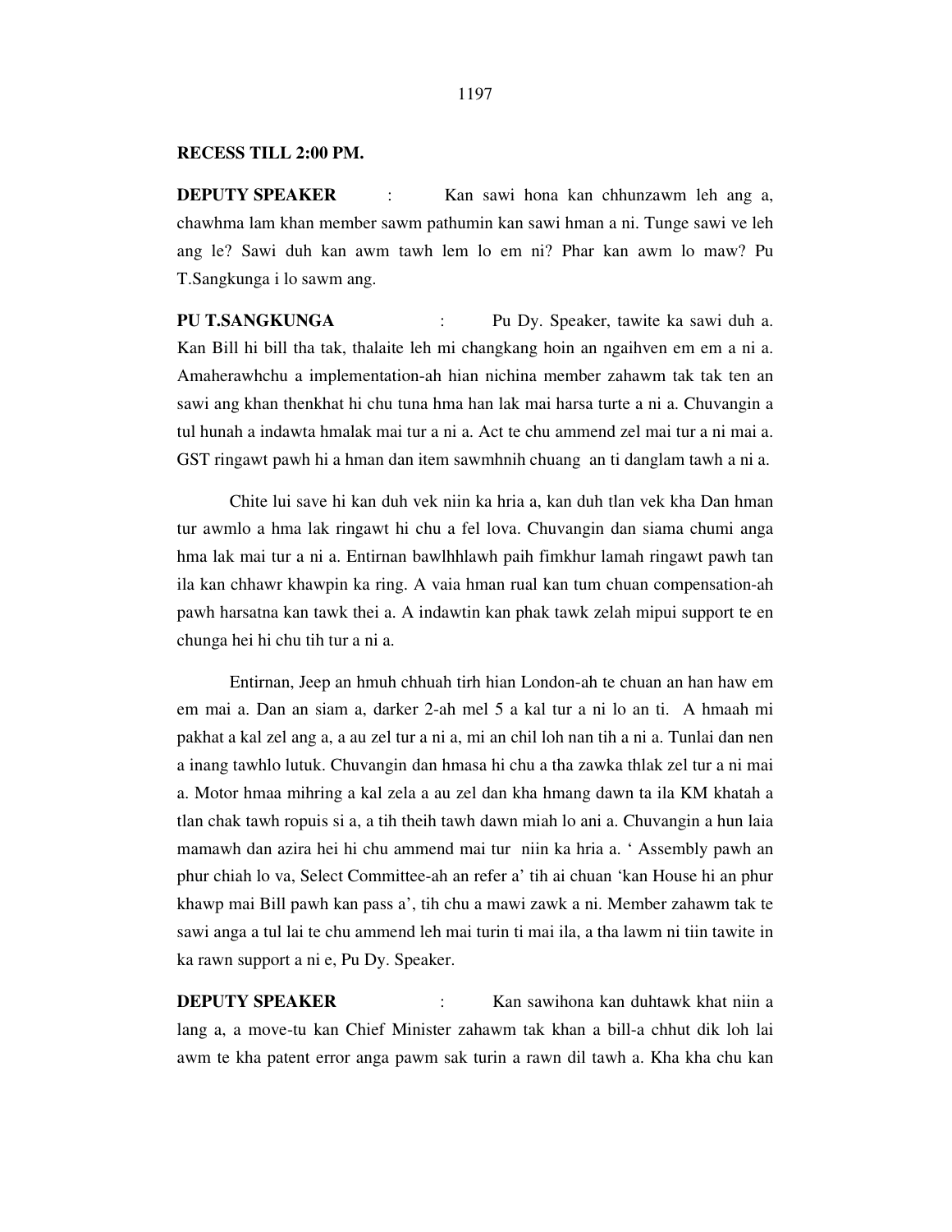**RECESS TILL 2:00 PM.**

**DEPUTY SPEAKER** : Kan sawi hona kan chhunzawm leh ang a, chawhma lam khan member sawm pathumin kan sawi hman a ni. Tunge sawi ve leh ang le? Sawi duh kan awm tawh lem lo em ni? Phar kan awm lo maw? Pu T.Sangkunga i lo sawm ang.

**PU T.SANGKUNGA** : Pu Dy. Speaker, tawite ka sawi duh a. Kan Bill hi bill tha tak, thalaite leh mi changkang hoin an ngaihven em em a ni a. Amaherawhchu a implementation-ah hian nichina member zahawm tak tak ten an sawi ang khan thenkhat hi chu tuna hma han lak mai harsa turte a ni a. Chuvangin a tul hunah a indawta hmalak mai tur a ni a. Act te chu ammend zel mai tur a ni mai a. GST ringawt pawh hi a hman dan item sawmhnih chuang an ti danglam tawh a ni a.

Chite lui save hi kan duh vek niin ka hria a, kan duh tlan vek kha Dan hman tur awmlo a hma lak ringawt hi chu a fel lova. Chuvangin dan siama chumi anga hma lak mai tur a ni a. Entirnan bawlhhlawh paih fimkhur lamah ringawt pawh tan ila kan chhawr khawpin ka ring. A vaia hman rual kan tum chuan compensation-ah pawh harsatna kan tawk thei a. A indawtin kan phak tawk zelah mipui support te en chunga hei hi chu tih tur a ni a.

Entirnan, Jeep an hmuh chhuah tirh hian London-ah te chuan an han haw em em mai a. Dan an siam a, darker 2-ah mel 5 a kal tur a ni lo an ti. A hmaah mi pakhat a kal zel ang a, a au zel tur a ni a, mi an chil loh nan tih a ni a. Tunlai dan nen a inang tawhlo lutuk. Chuvangin dan hmasa hi chu a tha zawka thlak zel tur a ni mai a. Motor hmaa mihring a kal zela a au zel dan kha hmang dawn ta ila KM khatah a tlan chak tawh ropuis si a, a tih theih tawh dawn miah lo ani a. Chuvangin a hun laia mamawh dan azira hei hi chu ammend mai tur niin ka hria a. ' Assembly pawh an phur chiah lo va, Select Committee-ah an refer a' tih ai chuan 'kan House hi an phur khawp mai Bill pawh kan pass a', tih chu a mawi zawk a ni. Member zahawm tak te sawi anga a tul lai te chu ammend leh mai turin ti mai ila, a tha lawm ni tiin tawite in ka rawn support a ni e, Pu Dy. Speaker.

**DEPUTY SPEAKER** : Kan sawihona kan duhtawk khat niin a lang a, a move-tu kan Chief Minister zahawm tak khan a bill-a chhut dik loh lai awm te kha patent error anga pawm sak turin a rawn dil tawh a. Kha kha chu kan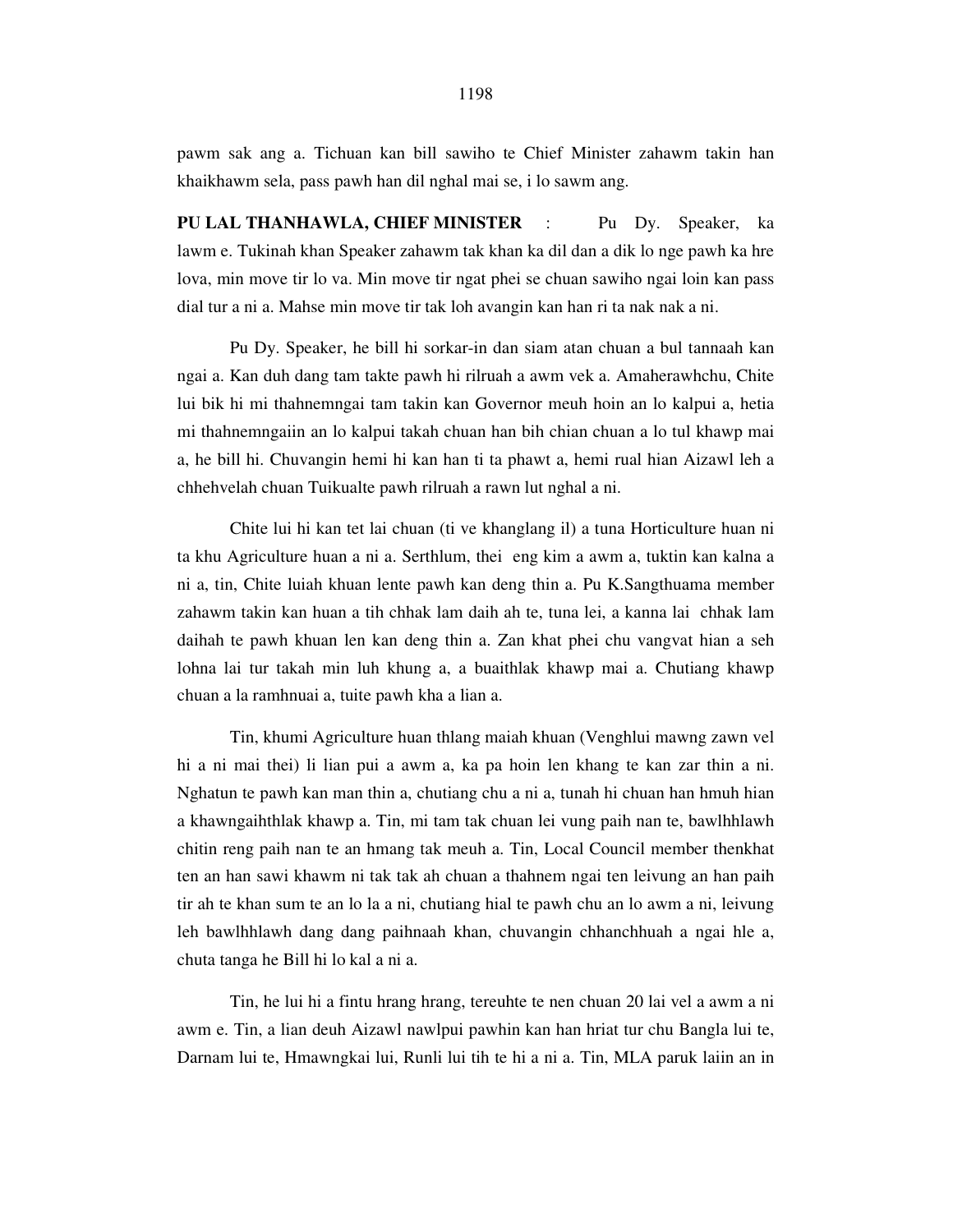pawm sak ang a. Tichuan kan bill sawiho te Chief Minister zahawm takin han khaikhawm sela, pass pawh han dil nghal mai se, i lo sawm ang.

**PU LAL THANHAWLA, CHIEF MINISTER** : Pu Dy. Speaker, ka lawm e. Tukinah khan Speaker zahawm tak khan ka dil dan a dik lo nge pawh ka hre lova, min move tir lo va. Min move tir ngat phei se chuan sawiho ngai loin kan pass dial tur a ni a. Mahse min move tir tak loh avangin kan han ri ta nak nak a ni.

Pu Dy. Speaker, he bill hi sorkar-in dan siam atan chuan a bul tannaah kan ngai a. Kan duh dang tam takte pawh hi rilruah a awm vek a. Amaherawhchu, Chite lui bik hi mi thahnemngai tam takin kan Governor meuh hoin an lo kalpui a, hetia mi thahnemngaiin an lo kalpui takah chuan han bih chian chuan a lo tul khawp mai a, he bill hi. Chuvangin hemi hi kan han ti ta phawt a, hemi rual hian Aizawl leh a chhehvelah chuan Tuikualte pawh rilruah a rawn lut nghal a ni.

Chite lui hi kan tet lai chuan (ti ve khanglang il) a tuna Horticulture huan ni ta khu Agriculture huan a ni a. Serthlum, thei eng kim a awm a, tuktin kan kalna a ni a, tin, Chite luiah khuan lente pawh kan deng thin a. Pu K.Sangthuama member zahawm takin kan huan a tih chhak lam daih ah te, tuna lei, a kanna lai chhak lam daihah te pawh khuan len kan deng thin a. Zan khat phei chu vangvat hian a seh lohna lai tur takah min luh khung a, a buaithlak khawp mai a. Chutiang khawp chuan a la ramhnuai a, tuite pawh kha a lian a.

Tin, khumi Agriculture huan thlang maiah khuan (Venghlui mawng zawn vel hi a ni mai thei) li lian pui a awm a, ka pa hoin len khang te kan zar thin a ni. Nghatun te pawh kan man thin a, chutiang chu a ni a, tunah hi chuan han hmuh hian a khawngaihthlak khawp a. Tin, mi tam tak chuan lei vung paih nan te, bawlhhlawh chitin reng paih nan te an hmang tak meuh a. Tin, Local Council member thenkhat ten an han sawi khawm ni tak tak ah chuan a thahnem ngai ten leivung an han paih tir ah te khan sum te an lo la a ni, chutiang hial te pawh chu an lo awm a ni, leivung leh bawlhhlawh dang dang paihnaah khan, chuvangin chhanchhuah a ngai hle a, chuta tanga he Bill hi lo kal a ni a.

Tin, he lui hi a fintu hrang hrang, tereuhte te nen chuan 20 lai vel a awm a ni awm e. Tin, a lian deuh Aizawl nawlpui pawhin kan han hriat tur chu Bangla lui te, Darnam lui te, Hmawngkai lui, Runli lui tih te hi a ni a. Tin, MLA paruk laiin an in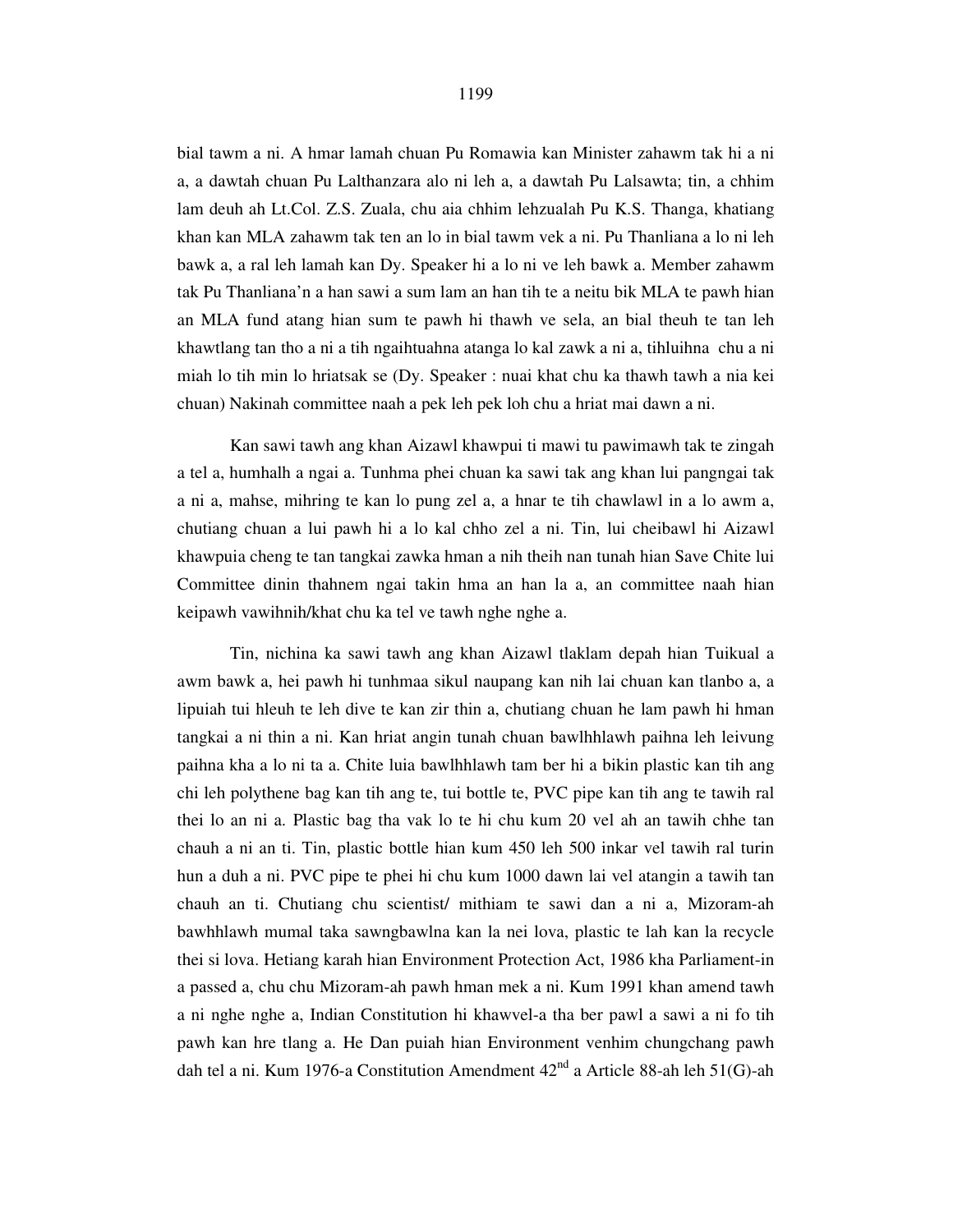bial tawm a ni. A hmar lamah chuan Pu Romawia kan Minister zahawm tak hi a ni a, a dawtah chuan Pu Lalthanzara alo ni leh a, a dawtah Pu Lalsawta; tin, a chhim lam deuh ah Lt.Col. Z.S. Zuala, chu aia chhim lehzualah Pu K.S. Thanga, khatiang khan kan MLA zahawm tak ten an lo in bial tawm vek a ni. Pu Thanliana a lo ni leh bawk a, a ral leh lamah kan Dy. Speaker hi a lo ni ve leh bawk a. Member zahawm tak Pu Thanliana'n a han sawi a sum lam an han tih te a neitu bik MLA te pawh hian an MLA fund atang hian sum te pawh hi thawh ve sela, an bial theuh te tan leh khawtlang tan tho a ni a tih ngaihtuahna atanga lo kal zawk a ni a, tihluihna chu a ni miah lo tih min lo hriatsak se (Dy. Speaker : nuai khat chu ka thawh tawh a nia kei chuan) Nakinah committee naah a pek leh pek loh chu a hriat mai dawn a ni.

Kan sawi tawh ang khan Aizawl khawpui ti mawi tu pawimawh tak te zingah a tel a, humhalh a ngai a. Tunhma phei chuan ka sawi tak ang khan lui pangngai tak a ni a, mahse, mihring te kan lo pung zel a, a hnar te tih chawlawl in a lo awm a, chutiang chuan a lui pawh hi a lo kal chho zel a ni. Tin, lui cheibawl hi Aizawl khawpuia cheng te tan tangkai zawka hman a nih theih nan tunah hian Save Chite lui Committee dinin thahnem ngai takin hma an han la a, an committee naah hian keipawh vawihnih/khat chu ka tel ve tawh nghe nghe a.

Tin, nichina ka sawi tawh ang khan Aizawl tlaklam depah hian Tuikual a awm bawk a, hei pawh hi tunhmaa sikul naupang kan nih lai chuan kan tlanbo a, a lipuiah tui hleuh te leh dive te kan zir thin a, chutiang chuan he lam pawh hi hman tangkai a ni thin a ni. Kan hriat angin tunah chuan bawlhhlawh paihna leh leivung paihna kha a lo ni ta a. Chite luia bawlhhlawh tam ber hi a bikin plastic kan tih ang chi leh polythene bag kan tih ang te, tui bottle te, PVC pipe kan tih ang te tawih ral thei lo an ni a. Plastic bag tha vak lo te hi chu kum 20 vel ah an tawih chhe tan chauh a ni an ti. Tin, plastic bottle hian kum 450 leh 500 inkar vel tawih ral turin hun a duh a ni. PVC pipe te phei hi chu kum 1000 dawn lai vel atangin a tawih tan chauh an ti. Chutiang chu scientist/ mithiam te sawi dan a ni a, Mizoram-ah bawhhlawh mumal taka sawngbawlna kan la nei lova, plastic te lah kan la recycle thei si lova. Hetiang karah hian Environment Protection Act, 1986 kha Parliament-in a passed a, chu chu Mizoram-ah pawh hman mek a ni. Kum 1991 khan amend tawh a ni nghe nghe a, Indian Constitution hi khawvel-a tha ber pawl a sawi a ni fo tih pawh kan hre tlang a. He Dan puiah hian Environment venhim chungchang pawh dah tel a ni. Kum 1976-a Constitution Amendment 42nd a Article 88-ah leh 51(G)-ah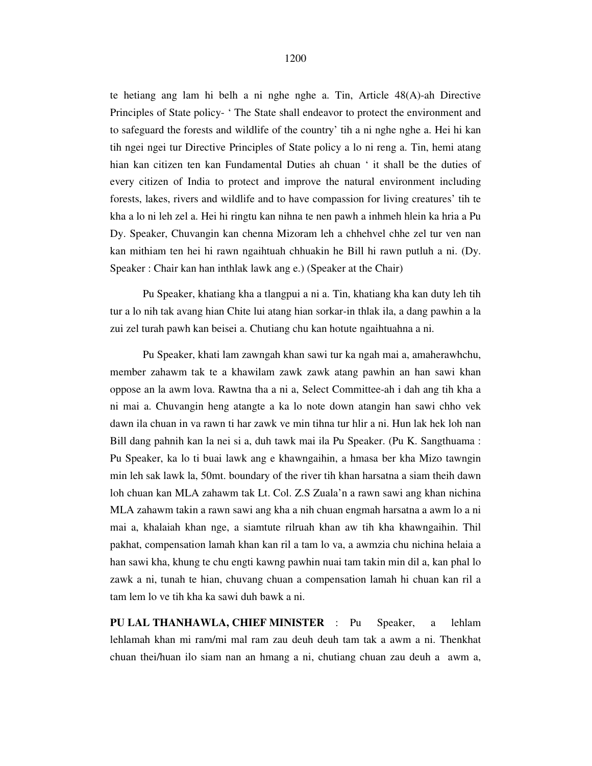te hetiang ang lam hi belh a ni nghe nghe a. Tin, Article 48(A)-ah Directive Principles of State policy- ' The State shall endeavor to protect the environment and to safeguard the forests and wildlife of the country' tih a ni nghe nghe a. Hei hi kan tih ngei ngei tur Directive Principles of State policy a lo ni reng a. Tin, hemi atang hian kan citizen ten kan Fundamental Duties ah chuan ' it shall be the duties of every citizen of India to protect and improve the natural environment including forests, lakes, rivers and wildlife and to have compassion for living creatures' tih te kha a lo ni leh zel a. Hei hi ringtu kan nihna te nen pawh a inhmeh hlein ka hria a Pu Dy. Speaker, Chuvangin kan chenna Mizoram leh a chhehvel chhe zel tur ven nan kan mithiam ten hei hi rawn ngaihtuah chhuakin he Bill hi rawn putluh a ni. (Dy. Speaker : Chair kan han inthlak lawk ang e.) (Speaker at the Chair)

Pu Speaker, khatiang kha a tlangpui a ni a. Tin, khatiang kha kan duty leh tih tur a lo nih tak avang hian Chite lui atang hian sorkar-in thlak ila, a dang pawhin a la zui zel turah pawh kan beisei a. Chutiang chu kan hotute ngaihtuahna a ni.

Pu Speaker, khati lam zawngah khan sawi tur ka ngah mai a, amaherawhchu, member zahawm tak te a khawilam zawk zawk atang pawhin an han sawi khan oppose an la awm lova. Rawtna tha a ni a, Select Committee-ah i dah ang tih kha a ni mai a. Chuvangin heng atangte a ka lo note down atangin han sawi chho vek dawn ila chuan in va rawn ti har zawk ve min tihna tur hlir a ni. Hun lak hek loh nan Bill dang pahnih kan la nei si a, duh tawk mai ila Pu Speaker. (Pu K. Sangthuama : Pu Speaker, ka lo ti buai lawk ang e khawngaihin, a hmasa ber kha Mizo tawngin min leh sak lawk la, 50mt. boundary of the river tih khan harsatna a siam theih dawn loh chuan kan MLA zahawm tak Lt. Col. Z.S Zuala'n a rawn sawi ang khan nichina MLA zahawm takin a rawn sawi ang kha a nih chuan engmah harsatna a awm lo a ni mai a, khalaiah khan nge, a siamtute rilruah khan aw tih kha khawngaihin. Thil pakhat, compensation lamah khan kan ril a tam lo va, a awmzia chu nichina helaia a han sawi kha, khung te chu engti kawng pawhin nuai tam takin min dil a, kan phal lo zawk a ni, tunah te hian, chuvang chuan a compensation lamah hi chuan kan ril a tam lem lo ve tih kha ka sawi duh bawk a ni.

**PU LAL THANHAWLA, CHIEF MINISTER** : Pu Speaker, a lehlam lehlamah khan mi ram/mi mal ram zau deuh deuh tam tak a awm a ni. Thenkhat chuan thei/huan ilo siam nan an hmang a ni, chutiang chuan zau deuh a awm a,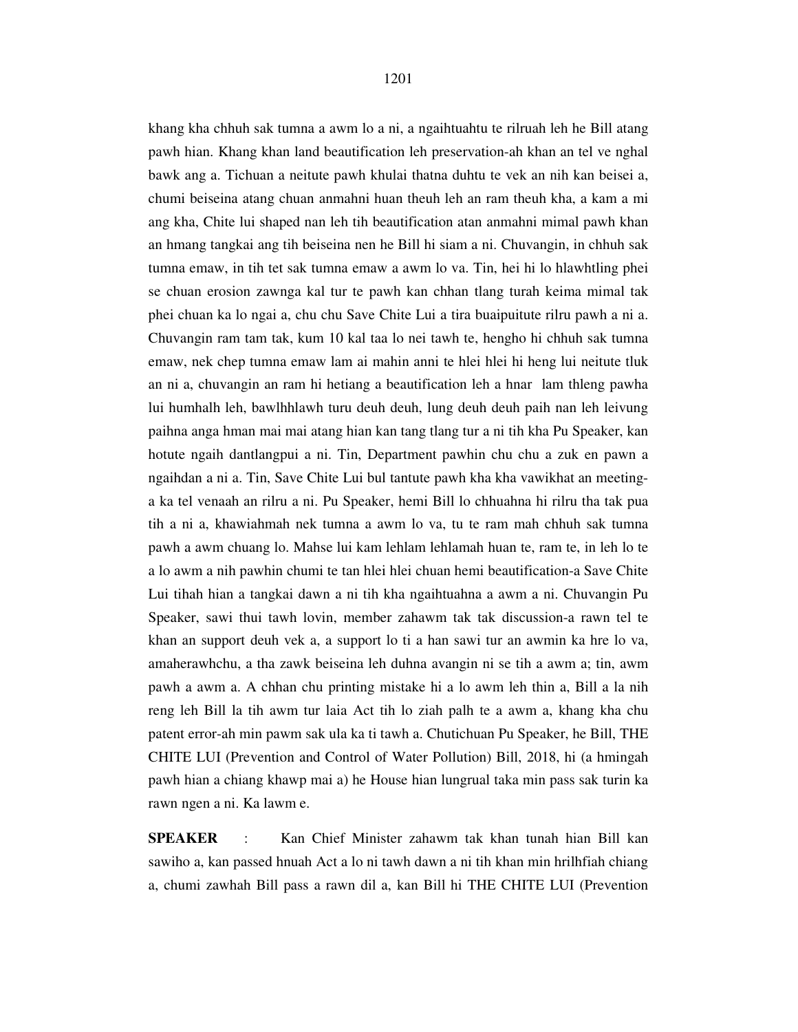khang kha chhuh sak tumna a awm lo a ni, a ngaihtuahtu te rilruah leh he Bill atang pawh hian. Khang khan land beautification leh preservation-ah khan an tel ve nghal bawk ang a. Tichuan a neitute pawh khulai thatna duhtu te vek an nih kan beisei a, chumi beiseina atang chuan anmahni huan theuh leh an ram theuh kha, a kam a mi ang kha, Chite lui shaped nan leh tih beautification atan anmahni mimal pawh khan an hmang tangkai ang tih beiseina nen he Bill hi siam a ni. Chuvangin, in chhuh sak tumna emaw, in tih tet sak tumna emaw a awm lo va. Tin, hei hi lo hlawhtling phei se chuan erosion zawnga kal tur te pawh kan chhan tlang turah keima mimal tak phei chuan ka lo ngai a, chu chu Save Chite Lui a tira buaipuitute rilru pawh a ni a. Chuvangin ram tam tak, kum 10 kal taa lo nei tawh te, hengho hi chhuh sak tumna emaw, nek chep tumna emaw lam ai mahin anni te hlei hlei hi heng lui neitute tluk an ni a, chuvangin an ram hi hetiang a beautification leh a hnar lam thleng pawha lui humhalh leh, bawlhhlawh turu deuh deuh, lung deuh deuh paih nan leh leivung paihna anga hman mai mai atang hian kan tang tlang tur a ni tih kha Pu Speaker, kan hotute ngaih dantlangpui a ni. Tin, Department pawhin chu chu a zuk en pawn a ngaihdan a ni a. Tin, Save Chite Lui bul tantute pawh kha kha vawikhat an meeting-a ka tel venaah an rilru a ni. Pu Speaker, hemi Bill lo chhuahna hi rilru tha tak pua tih a ni a, khawiahmah nek tumna a awm lo va, tu te ram mah chhuh sak tumna pawh a awm chuang lo. Mahse lui kam lehlam lehlamah huan te, ram te, in leh lo te a lo awm a nih pawhin chumi te tan hlei hlei chuan hemi beautification-a Save Chite Lui tihah hian a tangkai dawn a ni tih kha ngaihtuahna a awm a ni. Chuvangin Pu Speaker, sawi thui tawh lovin, member zahawm tak tak discussion-a rawn tel te khan an support deuh vek a, a support lo ti a han sawi tur an awmin ka hre lo va, amaherawhchu, a tha zawk beiseina leh duhna avangin ni se tih a awm a; tin, awm pawh a awm a. A chhan chu printing mistake hi a lo awm leh thin a, Bill a la nih reng leh Bill la tih awm tur laia Act tih lo ziah palh te a awm a, khang kha chu patent error-ah min pawm sak ula ka ti tawh a. Chutichuan Pu Speaker, he Bill, THE CHITE LUI (Prevention and Control of Water Pollution) Bill, 2018, hi (a hmingah pawh hian a chiang khawp mai a) he House hian lungrual taka min pass sak turin ka rawn ngen a ni. Ka lawm e.

**SPEAKER** : Kan Chief Minister zahawm tak khan tunah hian Bill kan sawiho a, kan passed hnuah Act a lo ni tawh dawn a ni tih khan min hrilhfiah chiang a, chumi zawhah Bill pass a rawn dil a, kan Bill hi THE CHITE LUI (Prevention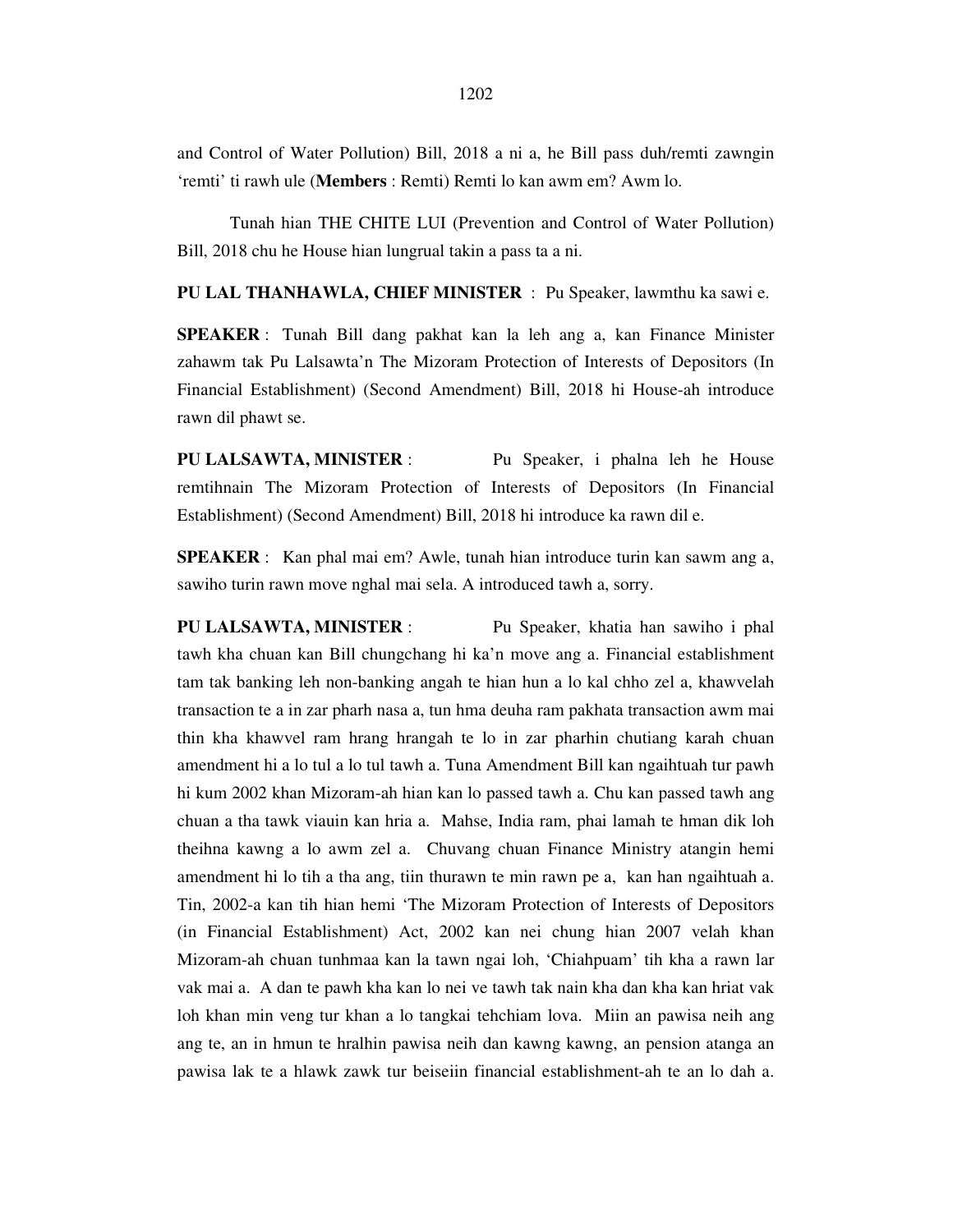and Control of Water Pollution) Bill, 2018 a ni a, he Bill pass duh/remti zawngin 'remti' ti rawh ule (**Members** : Remti) Remti lo kan awm em? Awm lo.

Tunah hian THE CHITE LUI (Prevention and Control of Water Pollution) Bill, 2018 chu he House hian lungrual takin a pass ta a ni.

**PU LAL THANHAWLA, CHIEF MINISTER** : Pu Speaker, lawmthu ka sawi e.

**SPEAKER** : Tunah Bill dang pakhat kan la leh ang a, kan Finance Minister zahawm tak Pu Lalsawta'n The Mizoram Protection of Interests of Depositors (In Financial Establishment) (Second Amendment) Bill, 2018 hi House-ah introduce rawn dil phawt se.

**PU LALSAWTA, MINISTER** : Pu Speaker, i phalna leh he House remtihnain The Mizoram Protection of Interests of Depositors (In Financial Establishment) (Second Amendment) Bill, 2018 hi introduce ka rawn dil e.

**SPEAKER** : Kan phal mai em? Awle, tunah hian introduce turin kan sawm ang a, sawiho turin rawn move nghal mai sela. A introduced tawh a, sorry.

**PU LALSAWTA, MINISTER** : Pu Speaker, khatia han sawiho i phal tawh kha chuan kan Bill chungchang hi ka'n move ang a. Financial establishment tam tak banking leh non-banking angah te hian hun a lo kal chho zel a, khawvelah transaction te a in zar pharh nasa a, tun hma deuha ram pakhata transaction awm mai thin kha khawvel ram hrang hrangah te lo in zar pharhin chutiang karah chuan amendment hi a lo tul a lo tul tawh a. Tuna Amendment Bill kan ngaihtuah tur pawh hi kum 2002 khan Mizoram-ah hian kan lo passed tawh a. Chu kan passed tawh ang chuan a tha tawk viauin kan hria a. Mahse, India ram, phai lamah te hman dik loh theihna kawng a lo awm zel a. Chuvang chuan Finance Ministry atangin hemi amendment hi lo tih a tha ang, tiin thurawn te min rawn pe a, kan han ngaihtuah a. Tin, 2002-a kan tih hian hemi 'The Mizoram Protection of Interests of Depositors (in Financial Establishment) Act, 2002 kan nei chung hian 2007 velah khan Mizoram-ah chuan tunhmaa kan la tawn ngai loh, 'Chiahpuam' tih kha a rawn lar vak mai a. A dan te pawh kha kan lo nei ve tawh tak nain kha dan kha kan hriat vak loh khan min veng tur khan a lo tangkai tehchiam lova. Miin an pawisa neih ang ang te, an in hmun te hralhin pawisa neih dan kawng kawng, an pension atanga an pawisa lak te a hlawk zawk tur beiseiin financial establishment-ah te an lo dah a.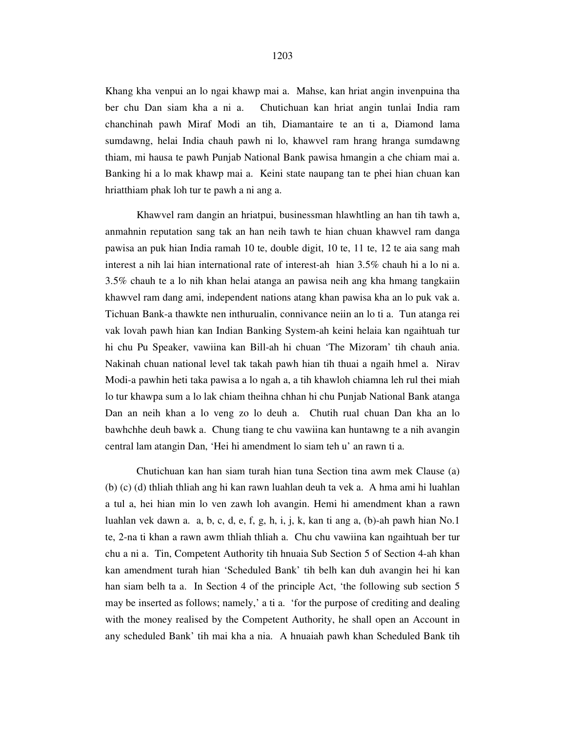Khang kha venpui an lo ngai khawp mai a. Mahse, kan hriat angin invenpuina tha ber chu Dan siam kha a ni a. Chutichuan kan hriat angin tunlai India ram chanchinah pawh Miraf Modi an tih, Diamantaire te an ti a, Diamond lama sumdawng, helai India chauh pawh ni lo, khawvel ram hrang hranga sumdawng thiam, mi hausa te pawh Punjab National Bank pawisa hmangin a che chiam mai a. Banking hi a lo mak khawp mai a. Keini state naupang tan te phei hian chuan kan hriatthiam phak loh tur te pawh a ni ang a.

Khawvel ram dangin an hriatpui, businessman hlawhtling an han tih tawh a, anmahnin reputation sang tak an han neih tawh te hian chuan khawvel ram danga pawisa an puk hian India ramah 10 te, double digit, 10 te, 11 te, 12 te aia sang mah interest a nih lai hian international rate of interest-ah hian 3.5% chauh hi a lo ni a. 3.5% chauh te a lo nih khan helai atanga an pawisa neih ang kha hmang tangkaiin khawvel ram dang ami, independent nations atang khan pawisa kha an lo puk vak a. Tichuan Bank-a thawkte nen inthurualin, connivance neiin an lo ti a. Tun atanga rei vak lovah pawh hian kan Indian Banking System-ah keini helaia kan ngaihtuah tur hi chu Pu Speaker, vawiina kan Bill-ah hi chuan 'The Mizoram' tih chauh ania. Nakinah chuan national level tak takah pawh hian tih thuai a ngaih hmel a. Nirav Modi-a pawhin heti taka pawisa a lo ngah a, a tih khawloh chiamna leh rul thei miah lo tur khawpa sum a lo lak chiam theihna chhan hi chu Punjab National Bank atanga Dan an neih khan a lo veng zo lo deuh a. Chutih rual chuan Dan kha an lo bawhchhe deuh bawk a. Chung tiang te chu vawiina kan huntawng te a nih avangin central lam atangin Dan, 'Hei hi amendment lo siam teh u' an rawn ti a.

Chutichuan kan han siam turah hian tuna Section tina awm mek Clause (a) (b) (c) (d) thliah thliah ang hi kan rawn luahlan deuh ta vek a. A hma ami hi luahlan a tul a, hei hian min lo ven zawh loh avangin. Hemi hi amendment khan a rawn luahlan vek dawn a. a, b, c, d, e, f, g, h, i, j, k, kan ti ang a, (b)-ah pawh hian No.1 te, 2-na ti khan a rawn awm thliah thliah a. Chu chu vawiina kan ngaihtuah ber tur chu a ni a. Tin, Competent Authority tih hnuaia Sub Section 5 of Section 4-ah khan kan amendment turah hian 'Scheduled Bank' tih belh kan duh avangin hei hi kan han siam belh ta a. In Section 4 of the principle Act, 'the following sub section 5 may be inserted as follows; namely,' a ti a. 'for the purpose of crediting and dealing with the money realised by the Competent Authority, he shall open an Account in any scheduled Bank' tih mai kha a nia. A hnuaiah pawh khan Scheduled Bank tih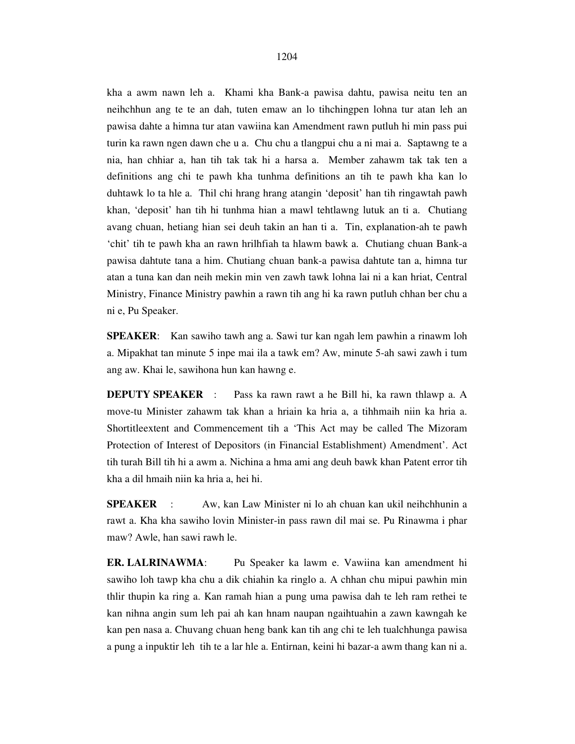kha a awm nawn leh a. Khami kha Bank-a pawisa dahtu, pawisa neitu ten an neihchhun ang te te an dah, tuten emaw an lo tihchingpen lohna tur atan leh an pawisa dahte a himna tur atan vawiina kan Amendment rawn putluh hi min pass pui turin ka rawn ngen dawn che u a. Chu chu a tlangpui chu a ni mai a. Saptawng te a nia, han chhiar a, han tih tak tak hi a harsa a. Member zahawm tak tak ten a definitions ang chi te pawh kha tunhma definitions an tih te pawh kha kan lo duhtawk lo ta hle a. Thil chi hrang hrang atangin 'deposit' han tih ringawtah pawh khan, 'deposit' han tih hi tunhma hian a mawl tehtlawng lutuk an ti a. Chutiang avang chuan, hetiang hian sei deuh takin an han ti a. Tin, explanation-ah te pawh 'chit' tih te pawh kha an rawn hrilhfiah ta hlawm bawk a. Chutiang chuan Bank-a pawisa dahtute tana a him. Chutiang chuan bank-a pawisa dahtute tan a, himna tur atan a tuna kan dan neih mekin min ven zawh tawk lohna lai ni a kan hriat, Central Ministry, Finance Ministry pawhin a rawn tih ang hi ka rawn putluh chhan ber chu a ni e, Pu Speaker.

**SPEAKER**: Kan sawiho tawh ang a. Sawi tur kan ngah lem pawhin a rinawm loh a. Mipakhat tan minute 5 inpe mai ila a tawk em? Aw, minute 5-ah sawi zawh i tum ang aw. Khai le, sawihona hun kan hawng e.

**DEPUTY SPEAKER** : Pass ka rawn rawt a he Bill hi, ka rawn thlawp a. A move-tu Minister zahawm tak khan a hriain ka hria a, a tihhmaih niin ka hria a. Shortitleextent and Commencement tih a 'This Act may be called The Mizoram Protection of Interest of Depositors (in Financial Establishment) Amendment'. Act tih turah Bill tih hi a awm a. Nichina a hma ami ang deuh bawk khan Patent error tih kha a dil hmaih niin ka hria a, hei hi.

**SPEAKER** : Aw, kan Law Minister ni lo ah chuan kan ukil neihchhunin a rawt a. Kha kha sawiho lovin Minister-in pass rawn dil mai se. Pu Rinawma i phar maw? Awle, han sawi rawh le.

**ER. LALRINAWMA**: Pu Speaker ka lawm e. Vawiina kan amendment hi sawiho loh tawp kha chu a dik chiahin ka ringlo a. A chhan chu mipui pawhin min thlir thupin ka ring a. Kan ramah hian a pung uma pawisa dah te leh ram rethei te kan nihna angin sum leh pai ah kan hnam naupan ngaihtuahin a zawn kawngah ke kan pen nasa a. Chuvang chuan heng bank kan tih ang chi te leh tualchhunga pawisa a pung a inpuktir leh tih te a lar hle a. Entirnan, keini hi bazar-a awm thang kan ni a.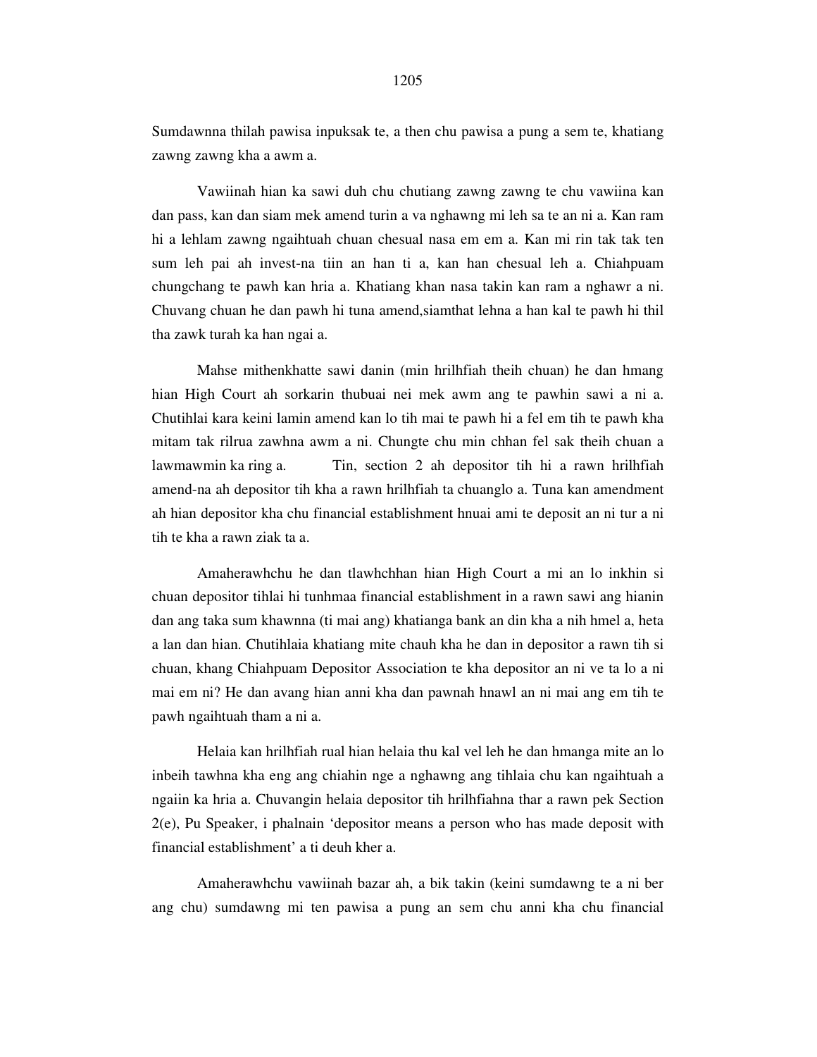Sumdawnna thilah pawisa inpuksak te, a then chu pawisa a pung a sem te, khatiang zawng zawng kha a awm a.

Vawiinah hian ka sawi duh chu chutiang zawng zawng te chu vawiina kan dan pass, kan dan siam mek amend turin a va nghawng mi leh sa te an ni a. Kan ram hi a lehlam zawng ngaihtuah chuan chesual nasa em em a. Kan mi rin tak tak ten sum leh pai ah invest-na tiin an han ti a, kan han chesual leh a. Chiahpuam chungchang te pawh kan hria a. Khatiang khan nasa takin kan ram a nghawr a ni. Chuvang chuan he dan pawh hi tuna amend,siamthat lehna a han kal te pawh hi thil tha zawk turah ka han ngai a.

Mahse mithenkhatte sawi danin (min hrilhfiah theih chuan) he dan hmang hian High Court ah sorkarin thubuai nei mek awm ang te pawhin sawi a ni a. Chutihlai kara keini lamin amend kan lo tih mai te pawh hi a fel em tih te pawh kha mitam tak rilrua zawhna awm a ni. Chungte chu min chhan fel sak theih chuan a lawmawmin ka ring a. Tin, section 2 ah depositor tih hi a rawn hrilhfiah amend-na ah depositor tih kha a rawn hrilhfiah ta chuanglo a. Tuna kan amendment ah hian depositor kha chu financial establishment hnuai ami te deposit an ni tur a ni tih te kha a rawn ziak ta a.

Amaherawhchu he dan tlawhchhan hian High Court a mi an lo inkhin si chuan depositor tihlai hi tunhmaa financial establishment in a rawn sawi ang hianin dan ang taka sum khawnna (ti mai ang) khatianga bank an din kha a nih hmel a, heta a lan dan hian. Chutihlaia khatiang mite chauh kha he dan in depositor a rawn tih si chuan, khang Chiahpuam Depositor Association te kha depositor an ni ve ta lo a ni mai em ni? He dan avang hian anni kha dan pawnah hnawl an ni mai ang em tih te pawh ngaihtuah tham a ni a.

Helaia kan hrilhfiah rual hian helaia thu kal vel leh he dan hmanga mite an lo inbeih tawhna kha eng ang chiahin nge a nghawng ang tihlaia chu kan ngaihtuah a ngaiin ka hria a. Chuvangin helaia depositor tih hrilhfiahna thar a rawn pek Section 2(e), Pu Speaker, i phalnain 'depositor means a person who has made deposit with financial establishment' a ti deuh kher a.

Amaherawhchu vawiinah bazar ah, a bik takin (keini sumdawng te a ni ber ang chu) sumdawng mi ten pawisa a pung an sem chu anni kha chu financial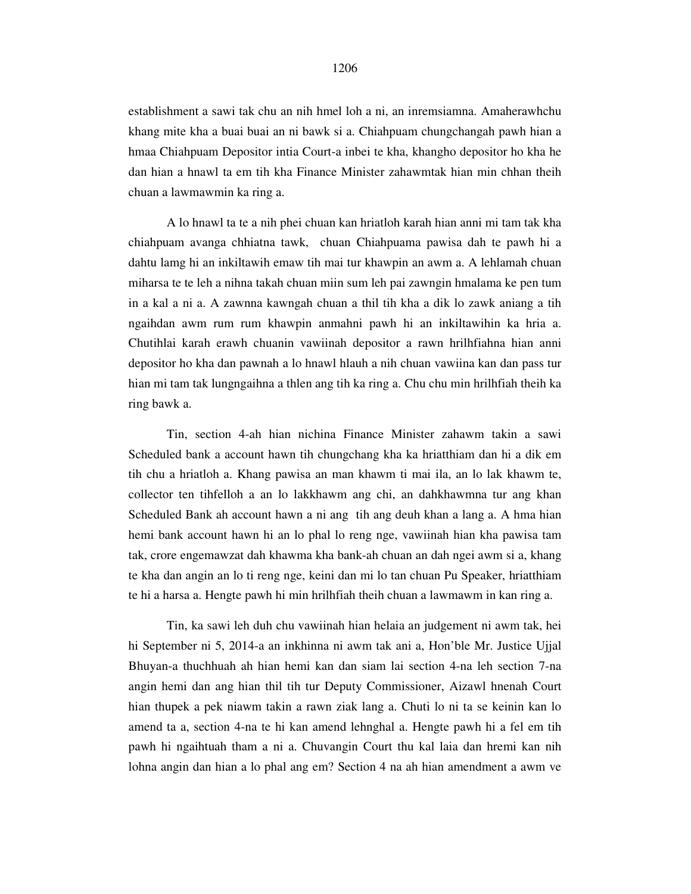establishment a sawi tak chu an nih hmel loh a ni, an inremsiamna. Amaherawhchu khang mite kha a buai buai an ni bawk si a. Chiahpuam chungchangah pawh hian a hmaa Chiahpuam Depositor intia Court-a inbei te kha, khangho depositor ho kha he dan hian a hnawl ta em tih kha Finance Minister zahawmtak hian min chhan theih chuan a lawmawmin ka ring a.

A lo hnawl ta te a nih phei chuan kan hriatloh karah hian anni mi tam tak kha chiahpuam avanga chhiatna tawk, chuan Chiahpuama pawisa dah te pawh hi a dahtu lamg hi an inkiltawih emaw tih mai tur khawpin an awm a. A lehlamah chuan miharsa te te leh a nihna takah chuan miin sum leh pai zawngin hmalama ke pen tum in a kal a ni a. A zawnna kawngah chuan a thil tih kha a dik lo zawk aniang a tih ngaihdan awm rum rum khawpin anmahni pawh hi an inkiltawihin ka hria a. Chutihlai karah erawh chuanin vawiinah depositor a rawn hrilhfiahna hian anni depositor ho kha dan pawnah a lo hnawl hlauh a nih chuan vawiina kan dan pass tur hian mi tam tak lungngaihna a thlen ang tih ka ring a. Chu chu min hrilhfiah theih ka ring bawk a.

Tin, section 4-ah hian nichina Finance Minister zahawm takin a sawi Scheduled bank a account hawn tih chungchang kha ka hriatthiam dan hi a dik em tih chu a hriatloh a. Khang pawisa an man khawm ti mai ila, an lo lak khawm te, collector ten tihfelloh a an lo lakkhawm ang chi, an dahkhawmna tur ang khan Scheduled Bank ah account hawn a ni ang tih ang deuh khan a lang a. A hma hian hemi bank account hawn hi an lo phal lo reng nge, vawiinah hian kha pawisa tam tak, crore engemawzat dah khawma kha bank-ah chuan an dah ngei awm si a, khang te kha dan angin an lo ti reng nge, keini dan mi lo tan chuan Pu Speaker, hriatthiam te hi a harsa a. Hengte pawh hi min hrilhfiah theih chuan a lawmawm in kan ring a.

Tin, ka sawi leh duh chu vawiinah hian helaia an judgement ni awm tak, hei hi September ni 5, 2014-a an inkhinna ni awm tak ani a, Hon'ble Mr. Justice Ujjal Bhuyan-a thuchhuah ah hian hemi kan dan siam lai section 4-na leh section 7-na angin hemi dan ang hian thil tih tur Deputy Commissioner, Aizawl hnenah Court hian thupek a pek niawm takin a rawn ziak lang a. Chuti lo ni ta se keinin kan lo amend ta a, section 4-na te hi kan amend lehnghal a. Hengte pawh hi a fel em tih pawh hi ngaihtuah tham a ni a. Chuvangin Court thu kal laia dan hremi kan nih lohna angin dan hian a lo phal ang em? Section 4 na ah hian amendment a awm ve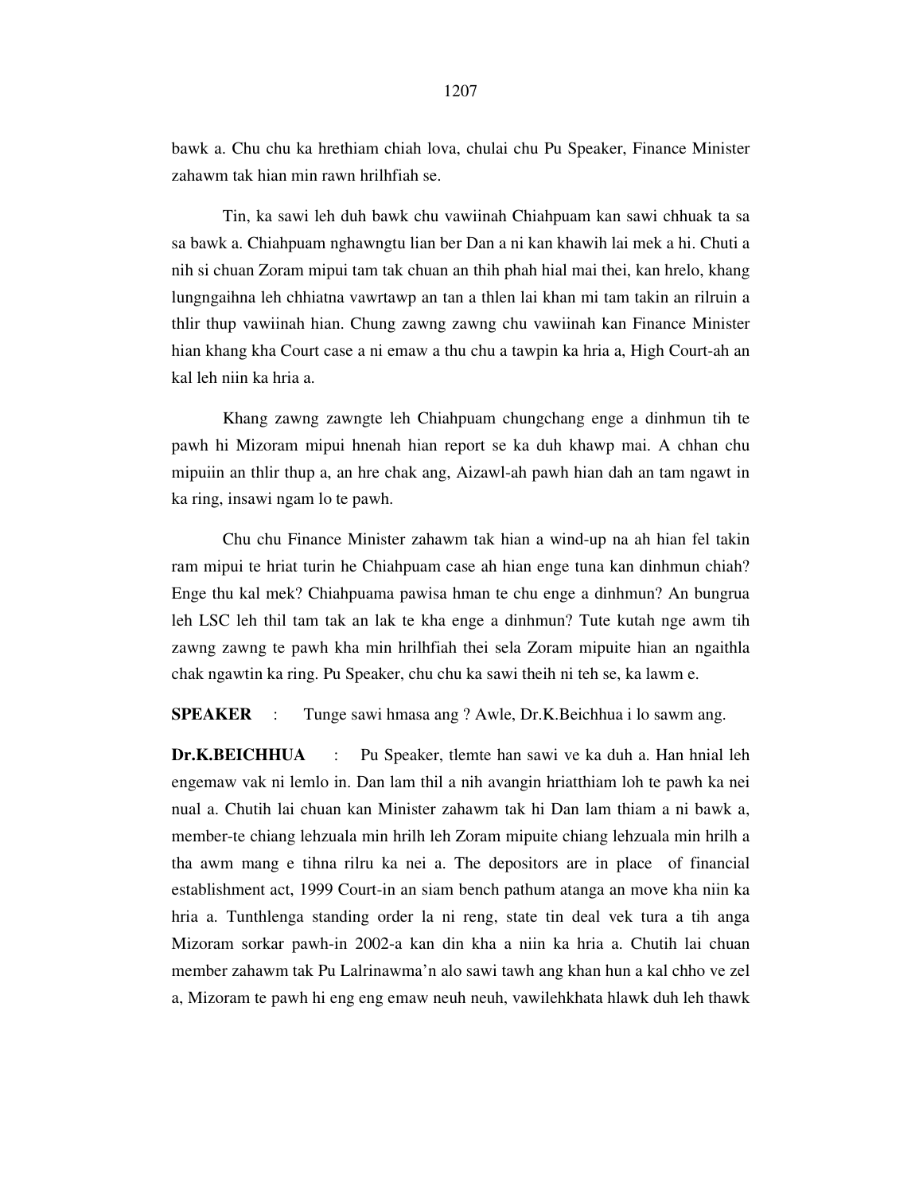bawk a. Chu chu ka hrethiam chiah lova, chulai chu Pu Speaker, Finance Minister zahawm tak hian min rawn hrilhfiah se.

Tin, ka sawi leh duh bawk chu vawiinah Chiahpuam kan sawi chhuak ta sa sa bawk a. Chiahpuam nghawngtu lian ber Dan a ni kan khawih lai mek a hi. Chuti a nih si chuan Zoram mipui tam tak chuan an thih phah hial mai thei, kan hrelo, khang lungngaihna leh chhiatna vawrtawp an tan a thlen lai khan mi tam takin an rilruin a thlir thup vawiinah hian. Chung zawng zawng chu vawiinah kan Finance Minister hian khang kha Court case a ni emaw a thu chu a tawpin ka hria a, High Court-ah an kal leh niin ka hria a.

Khang zawng zawngte leh Chiahpuam chungchang enge a dinhmun tih te pawh hi Mizoram mipui hnenah hian report se ka duh khawp mai. A chhan chu mipuiin an thlir thup a, an hre chak ang, Aizawl-ah pawh hian dah an tam ngawt in ka ring, insawi ngam lo te pawh.

Chu chu Finance Minister zahawm tak hian a wind-up na ah hian fel takin ram mipui te hriat turin he Chiahpuam case ah hian enge tuna kan dinhmun chiah? Enge thu kal mek? Chiahpuama pawisa hman te chu enge a dinhmun? An bungrua leh LSC leh thil tam tak an lak te kha enge a dinhmun? Tute kutah nge awm tih zawng zawng te pawh kha min hrilhfiah thei sela Zoram mipuite hian an ngaithla chak ngawtin ka ring. Pu Speaker, chu chu ka sawi theih ni teh se, ka lawm e.

**SPEAKER** : Tunge sawi hmasa ang ? Awle, Dr.K.Beichhua i lo sawm ang.

**Dr.K.BEICHHUA** : Pu Speaker, tlemte han sawi ve ka duh a. Han hnial leh engemaw vak ni lemlo in. Dan lam thil a nih avangin hriatthiam loh te pawh ka nei nual a. Chutih lai chuan kan Minister zahawm tak hi Dan lam thiam a ni bawk a, member-te chiang lehzuala min hrilh leh Zoram mipuite chiang lehzuala min hrilh a tha awm mang e tihna rilru ka nei a. The depositors are in place of financial establishment act, 1999 Court-in an siam bench pathum atanga an move kha niin ka hria a. Tunthlenga standing order la ni reng, state tin deal vek tura a tih anga Mizoram sorkar pawh-in 2002-a kan din kha a niin ka hria a. Chutih lai chuan member zahawm tak Pu Lalrinawma'n alo sawi tawh ang khan hun a kal chho ve zel a, Mizoram te pawh hi eng eng emaw neuh neuh, vawilehkhata hlawk duh leh thawk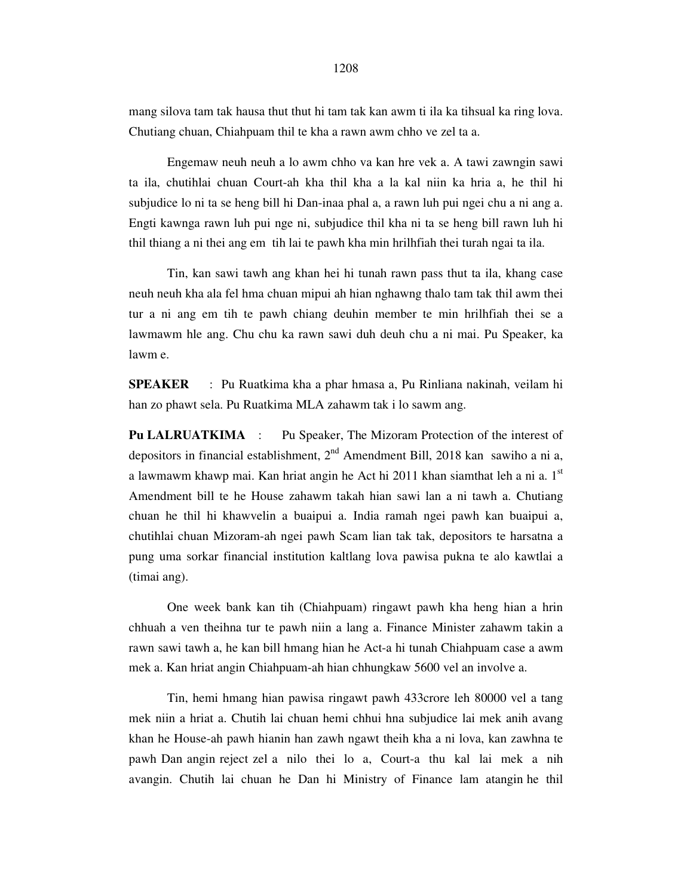mang silova tam tak hausa thut thut hi tam tak kan awm ti ila ka tihsual ka ring lova. Chutiang chuan, Chiahpuam thil te kha a rawn awm chho ve zel ta a.

Engemaw neuh neuh a lo awm chho va kan hre vek a. A tawi zawngin sawi ta ila, chutihlai chuan Court-ah kha thil kha a la kal niin ka hria a, he thil hi subjudice lo ni ta se heng bill hi Dan-inaa phal a, a rawn luh pui ngei chu a ni ang a. Engti kawnga rawn luh pui nge ni, subjudice thil kha ni ta se heng bill rawn luh hi thil thiang a ni thei ang em tih lai te pawh kha min hrilhfiah thei turah ngai ta ila.

Tin, kan sawi tawh ang khan hei hi tunah rawn pass thut ta ila, khang case neuh neuh kha ala fel hma chuan mipui ah hian nghawng thalo tam tak thil awm thei tur a ni ang em tih te pawh chiang deuhin member te min hrilhfiah thei se a lawmawm hle ang. Chu chu ka rawn sawi duh deuh chu a ni mai. Pu Speaker, ka lawm e.

**SPEAKER** : Pu Ruatkima kha a phar hmasa a, Pu Rinliana nakinah, veilam hi han zo phawt sela. Pu Ruatkima MLA zahawm tak i lo sawm ang.

**Pu LALRUATKIMA** : Pu Speaker, The Mizoram Protection of the interest of depositors in financial establishment, 2nd Amendment Bill, 2018 kan sawiho a ni a, a lawmawm khawp mai. Kan hriat angin he Act hi 2011 khan siamthat leh a ni a. 1st Amendment bill te he House zahawm takah hian sawi lan a ni tawh a. Chutiang chuan he thil hi khawvelin a buaipui a. India ramah ngei pawh kan buaipui a, chutihlai chuan Mizoram-ah ngei pawh Scam lian tak tak, depositors te harsatna a pung uma sorkar financial institution kaltlang lova pawisa pukna te alo kawtlai a (timai ang).

One week bank kan tih (Chiahpuam) ringawt pawh kha heng hian a hrin chhuah a ven theihna tur te pawh niin a lang a. Finance Minister zahawm takin a rawn sawi tawh a, he kan bill hmang hian he Act-a hi tunah Chiahpuam case a awm mek a. Kan hriat angin Chiahpuam-ah hian chhungkaw 5600 vel an involve a.

Tin, hemi hmang hian pawisa ringawt pawh 433crore leh 80000 vel a tang mek niin a hriat a. Chutih lai chuan hemi chhui hna subjudice lai mek anih avang khan he House-ah pawh hianin han zawh ngawt theih kha a ni lova, kan zawhna te pawh Dan angin reject zel a nilo thei lo a, Court-a thu kal lai mek a nih avangin. Chutih lai chuan he Dan hi Ministry of Finance lam atangin he thil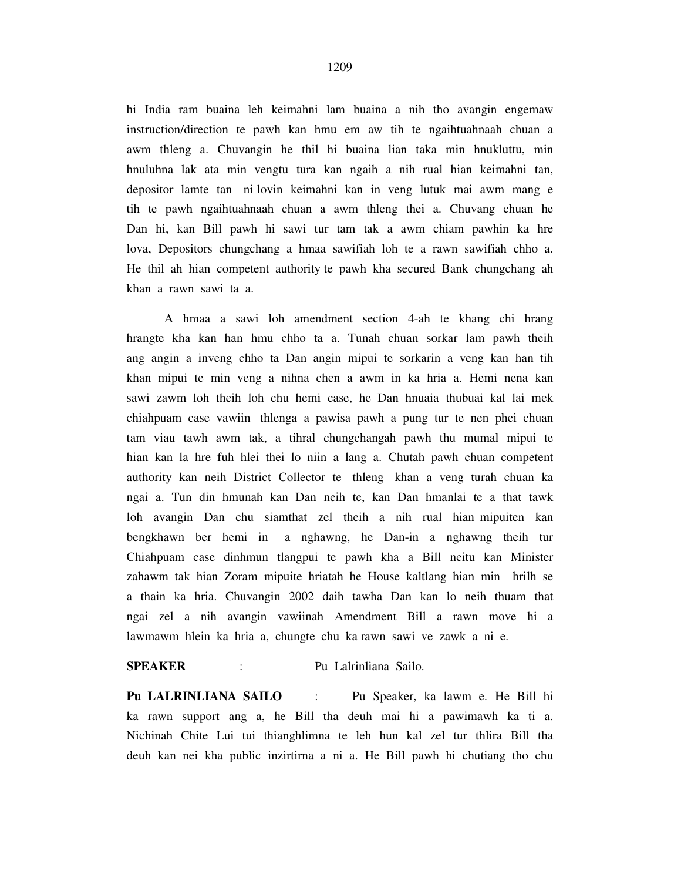hi India ram buaina leh keimahni lam buaina a nih tho avangin engemaw instruction/direction te pawh kan hmu em aw tih te ngaihtuahnaah chuan a awm thleng a. Chuvangin he thil hi buaina lian taka min hnukluttu, min hnuluhna lak ata min vengtu tura kan ngaih a nih rual hian keimahni tan, depositor lamte tan ni lovin keimahni kan in veng lutuk mai awm mang e tih te pawh ngaihtuahnaah chuan a awm thleng thei a. Chuvang chuan he Dan hi, kan Bill pawh hi sawi tur tam tak a awm chiam pawhin ka hre lova, Depositors chungchang a hmaa sawifiah loh te a rawn sawifiah chho a. He thil ah hian competent authority te pawh kha secured Bank chungchang ah khan a rawn sawi ta a.

A hmaa a sawi loh amendment section 4-ah te khang chi hrang hrangte kha kan han hmu chho ta a. Tunah chuan sorkar lam pawh theih ang angin a inveng chho ta Dan angin mipui te sorkarin a veng kan han tih khan mipui te min veng a nihna chen a awm in ka hria a. Hemi nena kan sawi zawm loh theih loh chu hemi case, he Dan hnuaia thubuai kal lai mek chiahpuam case vawiin thlenga a pawisa pawh a pung tur te nen phei chuan tam viau tawh awm tak, a tihral chungchangah pawh thu mumal mipui te hian kan la hre fuh hlei thei lo niin a lang a. Chutah pawh chuan competent authority kan neih District Collector te thleng khan a veng turah chuan ka ngai a. Tun din hmunah kan Dan neih te, kan Dan hmanlai te a that tawk loh avangin Dan chu siamthat zel theih a nih rual hian mipuiten kan bengkhawn ber hemi in a nghawng, he Dan-in a nghawng theih tur Chiahpuam case dinhmun tlangpui te pawh kha a Bill neitu kan Minister zahawm tak hian Zoram mipuite hriatah he House kaltlang hian min hrilh se a thain ka hria. Chuvangin 2002 daih tawha Dan kan lo neih thuam that ngai zel a nih avangin vawiinah Amendment Bill a rawn move hi a lawmawm hlein ka hria a, chungte chu ka rawn sawi ve zawk a ni e.

**SPEAKER** : Pu Lalrinliana Sailo.

**Pu LALRINLIANA SAILO** : Pu Speaker, ka lawm e. He Bill hi ka rawn support ang a, he Bill tha deuh mai hi a pawimawh ka ti a. Nichinah Chite Lui tui thianghlimna te leh hun kal zel tur thlira Bill tha deuh kan nei kha public inzirtirna a ni a. He Bill pawh hi chutiang tho chu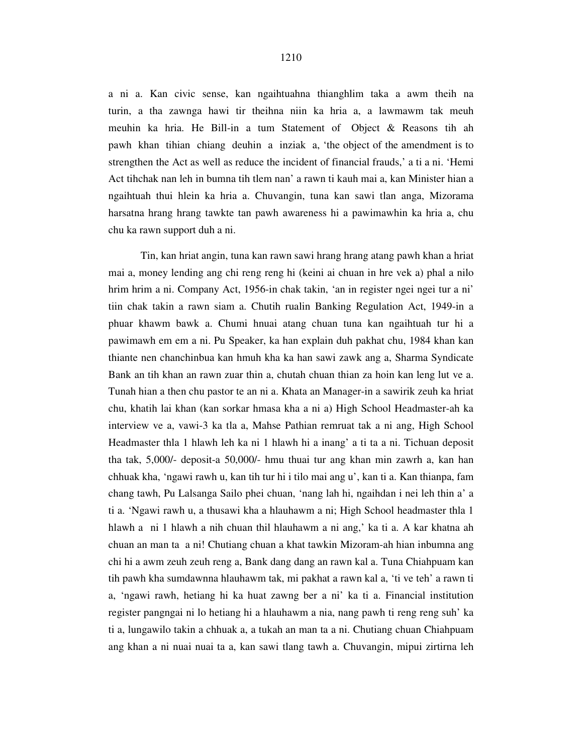a ni a. Kan civic sense, kan ngaihtuahna thianghlim taka a awm theih na turin, a tha zawnga hawi tir theihna niin ka hria a, a lawmawm tak meuh meuhin ka hria. He Bill-in a tum Statement of Object & Reasons tih ah pawh khan tihian chiang deuhin a inziak a, 'the object of the amendment is to strengthen the Act as well as reduce the incident of financial frauds,' a ti a ni. 'Hemi Act tihchak nan leh in bumna tih tlem nan' a rawn ti kauh mai a, kan Minister hian a ngaihtuah thui hlein ka hria a. Chuvangin, tuna kan sawi tlan anga, Mizorama harsatna hrang hrang tawkte tan pawh awareness hi a pawimawhin ka hria a, chu chu ka rawn support duh a ni.

Tin, kan hriat angin, tuna kan rawn sawi hrang hrang atang pawh khan a hriat mai a, money lending ang chi reng reng hi (keini ai chuan in hre vek a) phal a nilo hrim hrim a ni. Company Act, 1956-in chak takin, 'an in register ngei ngei tur a ni' tiin chak takin a rawn siam a. Chutih rualin Banking Regulation Act, 1949-in a phuar khawm bawk a. Chumi hnuai atang chuan tuna kan ngaihtuah tur hi a pawimawh em em a ni. Pu Speaker, ka han explain duh pakhat chu, 1984 khan kan thiante nen chanchinbua kan hmuh kha ka han sawi zawk ang a, Sharma Syndicate Bank an tih khan an rawn zuar thin a, chutah chuan thian za hoin kan leng lut ve a. Tunah hian a then chu pastor te an ni a. Khata an Manager-in a sawirik zeuh ka hriat chu, khatih lai khan (kan sorkar hmasa kha a ni a) High School Headmaster-ah ka interview ve a, vawi-3 ka tla a, Mahse Pathian remruat tak a ni ang, High School Headmaster thla 1 hlawh leh ka ni 1 hlawh hi a inang' a ti ta a ni. Tichuan deposit tha tak, 5,000/- deposit-a 50,000/- hmu thuai tur ang khan min zawrh a, kan han chhuak kha, 'ngawi rawh u, kan tih tur hi i tilo mai ang u', kan ti a. Kan thianpa, fam chang tawh, Pu Lalsanga Sailo phei chuan, 'nang lah hi, ngaihdan i nei leh thin a' a ti a. 'Ngawi rawh u, a thusawi kha a hlauhawm a ni; High School headmaster thla 1 hlawh a ni 1 hlawh a nih chuan thil hlauhawm a ni ang,' ka ti a. A kar khatna ah chuan an man ta a ni! Chutiang chuan a khat tawkin Mizoram-ah hian inbumna ang chi hi a awm zeuh zeuh reng a, Bank dang dang an rawn kal a. Tuna Chiahpuam kan tih pawh kha sumdawnna hlauhawm tak, mi pakhat a rawn kal a, 'ti ve teh' a rawn ti a, 'ngawi rawh, hetiang hi ka huat zawng ber a ni' ka ti a. Financial institution register pangngai ni lo hetiang hi a hlauhawm a nia, nang pawh ti reng reng suh' ka ti a, lungawilo takin a chhuak a, a tukah an man ta a ni. Chutiang chuan Chiahpuam ang khan a ni nuai nuai ta a, kan sawi tlang tawh a. Chuvangin, mipui zirtirna leh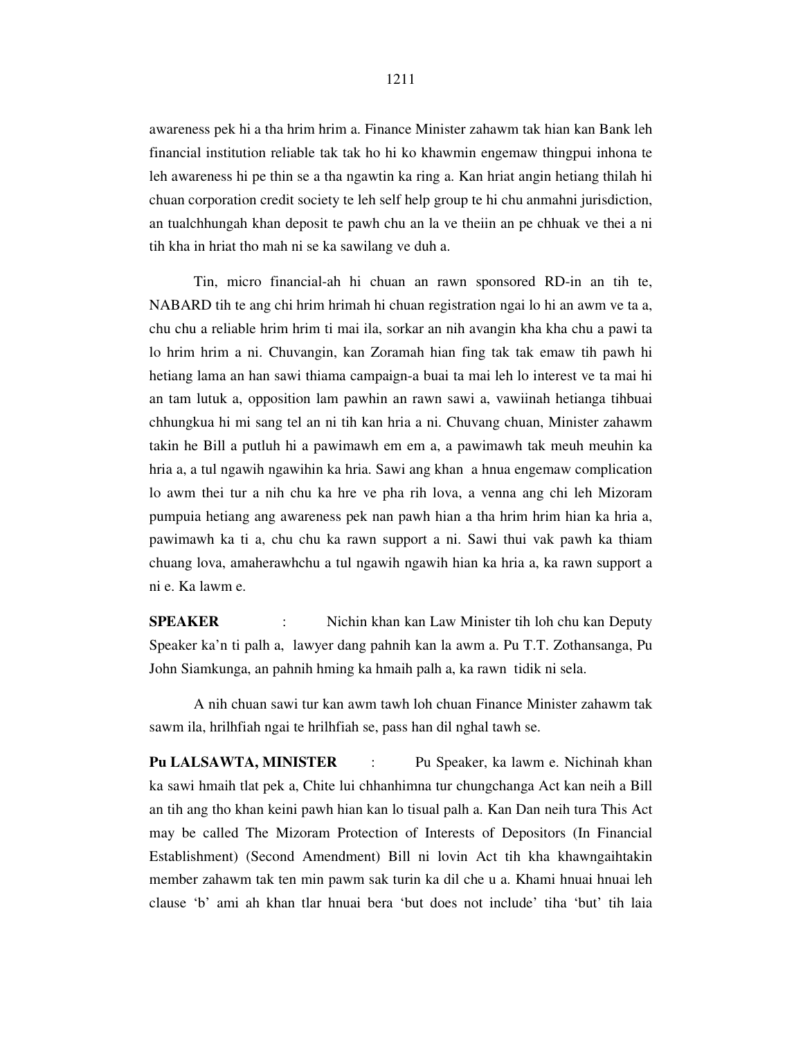awareness pek hi a tha hrim hrim a. Finance Minister zahawm tak hian kan Bank leh financial institution reliable tak tak ho hi ko khawmin engemaw thingpui inhona te leh awareness hi pe thin se a tha ngawtin ka ring a. Kan hriat angin hetiang thilah hi chuan corporation credit society te leh self help group te hi chu anmahni jurisdiction, an tualchhungah khan deposit te pawh chu an la ve theiin an pe chhuak ve thei a ni tih kha in hriat tho mah ni se ka sawilang ve duh a.

Tin, micro financial-ah hi chuan an rawn sponsored RD-in an tih te, NABARD tih te ang chi hrim hrimah hi chuan registration ngai lo hi an awm ve ta a, chu chu a reliable hrim hrim ti mai ila, sorkar an nih avangin kha kha chu a pawi ta lo hrim hrim a ni. Chuvangin, kan Zoramah hian fing tak tak emaw tih pawh hi hetiang lama an han sawi thiama campaign-a buai ta mai leh lo interest ve ta mai hi an tam lutuk a, opposition lam pawhin an rawn sawi a, vawiinah hetianga tihbuai chhungkua hi mi sang tel an ni tih kan hria a ni. Chuvang chuan, Minister zahawm takin he Bill a putluh hi a pawimawh em em a, a pawimawh tak meuh meuhin ka hria a, a tul ngawih ngawihin ka hria. Sawi ang khan a hnua engemaw complication lo awm thei tur a nih chu ka hre ve pha rih lova, a venna ang chi leh Mizoram pumpuia hetiang ang awareness pek nan pawh hian a tha hrim hrim hian ka hria a, pawimawh ka ti a, chu chu ka rawn support a ni. Sawi thui vak pawh ka thiam chuang lova, amaherawhchu a tul ngawih ngawih hian ka hria a, ka rawn support a ni e. Ka lawm e.

**SPEAKER** : Nichin khan kan Law Minister tih loh chu kan Deputy Speaker ka'n ti palh a, lawyer dang pahnih kan la awm a. Pu T.T. Zothansanga, Pu John Siamkunga, an pahnih hming ka hmaih palh a, ka rawn tidik ni sela.

A nih chuan sawi tur kan awm tawh loh chuan Finance Minister zahawm tak sawm ila, hrilhfiah ngai te hrilhfiah se, pass han dil nghal tawh se.

**Pu LALSAWTA, MINISTER** : Pu Speaker, ka lawm e. Nichinah khan ka sawi hmaih tlat pek a, Chite lui chhanhimna tur chungchanga Act kan neih a Bill an tih ang tho khan keini pawh hian kan lo tisual palh a. Kan Dan neih tura This Act may be called The Mizoram Protection of Interests of Depositors (In Financial Establishment) (Second Amendment) Bill ni lovin Act tih kha khawngaihtakin member zahawm tak ten min pawm sak turin ka dil che u a. Khami hnuai hnuai leh clause 'b' ami ah khan tlar hnuai bera 'but does not include' tiha 'but' tih laia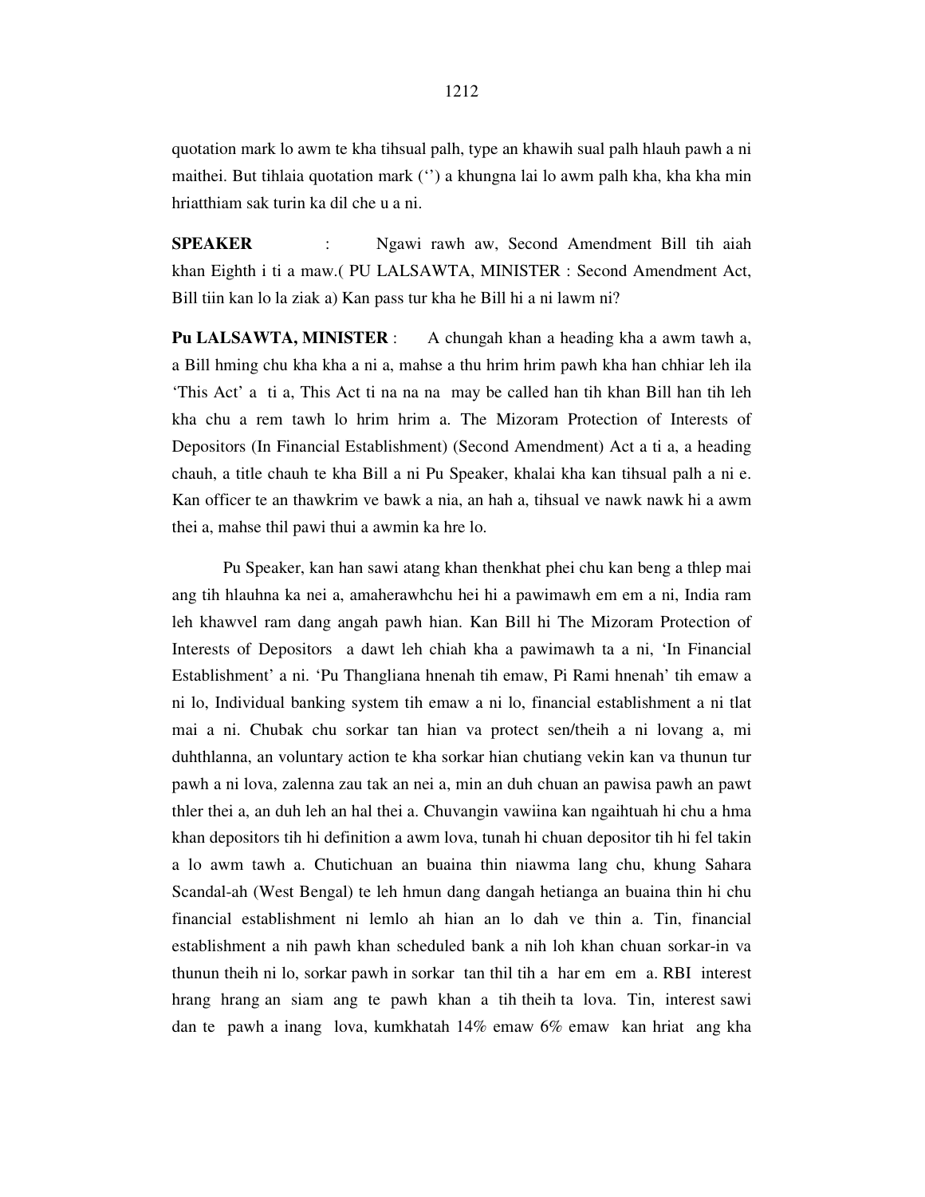quotation mark lo awm te kha tihsual palh, type an khawih sual palh hlauh pawh a ni maithei. But tihlaia quotation mark ('') a khungna lai lo awm palh kha, kha kha min hriatthiam sak turin ka dil che u a ni.

**SPEAKER** : Ngawi rawh aw, Second Amendment Bill tih aiah khan Eighth i ti a maw.( PU LALSAWTA, MINISTER : Second Amendment Act, Bill tiin kan lo la ziak a) Kan pass tur kha he Bill hi a ni lawm ni?

**Pu LALSAWTA, MINISTER** : A chungah khan a heading kha a awm tawh a, a Bill hming chu kha kha a ni a, mahse a thu hrim hrim pawh kha han chhiar leh ila 'This Act' a ti a, This Act ti na na na may be called han tih khan Bill han tih leh kha chu a rem tawh lo hrim hrim a. The Mizoram Protection of Interests of Depositors (In Financial Establishment) (Second Amendment) Act a ti a, a heading chauh, a title chauh te kha Bill a ni Pu Speaker, khalai kha kan tihsual palh a ni e. Kan officer te an thawkrim ve bawk a nia, an hah a, tihsual ve nawk nawk hi a awm thei a, mahse thil pawi thui a awmin ka hre lo.

Pu Speaker, kan han sawi atang khan thenkhat phei chu kan beng a thlep mai ang tih hlauhna ka nei a, amaherawhchu hei hi a pawimawh em em a ni, India ram leh khawvel ram dang angah pawh hian. Kan Bill hi The Mizoram Protection of Interests of Depositors a dawt leh chiah kha a pawimawh ta a ni, 'In Financial Establishment' a ni. 'Pu Thangliana hnenah tih emaw, Pi Rami hnenah' tih emaw a ni lo, Individual banking system tih emaw a ni lo, financial establishment a ni tlat mai a ni. Chubak chu sorkar tan hian va protect sen/theih a ni lovang a, mi duhthlanna, an voluntary action te kha sorkar hian chutiang vekin kan va thunun tur pawh a ni lova, zalenna zau tak an nei a, min an duh chuan an pawisa pawh an pawt thler thei a, an duh leh an hal thei a. Chuvangin vawiina kan ngaihtuah hi chu a hma khan depositors tih hi definition a awm lova, tunah hi chuan depositor tih hi fel takin a lo awm tawh a. Chutichuan an buaina thin niawma lang chu, khung Sahara Scandal-ah (West Bengal) te leh hmun dang dangah hetianga an buaina thin hi chu financial establishment ni lemlo ah hian an lo dah ve thin a. Tin, financial establishment a nih pawh khan scheduled bank a nih loh khan chuan sorkar-in va thunun theih ni lo, sorkar pawh in sorkar tan thil tih a har em em a. RBI interest hrang hrang an siam ang te pawh khan a tih theih ta lova. Tin, interest sawi dan te pawh a inang lova, kumkhatah 14% emaw 6% emaw kan hriat ang kha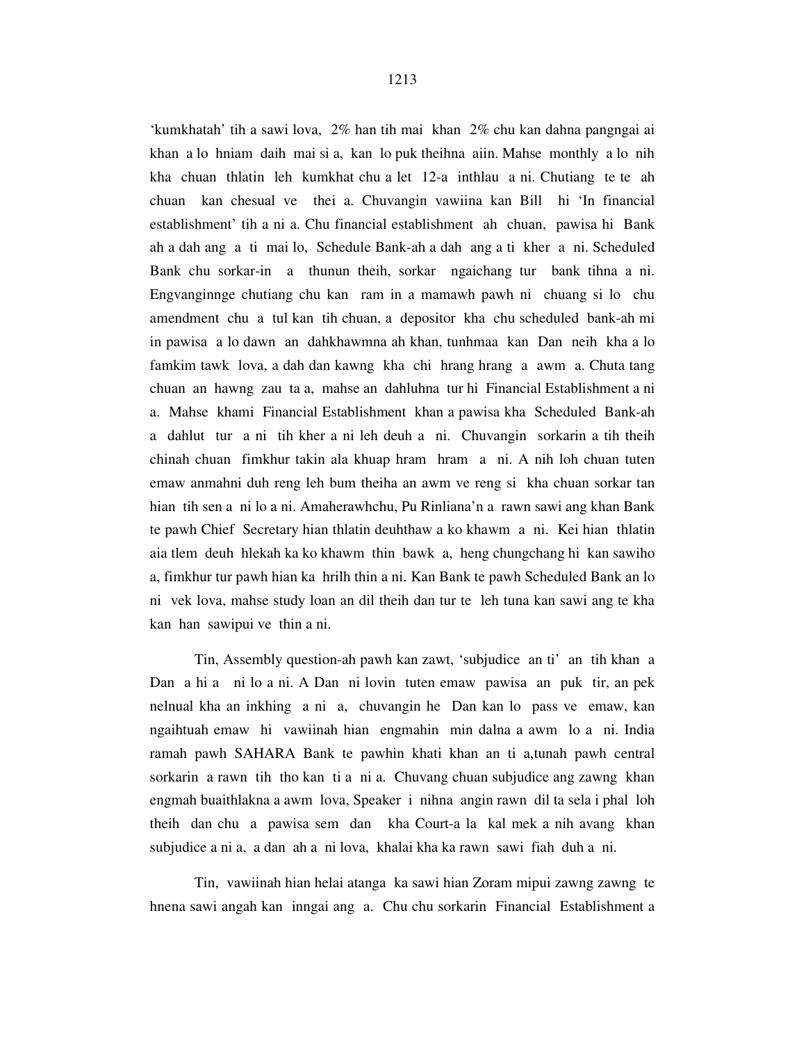'kumkhatah' tih a sawi lova, 2% han tih mai khan 2% chu kan dahna pangngai ai khan a lo hniam daih mai si a, kan lo puk theihna aiin. Mahse monthly a lo nih kha chuan thlatin leh kumkhat chu a let 12-a inthlau a ni. Chutiang te te ah chuan kan chesual ve thei a. Chuvangin vawiina kan Bill hi 'In financial establishment' tih a ni a. Chu financial establishment ah chuan, pawisa hi Bank ah a dah ang a ti mai lo, Schedule Bank-ah a dah ang a ti kher a ni. Scheduled Bank chu sorkar-in a thunun theih, sorkar ngaichang tur bank tihna a ni. Engvanginnge chutiang chu kan ram in a mamawh pawh ni chuang si lo chu amendment chu a tul kan tih chuan, a depositor kha chu scheduled bank-ah mi in pawisa a lo dawn an dahkhawmna ah khan, tunhmaa kan Dan neih kha a lo famkim tawk lova, a dah dan kawng kha chi hrang hrang a awm a. Chuta tang chuan an hawng zau ta a, mahse an dahluhna tur hi Financial Establishment a ni a. Mahse khami Financial Establishment khan a pawisa kha Scheduled Bank-ah a dahlut tur a ni tih kher a ni leh deuh a ni. Chuvangin sorkarin a tih theih chinah chuan fimkhur takin ala khuap hram hram a ni. A nih loh chuan tuten emaw anmahni duh reng leh bum theiha an awm ve reng si kha chuan sorkar tan hian tih sen a ni lo a ni. Amaherawhchu, Pu Rinliana'n a rawn sawi ang khan Bank te pawh Chief Secretary hian thlatin deuhthaw a ko khawm a ni. Kei hian thlatin aia tlem deuh hlekah ka ko khawm thin bawk a, heng chungchang hi kan sawiho a, fimkhur tur pawh hian ka hrilh thin a ni. Kan Bank te pawh Scheduled Bank an lo ni vek lova, mahse study loan an dil theih dan tur te leh tuna kan sawi ang te kha kan han sawipui ve thin a ni.

Tin, Assembly question-ah pawh kan zawt, 'subjudice an ti' an tih khan a Dan a hi a ni lo a ni. A Dan ni lovin tuten emaw pawisa an puk tir, an pek nelnual kha an inkhing a ni a, chuvangin he Dan kan lo pass ve emaw, kan ngaihtuah emaw hi vawiinah hian engmahin min dalna a awm lo a ni. India ramah pawh SAHARA Bank te pawhin khati khan an ti a,tunah pawh central sorkarin a rawn tih tho kan ti a ni a. Chuvang chuan subjudice ang zawng khan engmah buaithlakna a awm lova, Speaker i nihna angin rawn dil ta sela i phal loh theih dan chu a pawisa sem dan kha Court-a la kal mek a nih avang khan subjudice a ni a, a dan ah a ni lova, khalai kha ka rawn sawi fiah duh a ni.

Tin, vawiinah hian helai atanga ka sawi hian Zoram mipui zawng zawng te hnena sawi angah kan inngai ang a. Chu chu sorkarin Financial Establishment a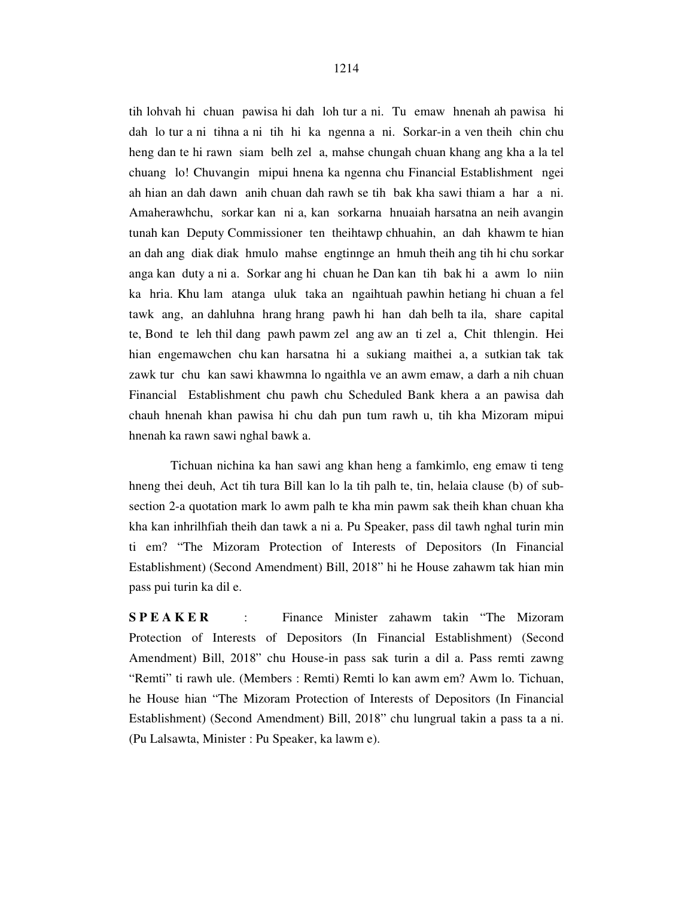tih lohvah hi chuan pawisa hi dah loh tur a ni. Tu emaw hnenah ah pawisa hi dah lo tur a ni tihna a ni tih hi ka ngenna a ni. Sorkar-in a ven theih chin chu heng dan te hi rawn siam belh zel a, mahse chungah chuan khang ang kha a la tel chuang lo! Chuvangin mipui hnena ka ngenna chu Financial Establishment ngei ah hian an dah dawn anih chuan dah rawh se tih bak kha sawi thiam a har a ni. Amaherawhchu, sorkar kan ni a, kan sorkarna hnuaiah harsatna an neih avangin tunah kan Deputy Commissioner ten theihtawp chhuahin, an dah khawm te hian an dah ang diak diak hmulo mahse engtinnge an hmuh theih ang tih hi chu sorkar anga kan duty a ni a. Sorkar ang hi chuan he Dan kan tih bak hi a awm lo niin ka hria. Khu lam atanga uluk taka an ngaihtuah pawhin hetiang hi chuan a fel tawk ang, an dahluhna hrang hrang pawh hi han dah belh ta ila, share capital te, Bond te leh thil dang pawh pawm zel ang aw an ti zel a, Chit thlengin. Hei hian engemawchen chu kan harsatna hi a sukiang maithei a, a sutkian tak tak zawk tur chu kan sawi khawmna lo ngaithla ve an awm emaw, a darh a nih chuan Financial Establishment chu pawh chu Scheduled Bank khera a an pawisa dah chauh hnenah khan pawisa hi chu dah pun tum rawh u, tih kha Mizoram mipui hnenah ka rawn sawi nghal bawk a.

Tichuan nichina ka han sawi ang khan heng a famkimlo, eng emaw ti teng hneng thei deuh, Act tih tura Bill kan lo la tih palh te, tin, helaia clause (b) of sub-section 2-a quotation mark lo awm palh te kha min pawm sak theih khan chuan kha kha kan inhrilhfiah theih dan tawk a ni a. Pu Speaker, pass dil tawh nghal turin min ti em? "The Mizoram Protection of Interests of Depositors (In Financial Establishment) (Second Amendment) Bill, 2018" hi he House zahawm tak hian min pass pui turin ka dil e.

**S P E A K E R** : Finance Minister zahawm takin "The Mizoram Protection of Interests of Depositors (In Financial Establishment) (Second Amendment) Bill, 2018" chu House-in pass sak turin a dil a. Pass remti zawng "Remti" ti rawh ule. (Members : Remti) Remti lo kan awm em? Awm lo. Tichuan, he House hian "The Mizoram Protection of Interests of Depositors (In Financial Establishment) (Second Amendment) Bill, 2018" chu lungrual takin a pass ta a ni. (Pu Lalsawta, Minister : Pu Speaker, ka lawm e).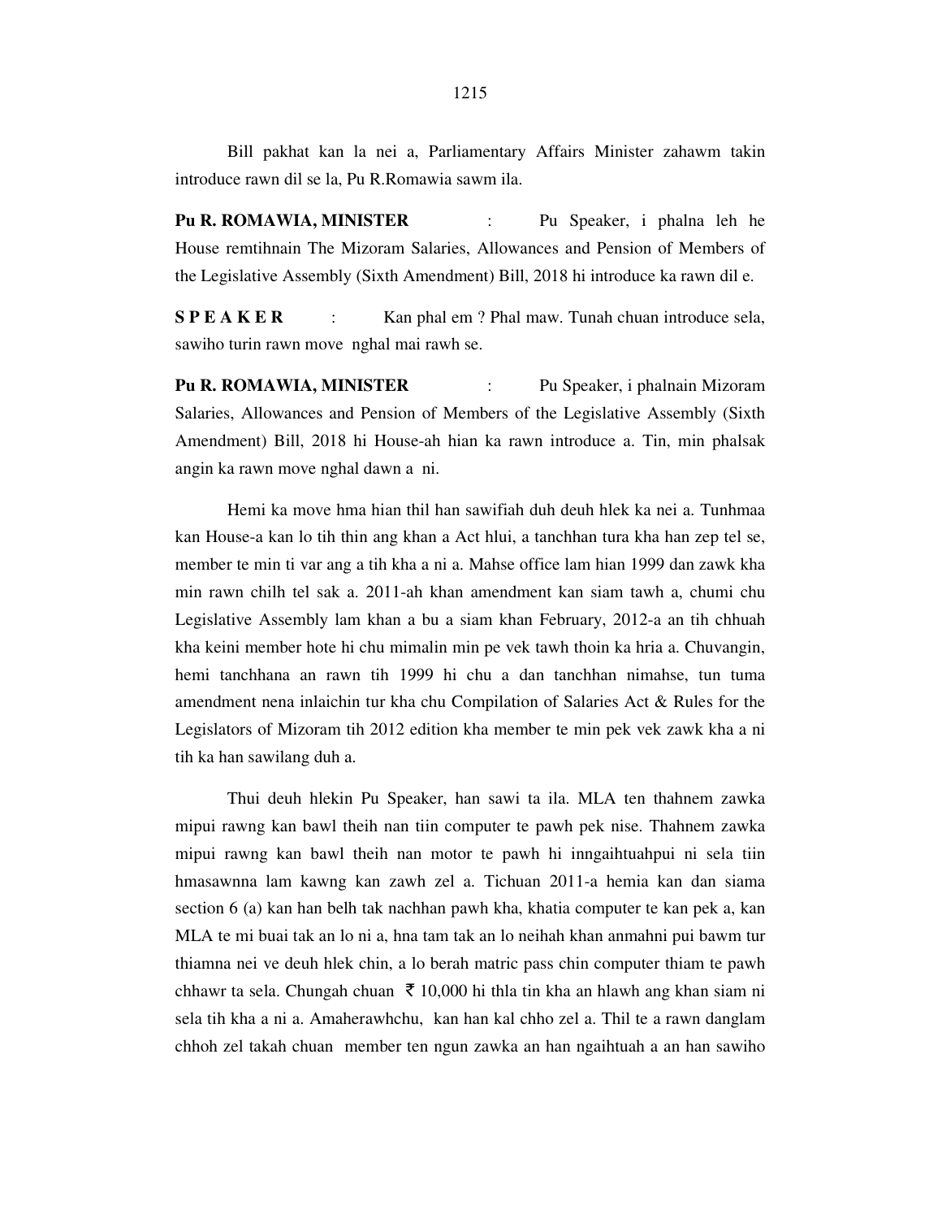Bill pakhat kan la nei a, Parliamentary Affairs Minister zahawm takin introduce rawn dil se la, Pu R.Romawia sawm ila.

**Pu R. ROMAWIA, MINISTER** : Pu Speaker, i phalna leh he House remtihnain The Mizoram Salaries, Allowances and Pension of Members of the Legislative Assembly (Sixth Amendment) Bill, 2018 hi introduce ka rawn dil e.

**S P E A K E R** : Kan phal em ? Phal maw. Tunah chuan introduce sela, sawiho turin rawn move nghal mai rawh se.

**Pu R. ROMAWIA, MINISTER** : Pu Speaker, i phalnain Mizoram Salaries, Allowances and Pension of Members of the Legislative Assembly (Sixth Amendment) Bill, 2018 hi House-ah hian ka rawn introduce a. Tin, min phalsak angin ka rawn move nghal dawn a ni.

Hemi ka move hma hian thil han sawifiah duh deuh hlek ka nei a. Tunhmaa kan House-a kan lo tih thin ang khan a Act hlui, a tanchhan tura kha han zep tel se, member te min ti var ang a tih kha a ni a. Mahse office lam hian 1999 dan zawk kha min rawn chilh tel sak a. 2011-ah khan amendment kan siam tawh a, chumi chu Legislative Assembly lam khan a bu a siam khan February, 2012-a an tih chhuah kha keini member hote hi chu mimalin min pe vek tawh thoin ka hria a. Chuvangin, hemi tanchhana an rawn tih 1999 hi chu a dan tanchhan nimahse, tun tuma amendment nena inlaichin tur kha chu Compilation of Salaries Act & Rules for the Legislators of Mizoram tih 2012 edition kha member te min pek vek zawk kha a ni tih ka han sawilang duh a.

Thui deuh hlekin Pu Speaker, han sawi ta ila. MLA ten thahnem zawka mipui rawng kan bawl theih nan tiin computer te pawh pek nise. Thahnem zawka mipui rawng kan bawl theih nan motor te pawh hi inngaihtuahpui ni sela tiin hmasawnna lam kawng kan zawh zel a. Tichuan 2011-a hemia kan dan siama section 6 (a) kan han belh tak nachhan pawh kha, khatia computer te kan pek a, kan MLA te mi buai tak an lo ni a, hna tam tak an lo neihah khan anmahni pui bawm tur thiamna nei ve deuh hlek chin, a lo berah matric pass chin computer thiam te pawh chhawr ta sela. Chungah chuan ₹ 10,000 hi thla tin kha an hlawh ang khan siam ni sela tih kha a ni a. Amaherawhchu, kan han kal chho zel a. Thil te a rawn danglam chhoh zel takah chuan member ten ngun zawka an han ngaihtuah a an han sawiho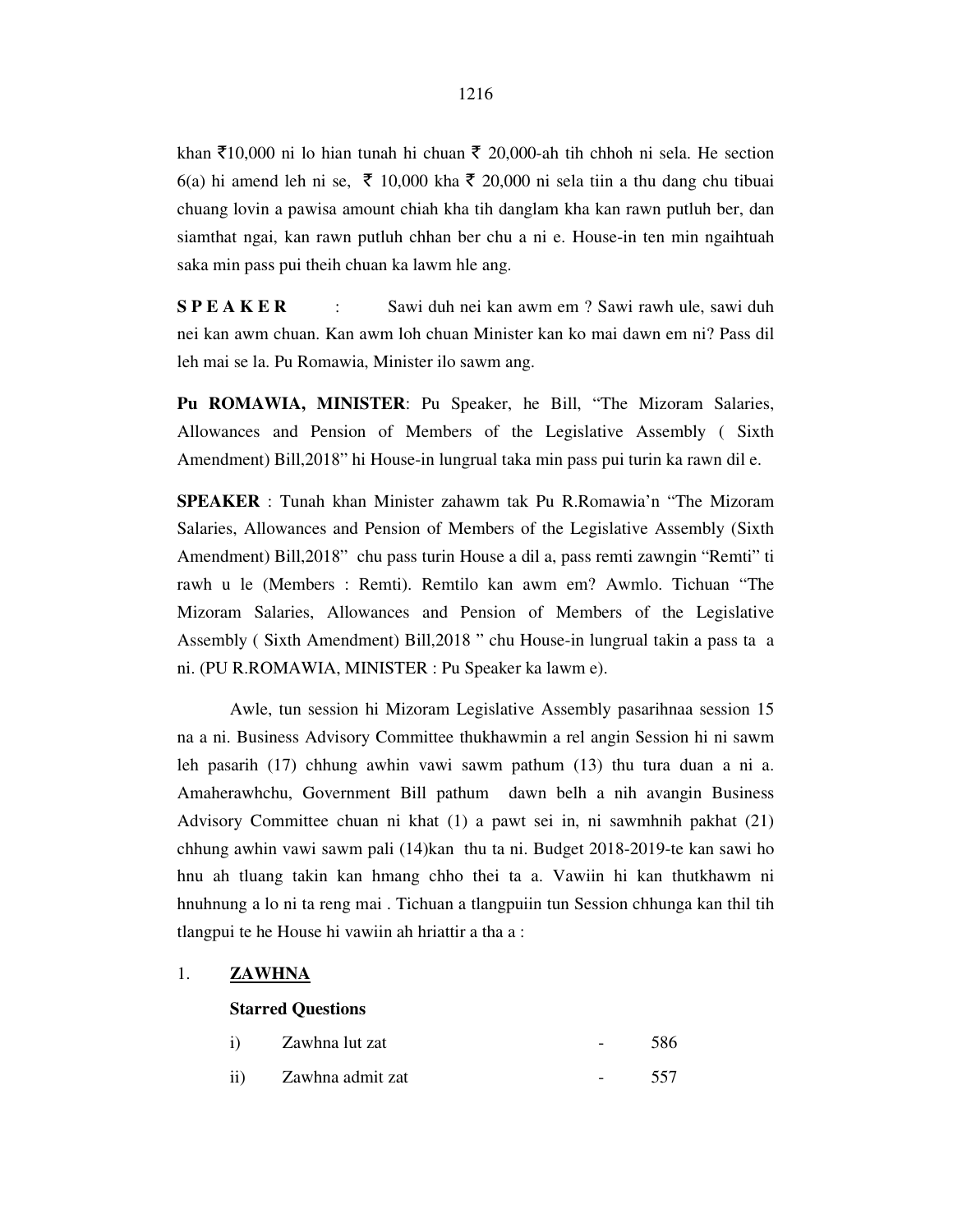khan ₹10,000 ni lo hian tunah hi chuan ₹ 20,000-ah tih chhoh ni sela. He section 6(a) hi amend leh ni se, ₹ 10,000 kha ₹ 20,000 ni sela tiin a thu dang chu tibuai chuang lovin a pawisa amount chiah kha tih danglam kha kan rawn putluh ber, dan siamthat ngai, kan rawn putluh chhan ber chu a ni e. House-in ten min ngaihtuah saka min pass pui theih chuan ka lawm hle ang.

**S P E A K E R** : Sawi duh nei kan awm em ? Sawi rawh ule, sawi duh nei kan awm chuan. Kan awm loh chuan Minister kan ko mai dawn em ni? Pass dil leh mai se la. Pu Romawia, Minister ilo sawm ang.

**Pu ROMAWIA, MINISTER**: Pu Speaker, he Bill, "The Mizoram Salaries, Allowances and Pension of Members of the Legislative Assembly ( Sixth Amendment) Bill,2018" hi House-in lungrual taka min pass pui turin ka rawn dil e.

**SPEAKER** : Tunah khan Minister zahawm tak Pu R.Romawia'n "The Mizoram Salaries, Allowances and Pension of Members of the Legislative Assembly (Sixth Amendment) Bill,2018" chu pass turin House a dil a, pass remti zawngin "Remti" ti rawh u le (Members : Remti). Remtilo kan awm em? Awmlo. Tichuan "The Mizoram Salaries, Allowances and Pension of Members of the Legislative Assembly ( Sixth Amendment) Bill,2018 " chu House-in lungrual takin a pass ta a ni. (PU R.ROMAWIA, MINISTER : Pu Speaker ka lawm e).

Awle, tun session hi Mizoram Legislative Assembly pasarihnaa session 15 na a ni. Business Advisory Committee thukhawmin a rel angin Session hi ni sawm leh pasarih (17) chhung awhin vawi sawm pathum (13) thu tura duan a ni a. Amaherawhchu, Government Bill pathum dawn belh a nih avangin Business Advisory Committee chuan ni khat (1) a pawt sei in, ni sawmhnih pakhat (21) chhung awhin vawi sawm pali (14)kan thu ta ni. Budget 2018-2019-te kan sawi ho hnu ah tluang takin kan hmang chho thei ta a. Vawiin hi kan thutkhawm ni hnuhnung a lo ni ta reng mai . Tichuan a tlangpuiin tun Session chhunga kan thil tih tlangpui te he House hi vawiin ah hriattir a tha a :

1. **<u>ZAWHNA</u>**

   **Starred Questions**

   | | | | |
   |---|---|---|---|
   | i) | Zawhna lut zat | - | 586 |
   | ii) | Zawhna admit zat | - | 557 |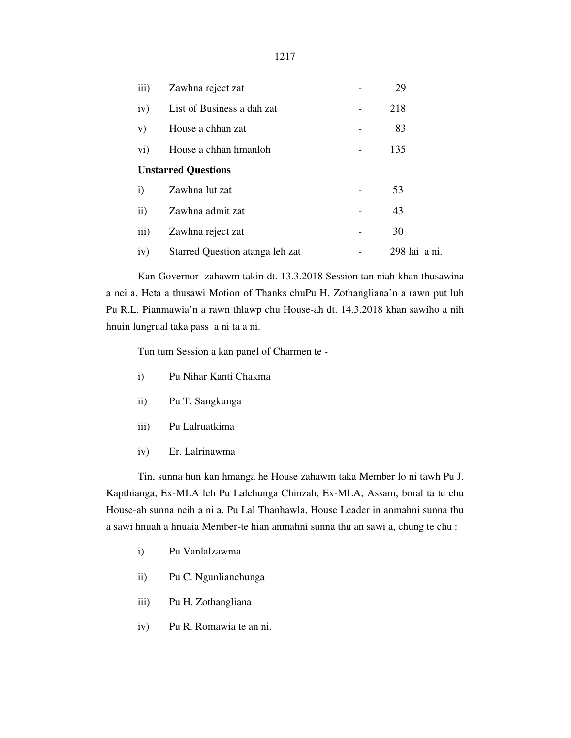| | | | |
|---|---|---|---|
| iii) | Zawhna reject zat | - | 29 |
| iv) | List of Business a dah zat | - | 218 |
| v) | House a chhan zat | - | 83 |
| vi) | House a chhan hmanloh | - | 135 |

**Unstarred Questions**

| | | | |
|---|---|---|---|
| i) | Zawhna lut zat | - | 53 |
| ii) | Zawhna admit zat | - | 43 |
| iii) | Zawhna reject zat | - | 30 |
| iv) | Starred Question atanga leh zat | - | 298 lai a ni. |

Kan Governor zahawm takin dt. 13.3.2018 Session tan niah khan thusawina a nei a. Heta a thusawi Motion of Thanks chuPu H. Zothangliana'n a rawn put luh Pu R.L. Pianmawia'n a rawn thlawp chu House-ah dt. 14.3.2018 khan sawiho a nih hnuin lungrual taka pass a ni ta a ni.

Tun tum Session a kan panel of Charmen te -

i) Pu Nihar Kanti Chakma

ii) Pu T. Sangkunga

iii) Pu Lalruatkima

iv) Er. Lalrinawma

Tin, sunna hun kan hmanga he House zahawm taka Member lo ni tawh Pu J. Kapthianga, Ex-MLA leh Pu Lalchunga Chinzah, Ex-MLA, Assam, boral ta te chu House-ah sunna neih a ni a. Pu Lal Thanhawla, House Leader in anmahni sunna thu a sawi hnuah a hnuaia Member-te hian anmahni sunna thu an sawi a, chung te chu :

i) Pu Vanlalzawma

ii) Pu C. Ngunlianchunga

iii) Pu H. Zothangliana

iv) Pu R. Romawia te an ni.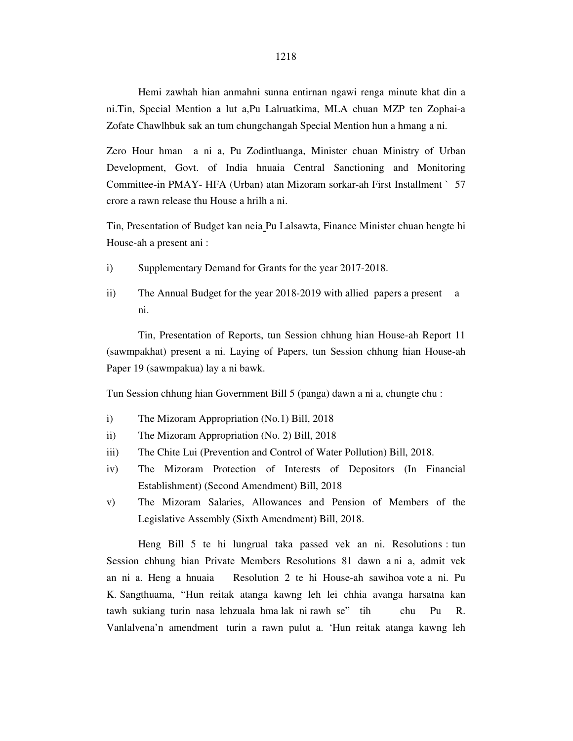Hemi zawhah hian anmahni sunna entirnan ngawi renga minute khat din a ni.Tin, Special Mention a lut a,Pu Lalruatkima, MLA chuan MZP ten Zophai-a Zofate Chawlhbuk sak an tum chungchangah Special Mention hun a hmang a ni.

Zero Hour hman a ni a, Pu Zodintluanga, Minister chuan Ministry of Urban Development, Govt. of India hnuaia Central Sanctioning and Monitoring Committee-in PMAY- HFA (Urban) atan Mizoram sorkar-ah First Installment ` 57 crore a rawn release thu House a hrilh a ni.

Tin, Presentation of Budget kan neia Pu Lalsawta, Finance Minister chuan hengte hi House-ah a present ani :

i) Supplementary Demand for Grants for the year 2017-2018.

ii) The Annual Budget for the year 2018-2019 with allied papers a present a ni.

Tin, Presentation of Reports, tun Session chhung hian House-ah Report 11 (sawmpakhat) present a ni. Laying of Papers, tun Session chhung hian House-ah Paper 19 (sawmpakua) lay a ni bawk.

Tun Session chhung hian Government Bill 5 (panga) dawn a ni a, chungte chu :

i) The Mizoram Appropriation (No.1) Bill, 2018
ii) The Mizoram Appropriation (No. 2) Bill, 2018
iii) The Chite Lui (Prevention and Control of Water Pollution) Bill, 2018.
iv) The Mizoram Protection of Interests of Depositors (In Financial Establishment) (Second Amendment) Bill, 2018
v) The Mizoram Salaries, Allowances and Pension of Members of the Legislative Assembly (Sixth Amendment) Bill, 2018.

Heng Bill 5 te hi lungrual taka passed vek an ni. Resolutions : tun Session chhung hian Private Members Resolutions 81 dawn a ni a, admit vek an ni a. Heng a hnuaia Resolution 2 te hi House-ah sawihoa vote a ni. Pu K. Sangthuama, "Hun reitak atanga kawng leh lei chhia avanga harsatna kan tawh sukiang turin nasa lehzuala hma lak ni rawh se" tih chu Pu R. Vanlalvena'n amendment turin a rawn pulut a. 'Hun reitak atanga kawng leh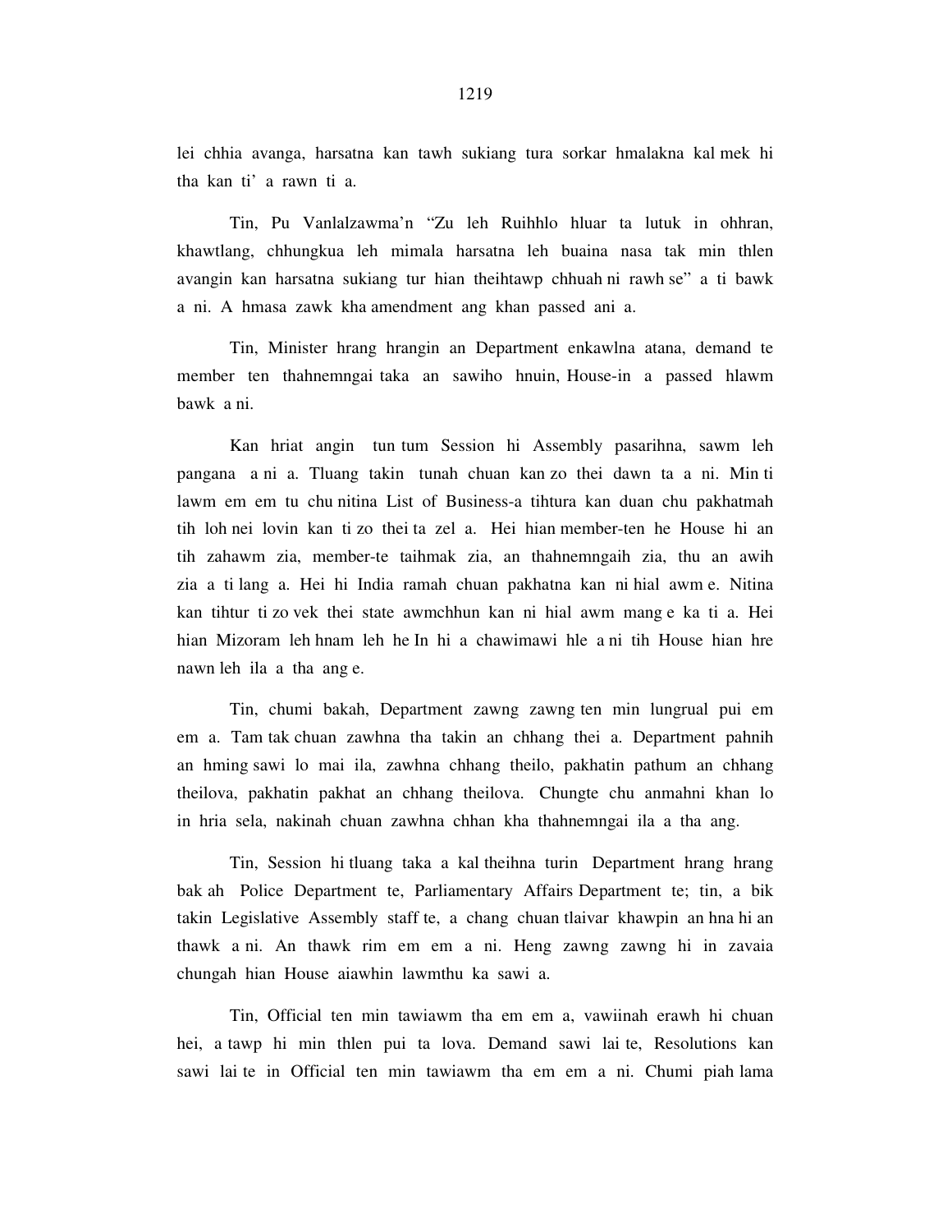lei chhia avanga, harsatna kan tawh sukiang tura sorkar hmalakna kal mek hi tha kan ti' a rawn ti a.

Tin, Pu Vanlalzawma'n "Zu leh Ruihhlo hluar ta lutuk in ohhran, khawtlang, chhungkua leh mimala harsatna leh buaina nasa tak min thlen avangin kan harsatna sukiang tur hian theihtawp chhuah ni rawh se" a ti bawk a ni. A hmasa zawk kha amendment ang khan passed ani a.

Tin, Minister hrang hrangin an Department enkawlna atana, demand te member ten thahnemngai taka an sawiho hnuin, House-in a passed hlawm bawk a ni.

Kan hriat angin tun tum Session hi Assembly pasarihna, sawm leh pangana a ni a. Tluang takin tunah chuan kan zo thei dawn ta a ni. Min ti lawm em em tu chu nitina List of Business-a tihtura kan duan chu pakhatmah tih loh nei lovin kan ti zo thei ta zel a. Hei hian member-ten he House hi an tih zahawm zia, member-te taihmak zia, an thahnemngaih zia, thu an awih zia a ti lang a. Hei hi India ramah chuan pakhatna kan ni hial awm e. Nitina kan tihtur ti zo vek thei state awmchhun kan ni hial awm mang e ka ti a. Hei hian Mizoram leh hnam leh he In hi a chawimawi hle a ni tih House hian hre nawn leh ila a tha ang e.

Tin, chumi bakah, Department zawng zawng ten min lungrual pui em em a. Tam tak chuan zawhna tha takin an chhang thei a. Department pahnih an hming sawi lo mai ila, zawhna chhang theilo, pakhatin pathum an chhang theilova, pakhatin pakhat an chhang theilova. Chungte chu anmahni khan lo in hria sela, nakinah chuan zawhna chhan kha thahnemngai ila a tha ang.

Tin, Session hi tluang taka a kal theihna turin Department hrang hrang bak ah Police Department te, Parliamentary Affairs Department te; tin, a bik takin Legislative Assembly staff te, a chang chuan tlaivar khawpin an hna hi an thawk a ni. An thawk rim em em a ni. Heng zawng zawng hi in zavaia chungah hian House aiawhin lawmthu ka sawi a.

Tin, Official ten min tawiawm tha em em a, vawiinah erawh hi chuan hei, a tawp hi min thlen pui ta lova. Demand sawi lai te, Resolutions kan sawi lai te in Official ten min tawiawm tha em em a ni. Chumi piah lama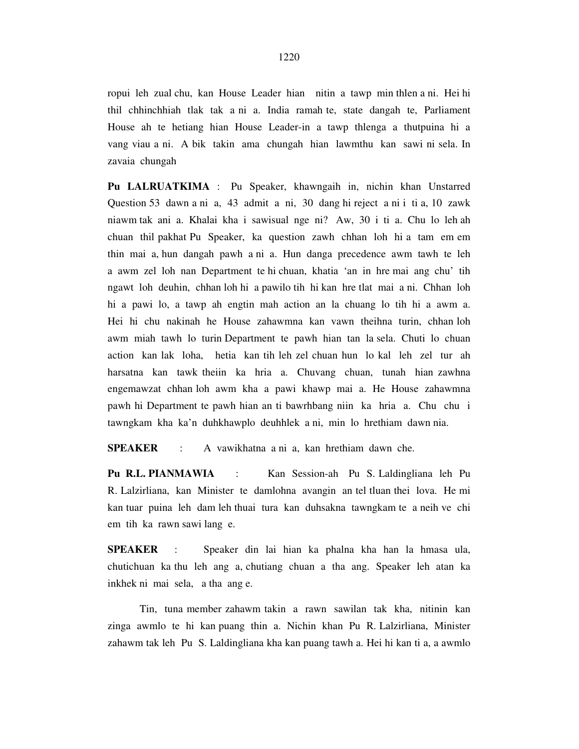ropui leh zual chu, kan House Leader hian nitin a tawp min thlen a ni. Hei hi thil chhinchhiah tlak tak a ni a. India ramah te, state dangah te, Parliament House ah te hetiang hian House Leader-in a tawp thlenga a thutpuina hi a vang viau a ni. A bik takin ama chungah hian lawmthu kan sawi ni sela. In zavaia chungah

**Pu LALRUATKIMA** : Pu Speaker, khawngaih in, nichin khan Unstarred Question 53 dawn a ni a, 43 admit a ni, 30 dang hi reject a ni i ti a, 10 zawk niawm tak ani a. Khalai kha i sawisual nge ni? Aw, 30 i ti a. Chu lo leh ah chuan thil pakhat Pu Speaker, ka question zawh chhan loh hi a tam em em thin mai a, hun dangah pawh a ni a. Hun danga precedence awm tawh te leh a awm zel loh nan Department te hi chuan, khatia 'an in hre mai ang chu' tih ngawt loh deuhin, chhan loh hi a pawilo tih hi kan hre tlat mai a ni. Chhan loh hi a pawi lo, a tawp ah engtin mah action an la chuang lo tih hi a awm a. Hei hi chu nakinah he House zahawmna kan vawn theihna turin, chhan loh awm miah tawh lo turin Department te pawh hian tan la sela. Chuti lo chuan action kan lak loha, hetia kan tih leh zel chuan hun lo kal leh zel tur ah harsatna kan tawk theiin ka hria a. Chuvang chuan, tunah hian zawhna engemawzat chhan loh awm kha a pawi khawp mai a. He House zahawmna pawh hi Department te pawh hian an ti bawrhbang niin ka hria a. Chu chu i tawngkam kha ka'n duhkhawplo deuhhlek a ni, min lo hrethiam dawn nia.

**SPEAKER** : A vawikhatna a ni a, kan hrethiam dawn che.

**Pu R.L. PIANMAWIA** : Kan Session-ah Pu S. Laldingliana leh Pu R. Lalzirliana, kan Minister te damlohna avangin an tel tluan thei lova. He mi kan tuar puina leh dam leh thuai tura kan duhsakna tawngkam te a neih ve chi em tih ka rawn sawi lang e.

**SPEAKER** : Speaker din lai hian ka phalna kha han la hmasa ula, chutichuan ka thu leh ang a, chutiang chuan a tha ang. Speaker leh atan ka inkhek ni mai sela, a tha ang e.

Tin, tuna member zahawm takin a rawn sawilan tak kha, nitinin kan zinga awmlo te hi kan puang thin a. Nichin khan Pu R. Lalzirliana, Minister zahawm tak leh Pu S. Laldingliana kha kan puang tawh a. Hei hi kan ti a, a awmlo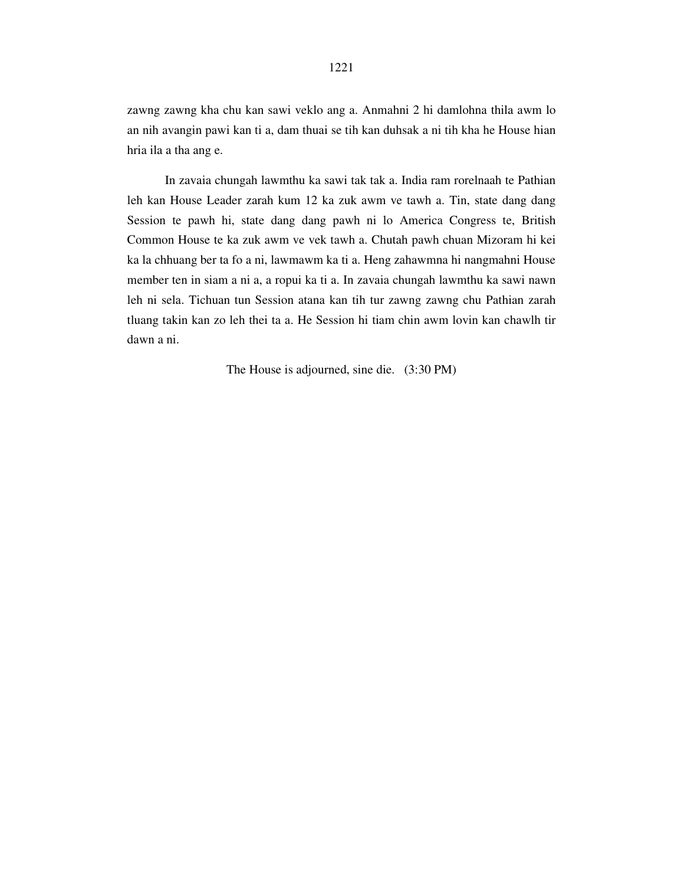zawng zawng kha chu kan sawi veklo ang a. Anmahni 2 hi damlohna thila awm lo an nih avangin pawi kan ti a, dam thuai se tih kan duhsak a ni tih kha he House hian hria ila a tha ang e.

In zavaia chungah lawmthu ka sawi tak tak a. India ram rorelnaah te Pathian leh kan House Leader zarah kum 12 ka zuk awm ve tawh a. Tin, state dang dang Session te pawh hi, state dang dang pawh ni lo America Congress te, British Common House te ka zuk awm ve vek tawh a. Chutah pawh chuan Mizoram hi kei ka la chhuang ber ta fo a ni, lawmawm ka ti a. Heng zahawmna hi nangmahni House member ten in siam a ni a, a ropui ka ti a. In zavaia chungah lawmthu ka sawi nawn leh ni sela. Tichuan tun Session atana kan tih tur zawng zawng chu Pathian zarah tluang takin kan zo leh thei ta a. He Session hi tiam chin awm lovin kan chawlh tir dawn a ni.

The House is adjourned, sine die. (3:30 PM)